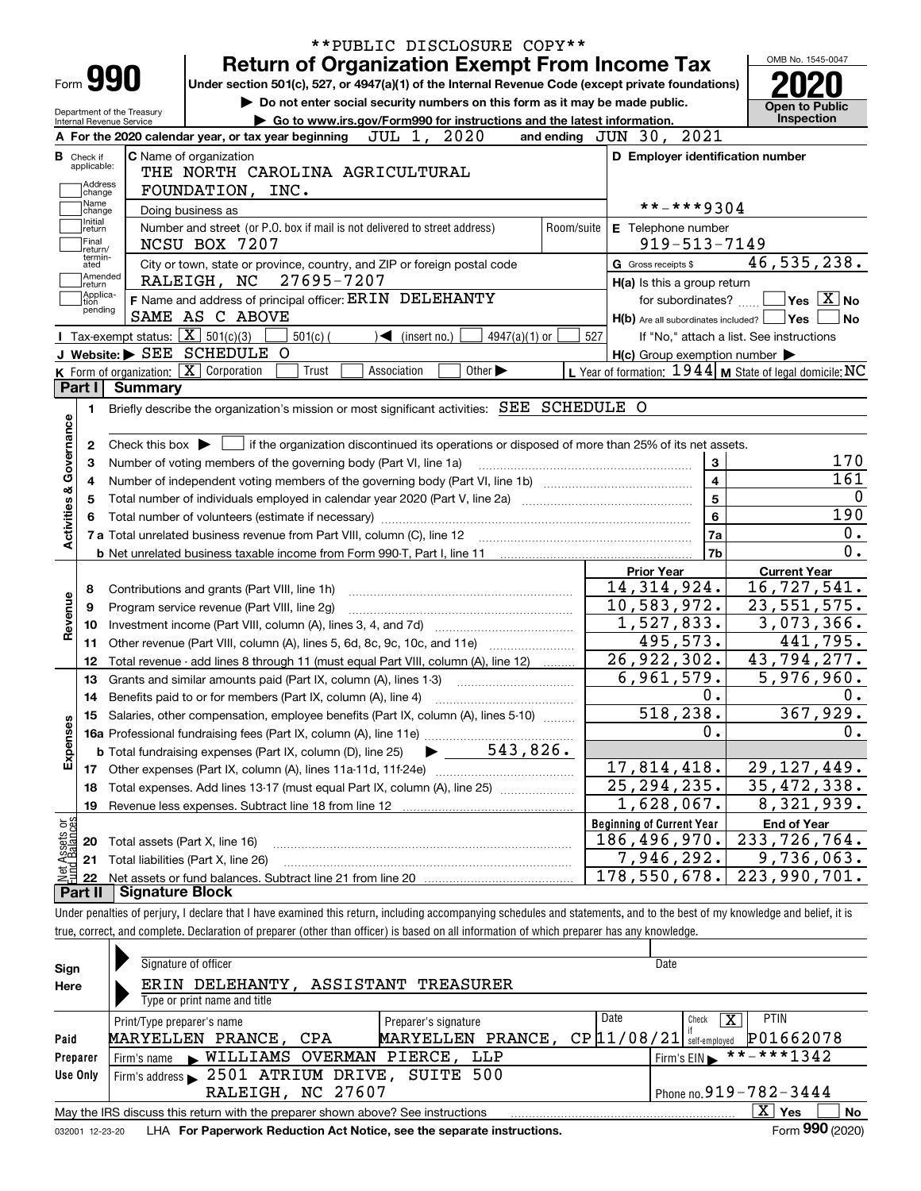\*\*PUBLIC DISCLOSURE COPY\*\*

# Form 990 — Return of Organization Exempt From Income Tax

Under section 501(c), 527, or 4947(a)(1) of the Internal Revenue Code (except private foundations)

▶ Do not enter social security numbers on this form as it may be made public.

▶ Go to www.irs.gov/Form990 for instructions and the latest information.

Department of the Treasury, Internal Revenue Service

OMB No. 1545-0047

**2020**

**Open to Public Inspection**

**A** For the 2020 calendar year, or tax year beginning JUL 1, 2020 and ending JUN 30, 2021

**B** Check if applicable: Address change; Name change; Initial return; Final return/terminated; Amended return; Application pending

**C** Name of organization: THE NORTH CAROLINA AGRICULTURAL FOUNDATION, INC.

Doing business as

Number and street (or P.O. box if mail is not delivered to street address): NCSU BOX 7207 — Room/suite

City or town, state or province, country, and ZIP or foreign postal code: RALEIGH, NC 27695-7207

**D** Employer identification number: **-***9304

**E** Telephone number: 919-513-7149

**G** Gross receipts $ 46,535,238.

**F** Name and address of principal officer: ERIN DELEHANTY, SAME AS C ABOVE

**H(a)** Is this a group return for subordinates? Yes [ ] No [X]

**H(b)** Are all subordinates included? Yes [ ] No [ ] — If "No," attach a list. See instructions

**H(c)** Group exemption number ▶

**I** Tax-exempt status: [X] 501(c)(3) [ ] 501(c) ( ) ◀ (insert no.) [ ] 4947(a)(1) or [ ] 527

**J** Website: ▶ SEE SCHEDULE O

**K** Form of organization: [X] Corporation [ ] Trust [ ] Association [ ] Other ▶

**L** Year of formation: 1944 **M** State of legal domicile: NC

## Part I Summary

**Activities & Governance**

1 Briefly describe the organization's mission or most significant activities: SEE SCHEDULE O

2 Check this box ▶ [ ] if the organization discontinued its operations or disposed of more than 25% of its net assets.

| | | Line | Value |
|---|---|---|---|
| 3 | Number of voting members of the governing body (Part VI, line 1a) | 3 | 170 |
| 4 | Number of independent voting members of the governing body (Part VI, line 1b) | 4 | 161 |
| 5 | Total number of individuals employed in calendar year 2020 (Part V, line 2a) | 5 | 0 |
| 6 | Total number of volunteers (estimate if necessary) | 6 | 190 |
| 7a | Total unrelated business revenue from Part VIII, column (C), line 12 | 7a | 0. |
| 7b | Net unrelated business taxable income from Form 990-T, Part I, line 11 | 7b | 0. |

| | | Prior Year | Current Year |
|---|---|---|---|
| **Revenue** | | | |
| 8 | Contributions and grants (Part VIII, line 1h) | 14,314,924. | 16,727,541. |
| 9 | Program service revenue (Part VIII, line 2g) | 10,583,972. | 23,551,575. |
| 10 | Investment income (Part VIII, column (A), lines 3, 4, and 7d) | 1,527,833. | 3,073,366. |
| 11 | Other revenue (Part VIII, column (A), lines 5, 6d, 8c, 9c, 10c, and 11e) | 495,573. | 441,795. |
| 12 | Total revenue - add lines 8 through 11 (must equal Part VIII, column (A), line 12) | 26,922,302. | 43,794,277. |
| **Expenses** | | | |
| 13 | Grants and similar amounts paid (Part IX, column (A), lines 1-3) | 6,961,579. | 5,976,960. |
| 14 | Benefits paid to or for members (Part IX, column (A), line 4) | 0. | 0. |
| 15 | Salaries, other compensation, employee benefits (Part IX, column (A), lines 5-10) | 518,238. | 367,929. |
| 16a | Professional fundraising fees (Part IX, column (A), line 11e) | 0. | 0. |
| b | Total fundraising expenses (Part IX, column (D), line 25) ▶ 543,826. | | |
| 17 | Other expenses (Part IX, column (A), lines 11a-11d, 11f-24e) | 17,814,418. | 29,127,449. |
| 18 | Total expenses. Add lines 13-17 (must equal Part IX, column (A), line 25) | 25,294,235. | 35,472,338. |
| 19 | Revenue less expenses. Subtract line 18 from line 12 | 1,628,067. | 8,321,939. |

| **Net Assets or Fund Balances** | | Beginning of Current Year | End of Year |
|---|---|---|---|
| 20 | Total assets (Part X, line 16) | 186,496,970. | 233,726,764. |
| 21 | Total liabilities (Part X, line 26) | 7,946,292. | 9,736,063. |
| 22 | Net assets or fund balances. Subtract line 21 from line 20 | 178,550,678. | 223,990,701. |

## Part II Signature Block

Under penalties of perjury, I declare that I have examined this return, including accompanying schedules and statements, and to the best of my knowledge and belief, it is true, correct, and complete. Declaration of preparer (other than officer) is based on all information of which preparer has any knowledge.

**Sign Here**

Signature of officer — Date

ERIN DELEHANTY, ASSISTANT TREASURER

Type or print name and title

**Paid Preparer Use Only**

| Print/Type preparer's name | Preparer's signature | Date | Check [X] if self-employed | PTIN |
|---|---|---|---|---|
| MARYELLEN PRANCE, CPA | MARYELLEN PRANCE, CP | 11/08/21 | [X] | P01662078 |

Firm's name ▶ WILLIAMS OVERMAN PIERCE, LLP — Firm's EIN ▶ **-***1342

Firm's address ▶ 2501 ATRIUM DRIVE, SUITE 500, RALEIGH, NC 27607 — Phone no. 919-782-3444

May the IRS discuss this return with the preparer shown above? See instructions [X] Yes [ ] No

032001 12-23-20 LHA For Paperwork Reduction Act Notice, see the separate instructions. Form **990** (2020)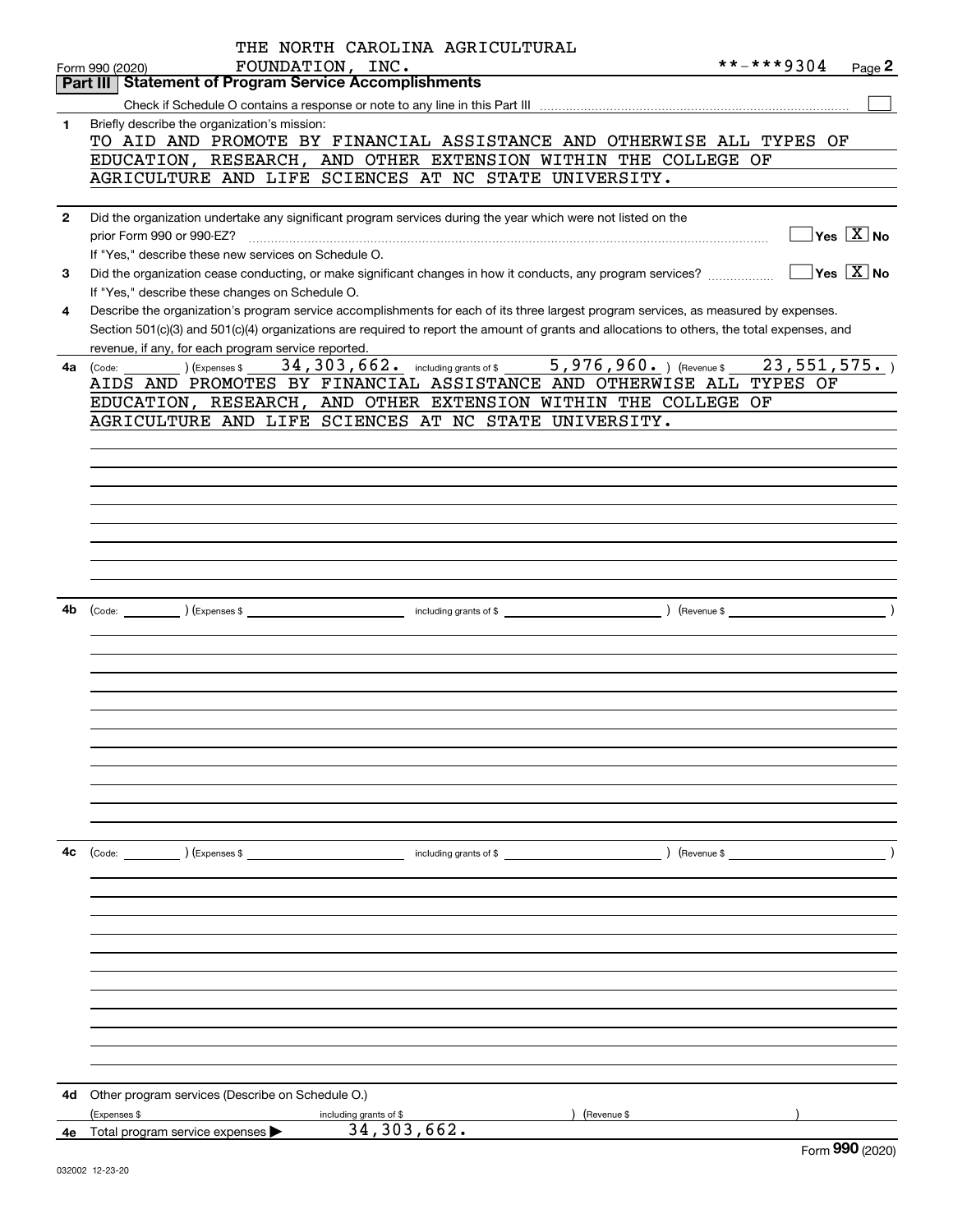THE NORTH CAROLINA AGRICULTURAL FOUNDATION, INC.

Form 990 (2020) **-***9304 Page 2

## Part III Statement of Program Service Accomplishments

Check if Schedule O contains a response or note to any line in this Part III ☐

**1** Briefly describe the organization's mission:

TO AID AND PROMOTE BY FINANCIAL ASSISTANCE AND OTHERWISE ALL TYPES OF EDUCATION, RESEARCH, AND OTHER EXTENSION WITHIN THE COLLEGE OF AGRICULTURE AND LIFE SCIENCES AT NC STATE UNIVERSITY.

**2** Did the organization undertake any significant program services during the year which were not listed on the prior Form 990 or 990-EZ? ☐ Yes ☒ No

If "Yes," describe these new services on Schedule O.

**3** Did the organization cease conducting, or make significant changes in how it conducts, any program services? ☐ Yes ☒ No

If "Yes," describe these changes on Schedule O.

**4** Describe the organization's program service accomplishments for each of its three largest program services, as measured by expenses. Section 501(c)(3) and 501(c)(4) organizations are required to report the amount of grants and allocations to others, the total expenses, and revenue, if any, for each program service reported.

**4a** (Code: ) (Expenses $ 34,303,662. including grants of $ 5,976,960. ) (Revenue $ 23,551,575. )

AIDS AND PROMOTES BY FINANCIAL ASSISTANCE AND OTHERWISE ALL TYPES OF EDUCATION, RESEARCH, AND OTHER EXTENSION WITHIN THE COLLEGE OF AGRICULTURE AND LIFE SCIENCES AT NC STATE UNIVERSITY.

**4b** (Code: ) (Expenses $ including grants of $ ) (Revenue $ )

**4c** (Code: ) (Expenses $ including grants of $ ) (Revenue $ )

**4d** Other program services (Describe on Schedule O.)

(Expenses $ including grants of $ ) (Revenue $ )

**4e** Total program service expenses ▶ 34,303,662.

Form **990** (2020)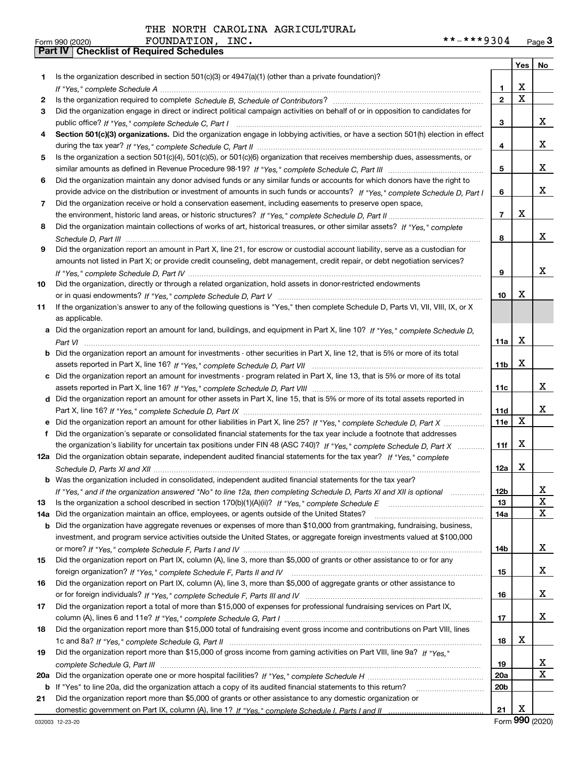THE NORTH CAROLINA AGRICULTURAL FOUNDATION, INC.

Form 990 (2020) **-***9304 Page 3

## Part IV Checklist of Required Schedules

| | | | Yes | No |
|---|---|---|---|---|
| 1 | Is the organization described in section 501(c)(3) or 4947(a)(1) (other than a private foundation)? *If "Yes," complete Schedule A* | 1 | X | |
| 2 | Is the organization required to complete *Schedule B, Schedule of Contributors*? | 2 | X | |
| 3 | Did the organization engage in direct or indirect political campaign activities on behalf of or in opposition to candidates for public office? *If "Yes," complete Schedule C, Part I* | 3 | | X |
| 4 | **Section 501(c)(3) organizations.** Did the organization engage in lobbying activities, or have a section 501(h) election in effect during the tax year? *If "Yes," complete Schedule C, Part II* | 4 | | X |
| 5 | Is the organization a section 501(c)(4), 501(c)(5), or 501(c)(6) organization that receives membership dues, assessments, or similar amounts as defined in Revenue Procedure 98-19? *If "Yes," complete Schedule C, Part III* | 5 | | X |
| 6 | Did the organization maintain any donor advised funds or any similar funds or accounts for which donors have the right to provide advice on the distribution or investment of amounts in such funds or accounts? *If "Yes," complete Schedule D, Part I* | 6 | | X |
| 7 | Did the organization receive or hold a conservation easement, including easements to preserve open space, the environment, historic land areas, or historic structures? *If "Yes," complete Schedule D, Part II* | 7 | X | |
| 8 | Did the organization maintain collections of works of art, historical treasures, or other similar assets? *If "Yes," complete Schedule D, Part III* | 8 | | X |
| 9 | Did the organization report an amount in Part X, line 21, for escrow or custodial account liability, serve as a custodian for amounts not listed in Part X; or provide credit counseling, debt management, credit repair, or debt negotiation services? *If "Yes," complete Schedule D, Part IV* | 9 | | X |
| 10 | Did the organization, directly or through a related organization, hold assets in donor-restricted endowments or in quasi endowments? *If "Yes," complete Schedule D, Part V* | 10 | X | |
| 11 | If the organization's answer to any of the following questions is "Yes," then complete Schedule D, Parts VI, VII, VIII, IX, or X as applicable. | | | |
| a | Did the organization report an amount for land, buildings, and equipment in Part X, line 10? *If "Yes," complete Schedule D, Part VI* | 11a | X | |
| b | Did the organization report an amount for investments - other securities in Part X, line 12, that is 5% or more of its total assets reported in Part X, line 16? *If "Yes," complete Schedule D, Part VII* | 11b | X | |
| c | Did the organization report an amount for investments - program related in Part X, line 13, that is 5% or more of its total assets reported in Part X, line 16? *If "Yes," complete Schedule D, Part VIII* | 11c | | X |
| d | Did the organization report an amount for other assets in Part X, line 15, that is 5% or more of its total assets reported in Part X, line 16? *If "Yes," complete Schedule D, Part IX* | 11d | | X |
| e | Did the organization report an amount for other liabilities in Part X, line 25? *If "Yes," complete Schedule D, Part X* | 11e | X | |
| f | Did the organization's separate or consolidated financial statements for the tax year include a footnote that addresses the organization's liability for uncertain tax positions under FIN 48 (ASC 740)? *If "Yes," complete Schedule D, Part X* | 11f | X | |
| 12a | Did the organization obtain separate, independent audited financial statements for the tax year? *If "Yes," complete Schedule D, Parts XI and XII* | 12a | X | |
| b | Was the organization included in consolidated, independent audited financial statements for the tax year? *If "Yes," and if the organization answered "No" to line 12a, then completing Schedule D, Parts XI and XII is optional* | 12b | | X |
| 13 | Is the organization a school described in section 170(b)(1)(A)(ii)? *If "Yes," complete Schedule E* | 13 | | X |
| 14a | Did the organization maintain an office, employees, or agents outside of the United States? | 14a | | X |
| b | Did the organization have aggregate revenues or expenses of more than $10,000 from grantmaking, fundraising, business, investment, and program service activities outside the United States, or aggregate foreign investments valued at $100,000 or more? *If "Yes," complete Schedule F, Parts I and IV* | 14b | | X |
| 15 | Did the organization report on Part IX, column (A), line 3, more than $5,000 of grants or other assistance to or for any foreign organization? *If "Yes," complete Schedule F, Parts II and IV* | 15 | | X |
| 16 | Did the organization report on Part IX, column (A), line 3, more than $5,000 of aggregate grants or other assistance to or for foreign individuals? *If "Yes," complete Schedule F, Parts III and IV* | 16 | | X |
| 17 | Did the organization report a total of more than $15,000 of expenses for professional fundraising services on Part IX, column (A), lines 6 and 11e? *If "Yes," complete Schedule G, Part I* | 17 | | X |
| 18 | Did the organization report more than $15,000 total of fundraising event gross income and contributions on Part VIII, lines 1c and 8a? *If "Yes," complete Schedule G, Part II* | 18 | X | |
| 19 | Did the organization report more than $15,000 of gross income from gaming activities on Part VIII, line 9a? *If "Yes," complete Schedule G, Part III* | 19 | | X |
| 20a | Did the organization operate one or more hospital facilities? *If "Yes," complete Schedule H* | 20a | | X |
| b | If "Yes" to line 20a, did the organization attach a copy of its audited financial statements to this return? | 20b | | |
| 21 | Did the organization report more than $5,000 of grants or other assistance to any domestic organization or domestic government on Part IX, column (A), line 1? *If "Yes," complete Schedule I, Parts I and II* | 21 | X | |

032003 12-23-20 Form **990** (2020)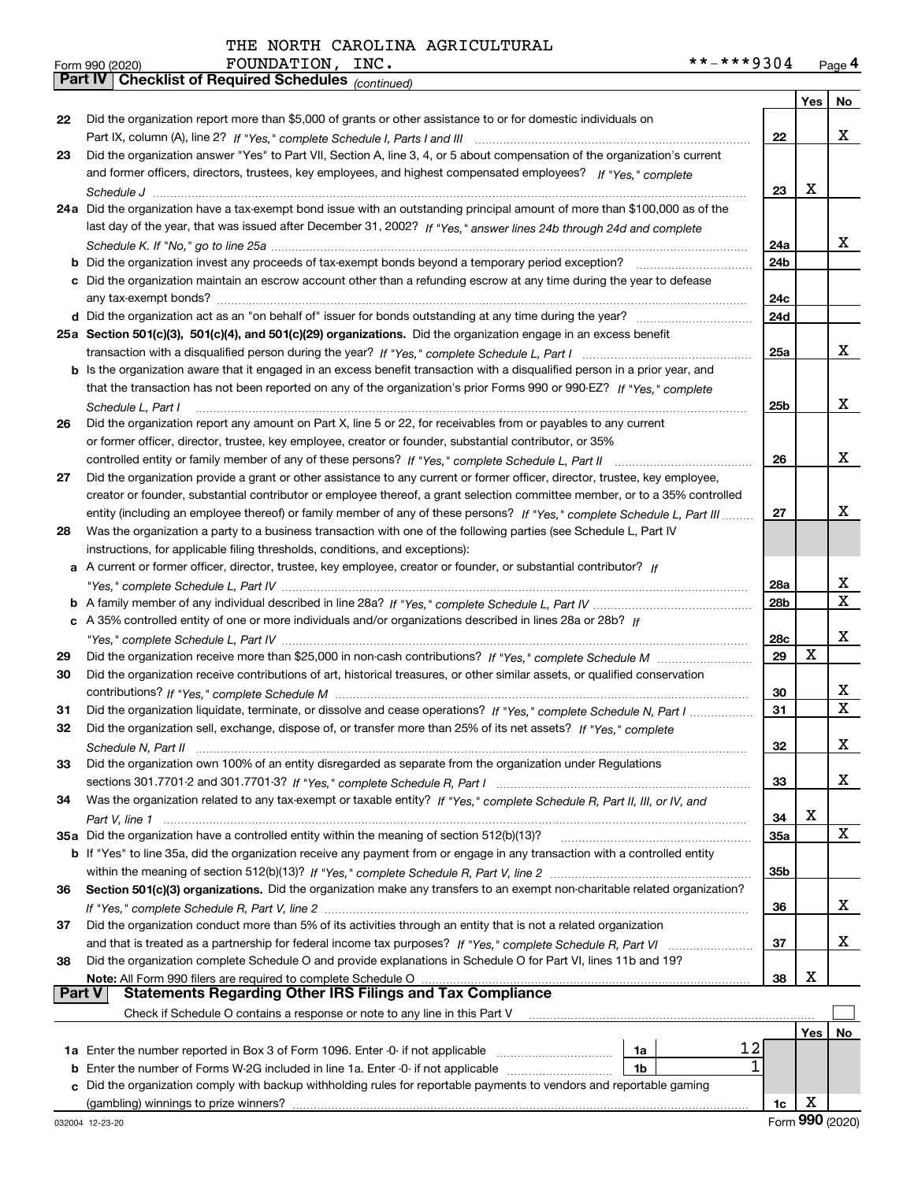THE NORTH CAROLINA AGRICULTURAL FOUNDATION, INC.

Form 990 (2020) **-***9304 Page 4

## Part IV Checklist of Required Schedules *(continued)*

| | | | Yes | No |
|---|---|---|---|---|
| 22 | Did the organization report more than $5,000 of grants or other assistance to or for domestic individuals on Part IX, column (A), line 2? *If "Yes," complete Schedule I, Parts I and III* | 22 | | X |
| 23 | Did the organization answer "Yes" to Part VII, Section A, line 3, 4, or 5 about compensation of the organization's current and former officers, directors, trustees, key employees, and highest compensated employees? *If "Yes," complete Schedule J* | 23 | X | |
| 24a | Did the organization have a tax-exempt bond issue with an outstanding principal amount of more than $100,000 as of the last day of the year, that was issued after December 31, 2002? *If "Yes," answer lines 24b through 24d and complete Schedule K. If "No," go to line 25a* | 24a | | X |
| b | Did the organization invest any proceeds of tax-exempt bonds beyond a temporary period exception? | 24b | | |
| c | Did the organization maintain an escrow account other than a refunding escrow at any time during the year to defease any tax-exempt bonds? | 24c | | |
| d | Did the organization act as an "on behalf of" issuer for bonds outstanding at any time during the year? | 24d | | |
| 25a | **Section 501(c)(3), 501(c)(4), and 501(c)(29) organizations.** Did the organization engage in an excess benefit transaction with a disqualified person during the year? *If "Yes," complete Schedule L, Part I* | 25a | | X |
| b | Is the organization aware that it engaged in an excess benefit transaction with a disqualified person in a prior year, and that the transaction has not been reported on any of the organization's prior Forms 990 or 990-EZ? *If "Yes," complete Schedule L, Part I* | 25b | | X |
| 26 | Did the organization report any amount on Part X, line 5 or 22, for receivables from or payables to any current or former officer, director, trustee, key employee, creator or founder, substantial contributor, or 35% controlled entity or family member of any of these persons? *If "Yes," complete Schedule L, Part II* | 26 | | X |
| 27 | Did the organization provide a grant or other assistance to any current or former officer, director, trustee, key employee, creator or founder, substantial contributor or employee thereof, a grant selection committee member, or to a 35% controlled entity (including an employee thereof) or family member of any of these persons? *If "Yes," complete Schedule L, Part III* | 27 | | X |
| 28 | Was the organization a party to a business transaction with one of the following parties (see Schedule L, Part IV instructions, for applicable filing thresholds, conditions, and exceptions): | | | |
| a | A current or former officer, director, trustee, key employee, creator or founder, or substantial contributor? *If "Yes," complete Schedule L, Part IV* | 28a | | X |
| b | A family member of any individual described in line 28a? *If "Yes," complete Schedule L, Part IV* | 28b | | X |
| c | A 35% controlled entity of one or more individuals and/or organizations described in lines 28a or 28b? *If "Yes," complete Schedule L, Part IV* | 28c | | X |
| 29 | Did the organization receive more than $25,000 in non-cash contributions? *If "Yes," complete Schedule M* | 29 | X | |
| 30 | Did the organization receive contributions of art, historical treasures, or other similar assets, or qualified conservation contributions? *If "Yes," complete Schedule M* | 30 | | X |
| 31 | Did the organization liquidate, terminate, or dissolve and cease operations? *If "Yes," complete Schedule N, Part I* | 31 | | X |
| 32 | Did the organization sell, exchange, dispose of, or transfer more than 25% of its net assets? *If "Yes," complete Schedule N, Part II* | 32 | | X |
| 33 | Did the organization own 100% of an entity disregarded as separate from the organization under Regulations sections 301.7701-2 and 301.7701-3? *If "Yes," complete Schedule R, Part I* | 33 | | X |
| 34 | Was the organization related to any tax-exempt or taxable entity? *If "Yes," complete Schedule R, Part II, III, or IV, and Part V, line 1* | 34 | X | |
| 35a | Did the organization have a controlled entity within the meaning of section 512(b)(13)? | 35a | | X |
| b | If "Yes" to line 35a, did the organization receive any payment from or engage in any transaction with a controlled entity within the meaning of section 512(b)(13)? *If "Yes," complete Schedule R, Part V, line 2* | 35b | | |
| 36 | **Section 501(c)(3) organizations.** Did the organization make any transfers to an exempt non-charitable related organization? *If "Yes," complete Schedule R, Part V, line 2* | 36 | | X |
| 37 | Did the organization conduct more than 5% of its activities through an entity that is not a related organization and that is treated as a partnership for federal income tax purposes? *If "Yes," complete Schedule R, Part VI* | 37 | | X |
| 38 | Did the organization complete Schedule O and provide explanations in Schedule O for Part VI, lines 11b and 19? **Note:** All Form 990 filers are required to complete Schedule O | 38 | X | |

## Part V Statements Regarding Other IRS Filings and Tax Compliance

Check if Schedule O contains a response or note to any line in this Part V ☐

| | | | | | Yes | No |
|---|---|---|---|---|---|---|
| 1a | Enter the number reported in Box 3 of Form 1096. Enter -0- if not applicable | 1a | 12 | | | |
| b | Enter the number of Forms W-2G included in line 1a. Enter -0- if not applicable | 1b | 1 | | | |
| c | Did the organization comply with backup withholding rules for reportable payments to vendors and reportable gaming (gambling) winnings to prize winners? | | | 1c | X | |

032004 12-23-20 Form 990 (2020)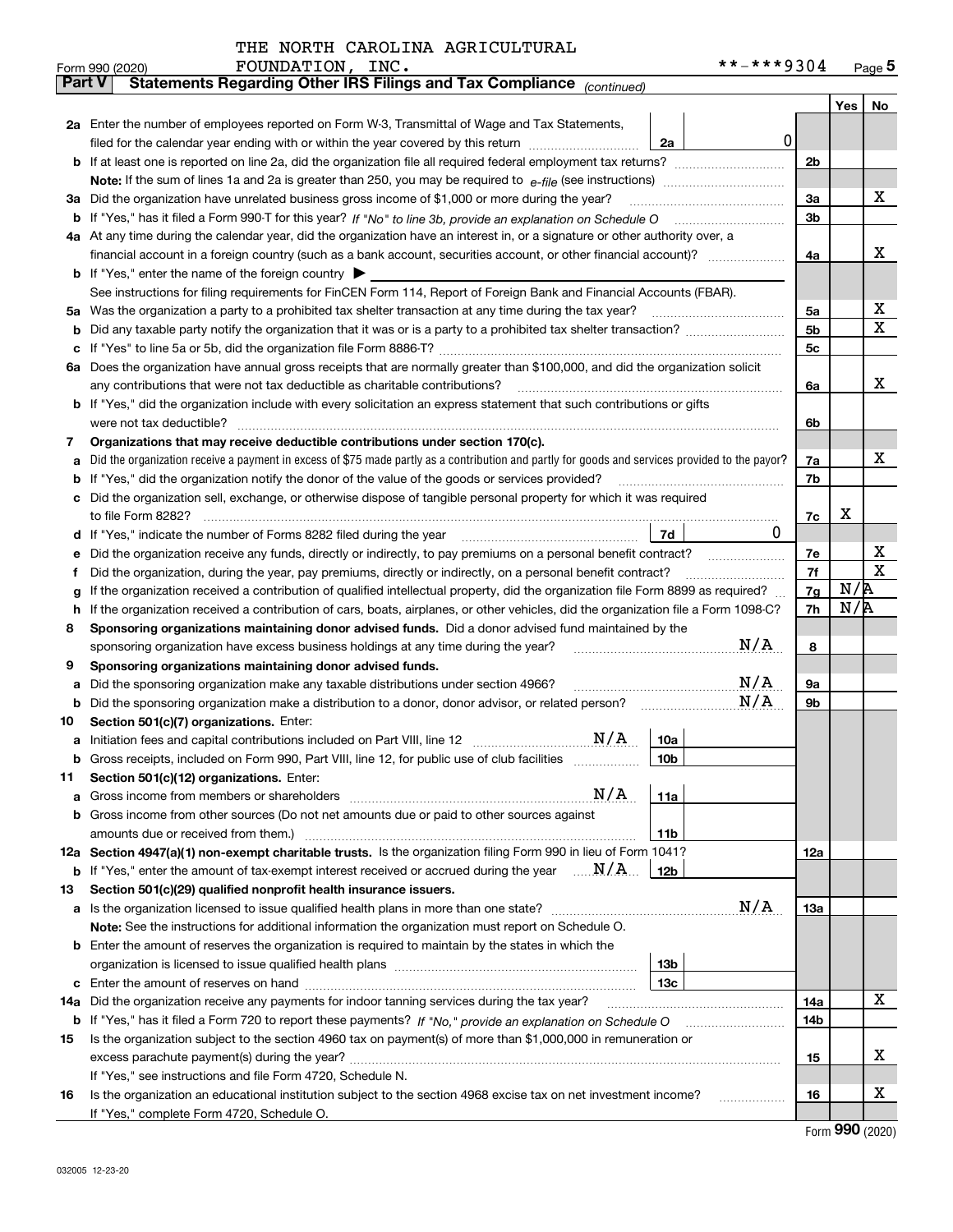THE NORTH CAROLINA AGRICULTURAL FOUNDATION, INC.

Form 990 (2020) **-***9304 Page 5

## Part V Statements Regarding Other IRS Filings and Tax Compliance *(continued)*

| | | | | | Yes | No |
|---|---|---|---|---|---|---|
| **2a** | Enter the number of employees reported on Form W-3, Transmittal of Wage and Tax Statements, filed for the calendar year ending with or within the year covered by this return | 2a | 0 | | | |
| **b** | If at least one is reported on line 2a, did the organization file all required federal employment tax returns? | | | 2b | | |
| | **Note:** If the sum of lines 1a and 2a is greater than 250, you may be required to *e-file* (see instructions) | | | | | |
| **3a** | Did the organization have unrelated business gross income of $1,000 or more during the year? | | | 3a | | X |
| **b** | If "Yes," has it filed a Form 990-T for this year? *If "No" to line 3b, provide an explanation on Schedule O* | | | 3b | | |
| **4a** | At any time during the calendar year, did the organization have an interest in, or a signature or other authority over, a financial account in a foreign country (such as a bank account, securities account, or other financial account)? | | | 4a | | X |
| **b** | If "Yes," enter the name of the foreign country ▶ | | | | | |
| | See instructions for filing requirements for FinCEN Form 114, Report of Foreign Bank and Financial Accounts (FBAR). | | | | | |
| **5a** | Was the organization a party to a prohibited tax shelter transaction at any time during the tax year? | | | 5a | | X |
| **b** | Did any taxable party notify the organization that it was or is a party to a prohibited tax shelter transaction? | | | 5b | | X |
| **c** | If "Yes" to line 5a or 5b, did the organization file Form 8886-T? | | | 5c | | |
| **6a** | Does the organization have annual gross receipts that are normally greater than $100,000, and did the organization solicit any contributions that were not tax deductible as charitable contributions? | | | 6a | | X |
| **b** | If "Yes," did the organization include with every solicitation an express statement that such contributions or gifts were not tax deductible? | | | 6b | | |
| **7** | **Organizations that may receive deductible contributions under section 170(c).** | | | | | |
| **a** | Did the organization receive a payment in excess of $75 made partly as a contribution and partly for goods and services provided to the payor? | | | 7a | | X |
| **b** | If "Yes," did the organization notify the donor of the value of the goods or services provided? | | | 7b | | |
| **c** | Did the organization sell, exchange, or otherwise dispose of tangible personal property for which it was required to file Form 8282? | | | 7c | X | |
| **d** | If "Yes," indicate the number of Forms 8282 filed during the year | 7d | 0 | | | |
| **e** | Did the organization receive any funds, directly or indirectly, to pay premiums on a personal benefit contract? | | | 7e | | X |
| **f** | Did the organization, during the year, pay premiums, directly or indirectly, on a personal benefit contract? | | | 7f | | X |
| **g** | If the organization received a contribution of qualified intellectual property, did the organization file Form 8899 as required? | | | 7g | N/A | |
| **h** | If the organization received a contribution of cars, boats, airplanes, or other vehicles, did the organization file a Form 1098-C? | | | 7h | N/A | |
| **8** | **Sponsoring organizations maintaining donor advised funds.** Did a donor advised fund maintained by the sponsoring organization have excess business holdings at any time during the year? N/A | | | 8 | | |
| **9** | **Sponsoring organizations maintaining donor advised funds.** | | | | | |
| **a** | Did the sponsoring organization make any taxable distributions under section 4966? N/A | | | 9a | | |
| **b** | Did the sponsoring organization make a distribution to a donor, donor advisor, or related person? N/A | | | 9b | | |
| **10** | **Section 501(c)(7) organizations.** Enter: | | | | | |
| **a** | Initiation fees and capital contributions included on Part VIII, line 12 N/A | 10a | | | | |
| **b** | Gross receipts, included on Form 990, Part VIII, line 12, for public use of club facilities | 10b | | | | |
| **11** | **Section 501(c)(12) organizations.** Enter: | | | | | |
| **a** | Gross income from members or shareholders N/A | 11a | | | | |
| **b** | Gross income from other sources (Do not net amounts due or paid to other sources against amounts due or received from them.) | 11b | | | | |
| **12a** | **Section 4947(a)(1) non-exempt charitable trusts.** Is the organization filing Form 990 in lieu of Form 1041? | | | 12a | | |
| **b** | If "Yes," enter the amount of tax-exempt interest received or accrued during the year N/A | 12b | | | | |
| **13** | **Section 501(c)(29) qualified nonprofit health insurance issuers.** | | | | | |
| **a** | Is the organization licensed to issue qualified health plans in more than one state? N/A | | | 13a | | |
| | **Note:** See the instructions for additional information the organization must report on Schedule O. | | | | | |
| **b** | Enter the amount of reserves the organization is required to maintain by the states in which the organization is licensed to issue qualified health plans | 13b | | | | |
| **c** | Enter the amount of reserves on hand | 13c | | | | |
| **14a** | Did the organization receive any payments for indoor tanning services during the tax year? | | | 14a | | X |
| **b** | If "Yes," has it filed a Form 720 to report these payments? *If "No," provide an explanation on Schedule O* | | | 14b | | |
| **15** | Is the organization subject to the section 4960 tax on payment(s) of more than $1,000,000 in remuneration or excess parachute payment(s) during the year? | | | 15 | | X |
| | If "Yes," see instructions and file Form 4720, Schedule N. | | | | | |
| **16** | Is the organization an educational institution subject to the section 4968 excise tax on net investment income? | | | 16 | | X |
| | If "Yes," complete Form 4720, Schedule O. | | | | | |

Form **990** (2020)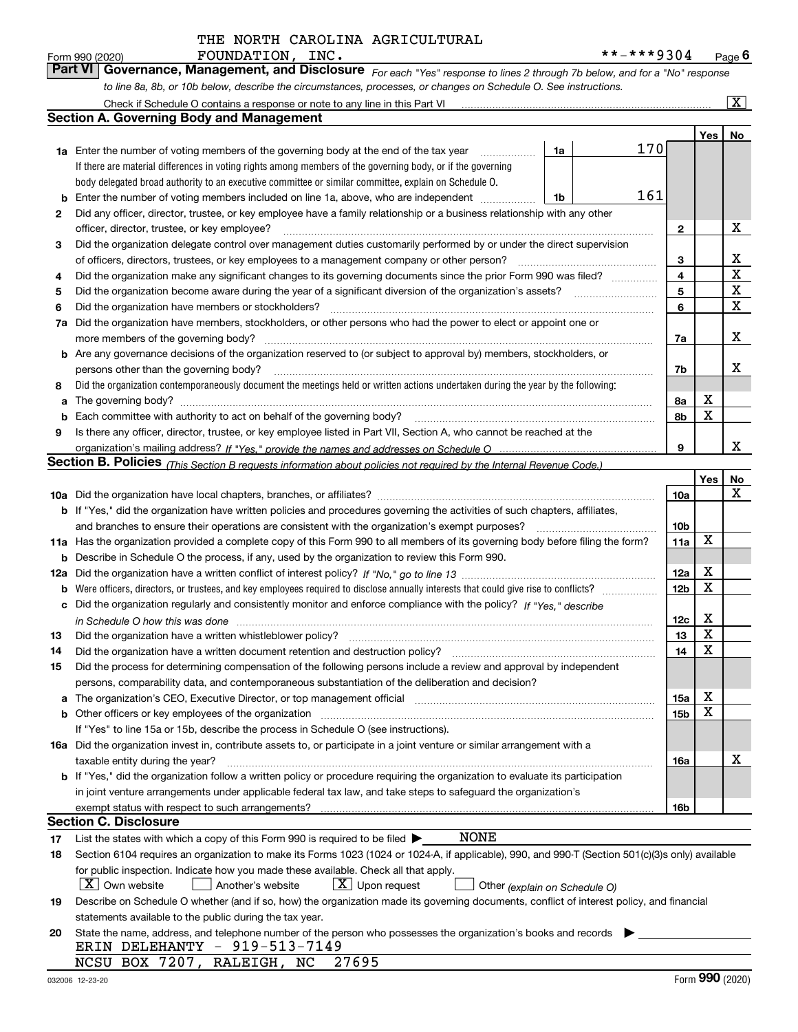THE NORTH CAROLINA AGRICULTURAL FOUNDATION, INC. **-***9304

Form 990 (2020) Page 6

## Part VI Governance, Management, and Disclosure

*For each "Yes" response to lines 2 through 7b below, and for a "No" response to line 8a, 8b, or 10b below, describe the circumstances, processes, or changes on Schedule O. See instructions.*

Check if Schedule O contains a response or note to any line in this Part VI ..... [X]

### Section A. Governing Body and Management

| | | | Yes | No |
|---|---|---|---|---|
| 1a | Enter the number of voting members of the governing body at the end of the tax year ..... 1a: 170. If there are material differences in voting rights among members of the governing body, or if the governing body delegated broad authority to an executive committee or similar committee, explain on Schedule O. | | | |
| b | Enter the number of voting members included on line 1a, above, who are independent ..... 1b: 161 | | | |
| 2 | Did any officer, director, trustee, or key employee have a family relationship or a business relationship with any other officer, director, trustee, or key employee? | 2 | | X |
| 3 | Did the organization delegate control over management duties customarily performed by or under the direct supervision of officers, directors, trustees, or key employees to a management company or other person? | 3 | | X |
| 4 | Did the organization make any significant changes to its governing documents since the prior Form 990 was filed? | 4 | | X |
| 5 | Did the organization become aware during the year of a significant diversion of the organization's assets? | 5 | | X |
| 6 | Did the organization have members or stockholders? | 6 | | X |
| 7a | Did the organization have members, stockholders, or other persons who had the power to elect or appoint one or more members of the governing body? | 7a | | X |
| b | Are any governance decisions of the organization reserved to (or subject to approval by) members, stockholders, or persons other than the governing body? | 7b | | X |
| 8 | Did the organization contemporaneously document the meetings held or written actions undertaken during the year by the following: | | | |
| a | The governing body? | 8a | X | |
| b | Each committee with authority to act on behalf of the governing body? | 8b | X | |
| 9 | Is there any officer, director, trustee, or key employee listed in Part VII, Section A, who cannot be reached at the organization's mailing address? *If "Yes," provide the names and addresses on Schedule O* | 9 | | X |

### Section B. Policies *(This Section B requests information about policies not required by the Internal Revenue Code.)*

| | | | Yes | No |
|---|---|---|---|---|
| 10a | Did the organization have local chapters, branches, or affiliates? | 10a | | X |
| b | If "Yes," did the organization have written policies and procedures governing the activities of such chapters, affiliates, and branches to ensure their operations are consistent with the organization's exempt purposes? | 10b | | |
| 11a | Has the organization provided a complete copy of this Form 990 to all members of its governing body before filing the form? | 11a | X | |
| b | Describe in Schedule O the process, if any, used by the organization to review this Form 990. | | | |
| 12a | Did the organization have a written conflict of interest policy? *If "No," go to line 13* | 12a | X | |
| b | Were officers, directors, or trustees, and key employees required to disclose annually interests that could give rise to conflicts? | 12b | X | |
| c | Did the organization regularly and consistently monitor and enforce compliance with the policy? *If "Yes," describe in Schedule O how this was done* | 12c | X | |
| 13 | Did the organization have a written whistleblower policy? | 13 | X | |
| 14 | Did the organization have a written document retention and destruction policy? | 14 | X | |
| 15 | Did the process for determining compensation of the following persons include a review and approval by independent persons, comparability data, and contemporaneous substantiation of the deliberation and decision? | | | |
| a | The organization's CEO, Executive Director, or top management official | 15a | X | |
| b | Other officers or key employees of the organization | 15b | X | |
| | If "Yes" to line 15a or 15b, describe the process in Schedule O (see instructions). | | | |
| 16a | Did the organization invest in, contribute assets to, or participate in a joint venture or similar arrangement with a taxable entity during the year? | 16a | | X |
| b | If "Yes," did the organization follow a written policy or procedure requiring the organization to evaluate its participation in joint venture arrangements under applicable federal tax law, and take steps to safeguard the organization's exempt status with respect to such arrangements? | 16b | | |

### Section C. Disclosure

17 List the states with which a copy of this Form 990 is required to be filed ▶ NONE

18 Section 6104 requires an organization to make its Forms 1023 (1024 or 1024-A, if applicable), 990, and 990-T (Section 501(c)(3)s only) available for public inspection. Indicate how you made these available. Check all that apply.

[X] Own website [ ] Another's website [X] Upon request [ ] Other *(explain on Schedule O)*

19 Describe on Schedule O whether (and if so, how) the organization made its governing documents, conflict of interest policy, and financial statements available to the public during the tax year.

20 State the name, address, and telephone number of the person who possesses the organization's books and records ▶

ERIN DELEHANTY - 919-513-7149
NCSU BOX 7207, RALEIGH, NC 27695

032006 12-23-20 Form 990 (2020)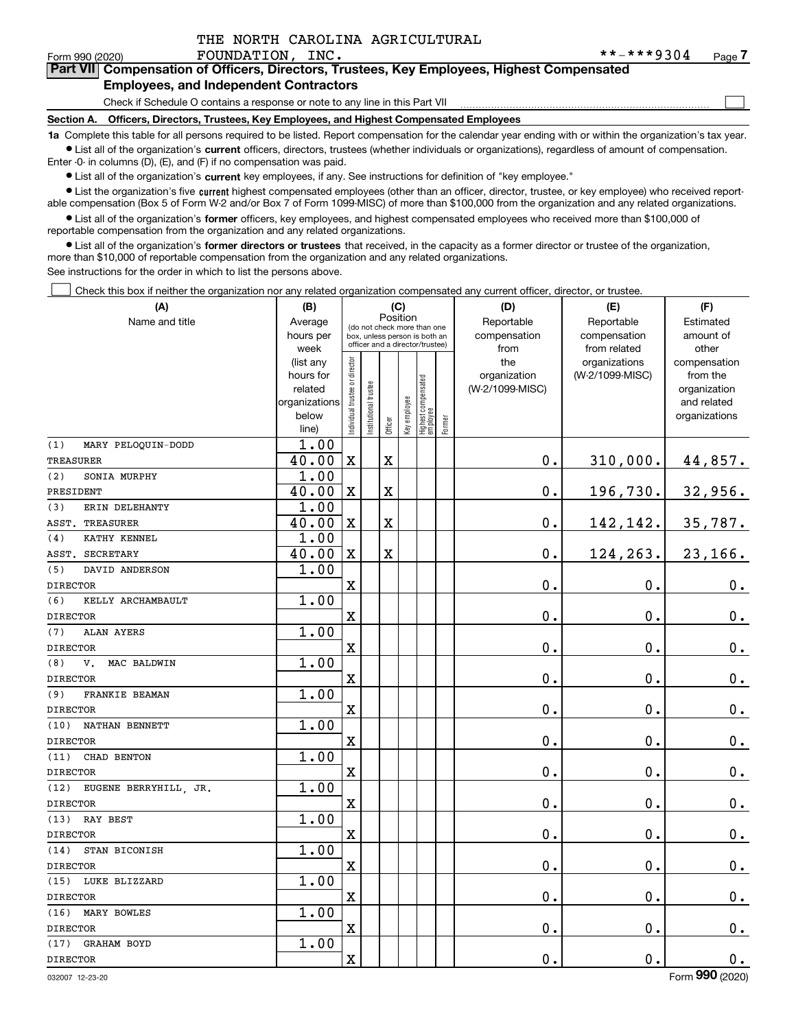THE NORTH CAROLINA AGRICULTURAL FOUNDATION, INC.

Form 990 (2020) **-***9304 Page 7

**Part VII Compensation of Officers, Directors, Trustees, Key Employees, Highest Compensated Employees, and Independent Contractors**

Check if Schedule O contains a response or note to any line in this Part VII ☐

**Section A. Officers, Directors, Trustees, Key Employees, and Highest Compensated Employees**

**1a** Complete this table for all persons required to be listed. Report compensation for the calendar year ending with or within the organization's tax year.

● List all of the organization's **current** officers, directors, trustees (whether individuals or organizations), regardless of amount of compensation. Enter -0- in columns (D), (E), and (F) if no compensation was paid.

● List all of the organization's **current** key employees, if any. See instructions for definition of "key employee."

● List the organization's five **current** highest compensated employees (other than an officer, director, trustee, or key employee) who received reportable compensation (Box 5 of Form W-2 and/or Box 7 of Form 1099-MISC) of more than $100,000 from the organization and any related organizations.

● List all of the organization's **former** officers, key employees, and highest compensated employees who received more than $100,000 of reportable compensation from the organization and any related organizations.

● List all of the organization's **former directors or trustees** that received, in the capacity as a former director or trustee of the organization, more than $10,000 of reportable compensation from the organization and any related organizations.

See instructions for the order in which to list the persons above.

☐ Check this box if neither the organization nor any related organization compensated any current officer, director, or trustee.

| (A) Name and title | (B) Average hours per week (list any hours for related organizations below line) | (C) Position: Individual trustee or director | Institutional trustee | Officer | Key employee | Highest compensated employee | Former | (D) Reportable compensation from the organization (W-2/1099-MISC) | (E) Reportable compensation from related organizations (W-2/1099-MISC) | (F) Estimated amount of other compensation from the organization and related organizations |
|---|---|---|---|---|---|---|---|---|---|---|
| (1) MARY PELOQUIN-DODD<br>TREASURER | 1.00<br>40.00 | X | | X | | | | 0. | 310,000. | 44,857. |
| (2) SONIA MURPHY<br>PRESIDENT | 1.00<br>40.00 | X | | X | | | | 0. | 196,730. | 32,956. |
| (3) ERIN DELEHANTY<br>ASST. TREASURER | 1.00<br>40.00 | X | | X | | | | 0. | 142,142. | 35,787. |
| (4) KATHY KENNEL<br>ASST. SECRETARY | 1.00<br>40.00 | X | | X | | | | 0. | 124,263. | 23,166. |
| (5) DAVID ANDERSON<br>DIRECTOR | 1.00 | X | | | | | | 0. | 0. | 0. |
| (6) KELLY ARCHAMBAULT<br>DIRECTOR | 1.00 | X | | | | | | 0. | 0. | 0. |
| (7) ALAN AYERS<br>DIRECTOR | 1.00 | X | | | | | | 0. | 0. | 0. |
| (8) V. MAC BALDWIN<br>DIRECTOR | 1.00 | X | | | | | | 0. | 0. | 0. |
| (9) FRANKIE BEAMAN<br>DIRECTOR | 1.00 | X | | | | | | 0. | 0. | 0. |
| (10) NATHAN BENNETT<br>DIRECTOR | 1.00 | X | | | | | | 0. | 0. | 0. |
| (11) CHAD BENTON<br>DIRECTOR | 1.00 | X | | | | | | 0. | 0. | 0. |
| (12) EUGENE BERRYHILL, JR.<br>DIRECTOR | 1.00 | X | | | | | | 0. | 0. | 0. |
| (13) RAY BEST<br>DIRECTOR | 1.00 | X | | | | | | 0. | 0. | 0. |
| (14) STAN BICONISH<br>DIRECTOR | 1.00 | X | | | | | | 0. | 0. | 0. |
| (15) LUKE BLIZZARD<br>DIRECTOR | 1.00 | X | | | | | | 0. | 0. | 0. |
| (16) MARY BOWLES<br>DIRECTOR | 1.00 | X | | | | | | 0. | 0. | 0. |
| (17) GRAHAM BOYD<br>DIRECTOR | 1.00 | X | | | | | | 0. | 0. | 0. |

032007 12-23-20 Form **990** (2020)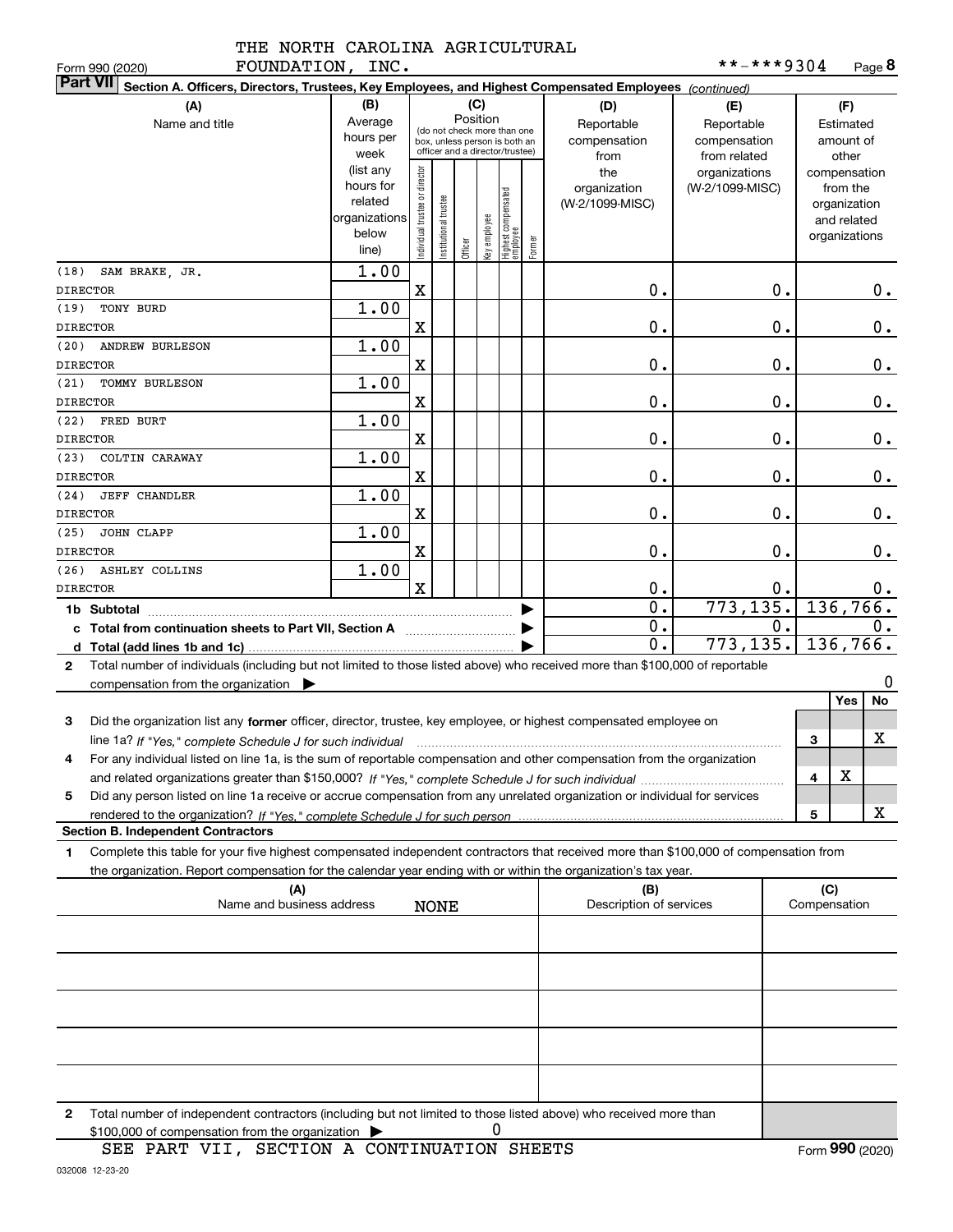THE NORTH CAROLINA AGRICULTURAL FOUNDATION, INC.

Form 990 (2020) **-***9304 Page 8

**Part VII Section A. Officers, Directors, Trustees, Key Employees, and Highest Compensated Employees** *(continued)*

| (A) Name and title | (B) Average hours per week (list any hours for related organizations below line) | (C) Position: Individual trustee or director | Institutional trustee | Officer | Key employee | Highest compensated employee | Former | (D) Reportable compensation from the organization (W-2/1099-MISC) | (E) Reportable compensation from related organizations (W-2/1099-MISC) | (F) Estimated amount of other compensation from the organization and related organizations |
|---|---|---|---|---|---|---|---|---|---|---|
| (18) SAM BRAKE, JR. DIRECTOR | 1.00 | X | | | | | | 0. | 0. | 0. |
| (19) TONY BURD DIRECTOR | 1.00 | X | | | | | | 0. | 0. | 0. |
| (20) ANDREW BURLESON DIRECTOR | 1.00 | X | | | | | | 0. | 0. | 0. |
| (21) TOMMY BURLESON DIRECTOR | 1.00 | X | | | | | | 0. | 0. | 0. |
| (22) FRED BURT DIRECTOR | 1.00 | X | | | | | | 0. | 0. | 0. |
| (23) COLTIN CARAWAY DIRECTOR | 1.00 | X | | | | | | 0. | 0. | 0. |
| (24) JEFF CHANDLER DIRECTOR | 1.00 | X | | | | | | 0. | 0. | 0. |
| (25) JOHN CLAPP DIRECTOR | 1.00 | X | | | | | | 0. | 0. | 0. |
| (26) ASHLEY COLLINS DIRECTOR | 1.00 | X | | | | | | 0. | 0. | 0. |
| 1b Subtotal | | | | | | | | 0. | 773,135. | 136,766. |
| c Total from continuation sheets to Part VII, Section A | | | | | | | | 0. | 0. | 0. |
| d Total (add lines 1b and 1c) | | | | | | | | 0. | 773,135. | 136,766. |

2 Total number of individuals (including but not limited to those listed above) who received more than $100,000 of reportable compensation from the organization ▶ 0

| | | Yes | No |
|---|---|---|---|
| 3 Did the organization list any **former** officer, director, trustee, key employee, or highest compensated employee on line 1a? *If "Yes," complete Schedule J for such individual* | 3 | | X |
| 4 For any individual listed on line 1a, is the sum of reportable compensation and other compensation from the organization and related organizations greater than $150,000? *If "Yes," complete Schedule J for such individual* | 4 | X | |
| 5 Did any person listed on line 1a receive or accrue compensation from any unrelated organization or individual for services rendered to the organization? *If "Yes," complete Schedule J for such person* | 5 | | X |

**Section B. Independent Contractors**

1 Complete this table for your five highest compensated independent contractors that received more than $100,000 of compensation from the organization. Report compensation for the calendar year ending with or within the organization's tax year.

| (A) Name and business address | (B) Description of services | (C) Compensation |
|---|---|---|
| NONE | | |
| | | |
| | | |
| | | |
| | | |

2 Total number of independent contractors (including but not limited to those listed above) who received more than $100,000 of compensation from the organization ▶ 0

SEE PART VII, SECTION A CONTINUATION SHEETS

Form **990** (2020)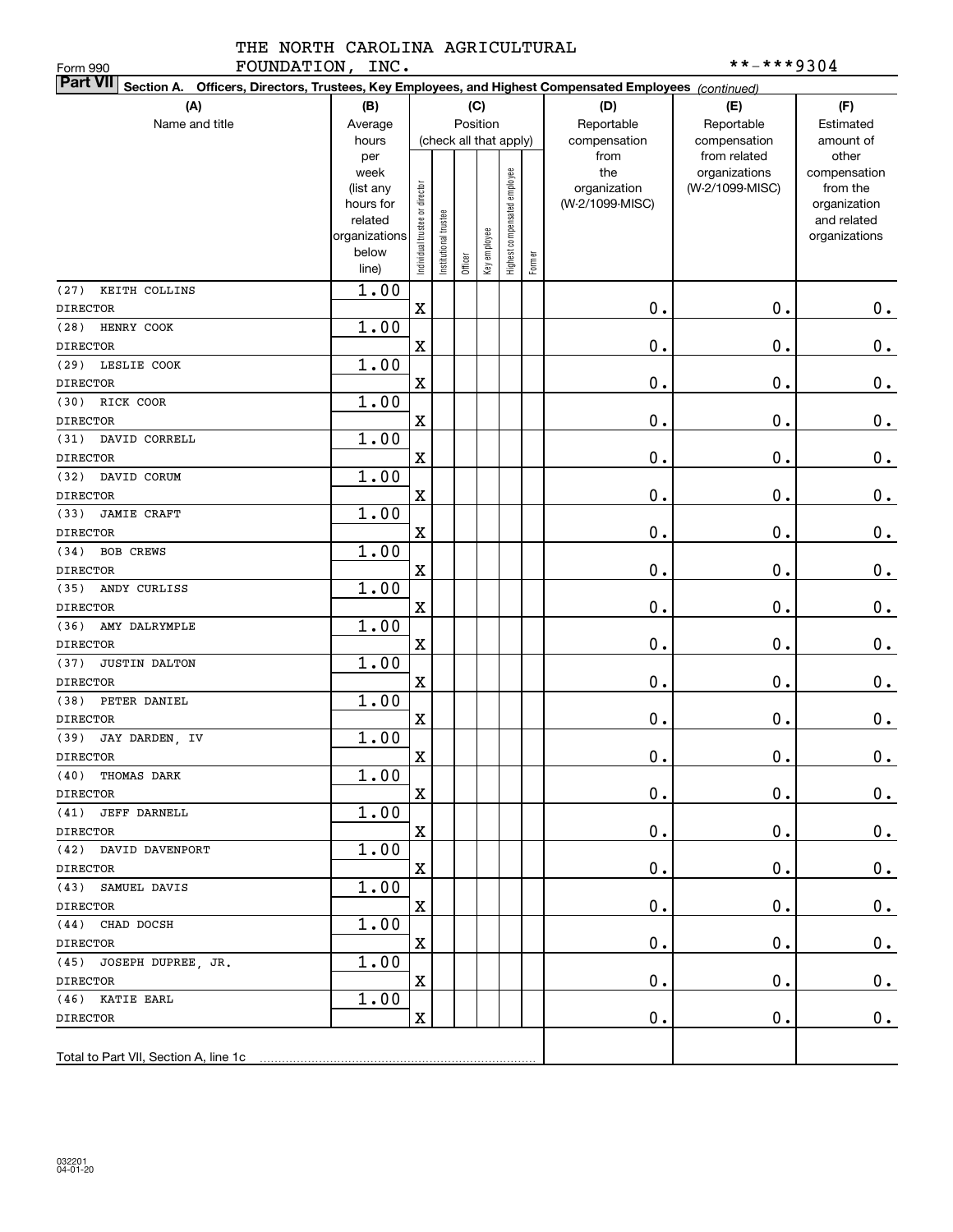THE NORTH CAROLINA AGRICULTURAL FOUNDATION, INC.

Form 990

**-***9304

**Part VII Section A. Officers, Directors, Trustees, Key Employees, and Highest Compensated Employees** *(continued)*

| (A) Name and title | (B) Average hours per week (list any hours for related organizations below line) | (C) Position (check all that apply): Individual trustee or director | Institutional trustee | Officer | Key employee | Highest compensated employee | Former | (D) Reportable compensation from the organization (W-2/1099-MISC) | (E) Reportable compensation from related organizations (W-2/1099-MISC) | (F) Estimated amount of other compensation from the organization and related organizations |
|---|---|---|---|---|---|---|---|---|---|---|
| (27) KEITH COLLINS DIRECTOR | 1.00 | X | | | | | | 0. | 0. | 0. |
| (28) HENRY COOK DIRECTOR | 1.00 | X | | | | | | 0. | 0. | 0. |
| (29) LESLIE COOK DIRECTOR | 1.00 | X | | | | | | 0. | 0. | 0. |
| (30) RICK COOR DIRECTOR | 1.00 | X | | | | | | 0. | 0. | 0. |
| (31) DAVID CORRELL DIRECTOR | 1.00 | X | | | | | | 0. | 0. | 0. |
| (32) DAVID CORUM DIRECTOR | 1.00 | X | | | | | | 0. | 0. | 0. |
| (33) JAMIE CRAFT DIRECTOR | 1.00 | X | | | | | | 0. | 0. | 0. |
| (34) BOB CREWS DIRECTOR | 1.00 | X | | | | | | 0. | 0. | 0. |
| (35) ANDY CURLISS DIRECTOR | 1.00 | X | | | | | | 0. | 0. | 0. |
| (36) AMY DALRYMPLE DIRECTOR | 1.00 | X | | | | | | 0. | 0. | 0. |
| (37) JUSTIN DALTON DIRECTOR | 1.00 | X | | | | | | 0. | 0. | 0. |
| (38) PETER DANIEL DIRECTOR | 1.00 | X | | | | | | 0. | 0. | 0. |
| (39) JAY DARDEN, IV DIRECTOR | 1.00 | X | | | | | | 0. | 0. | 0. |
| (40) THOMAS DARK DIRECTOR | 1.00 | X | | | | | | 0. | 0. | 0. |
| (41) JEFF DARNELL DIRECTOR | 1.00 | X | | | | | | 0. | 0. | 0. |
| (42) DAVID DAVENPORT DIRECTOR | 1.00 | X | | | | | | 0. | 0. | 0. |
| (43) SAMUEL DAVIS DIRECTOR | 1.00 | X | | | | | | 0. | 0. | 0. |
| (44) CHAD DOCSH DIRECTOR | 1.00 | X | | | | | | 0. | 0. | 0. |
| (45) JOSEPH DUPREE, JR. DIRECTOR | 1.00 | X | | | | | | 0. | 0. | 0. |
| (46) KATIE EARL DIRECTOR | 1.00 | X | | | | | | 0. | 0. | 0. |
| Total to Part VII, Section A, line 1c | | | | | | | | | | |

032201 04-01-20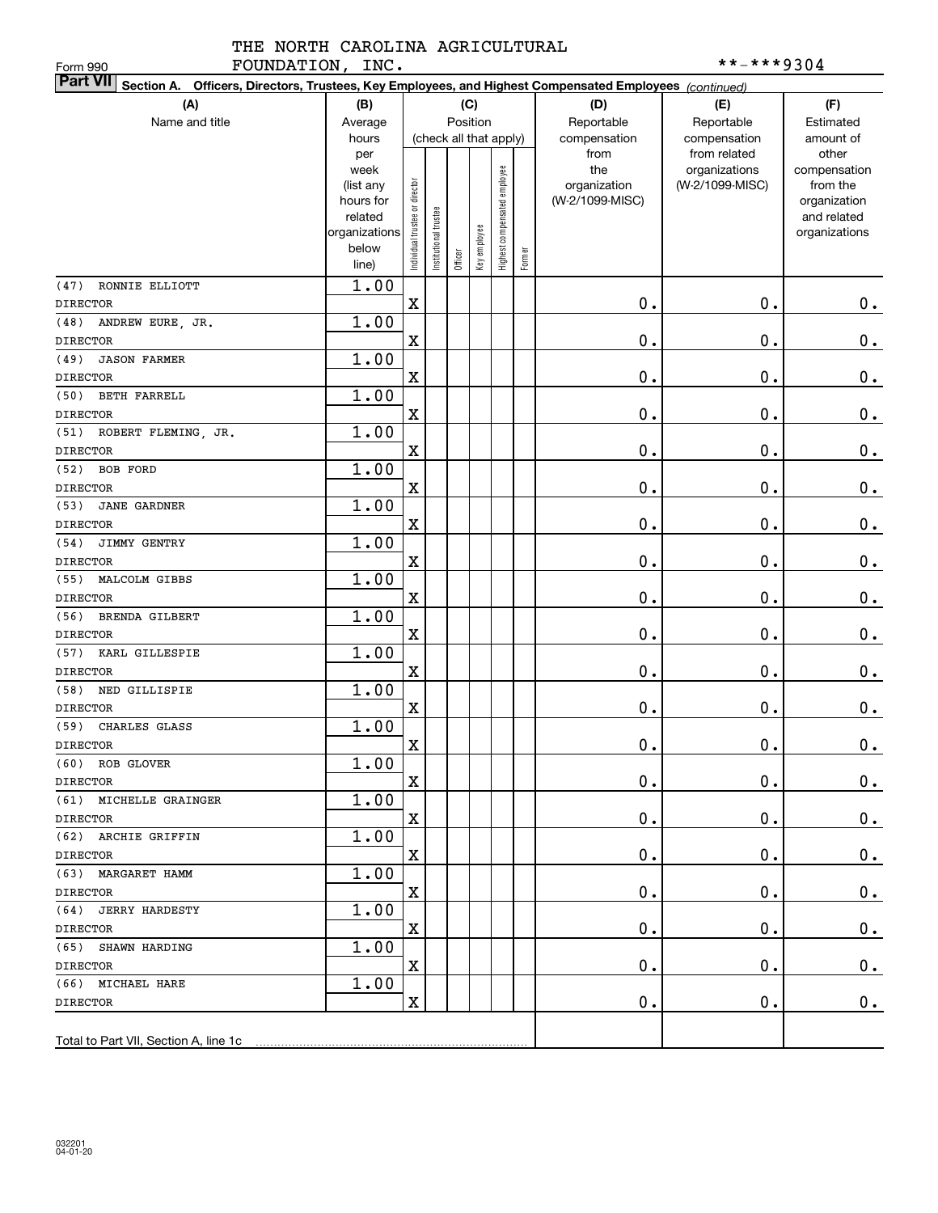Form 990

THE NORTH CAROLINA AGRICULTURAL FOUNDATION, INC. **-***9304

**Part VII Section A. Officers, Directors, Trustees, Key Employees, and Highest Compensated Employees** *(continued)*

| (A) Name and title | (B) Average hours per week (list any hours for related organizations below line) | (C) Position (check all that apply): Individual trustee or director | Institutional trustee | Officer | Key employee | Highest compensated employee | Former | (D) Reportable compensation from the organization (W-2/1099-MISC) | (E) Reportable compensation from related organizations (W-2/1099-MISC) | (F) Estimated amount of other compensation from the organization and related organizations |
|---|---|---|---|---|---|---|---|---|---|---|
| (47) RONNIE ELLIOTT<br>DIRECTOR | 1.00 | X | | | | | | 0. | 0. | 0. |
| (48) ANDREW EURE, JR.<br>DIRECTOR | 1.00 | X | | | | | | 0. | 0. | 0. |
| (49) JASON FARMER<br>DIRECTOR | 1.00 | X | | | | | | 0. | 0. | 0. |
| (50) BETH FARRELL<br>DIRECTOR | 1.00 | X | | | | | | 0. | 0. | 0. |
| (51) ROBERT FLEMING, JR.<br>DIRECTOR | 1.00 | X | | | | | | 0. | 0. | 0. |
| (52) BOB FORD<br>DIRECTOR | 1.00 | X | | | | | | 0. | 0. | 0. |
| (53) JANE GARDNER<br>DIRECTOR | 1.00 | X | | | | | | 0. | 0. | 0. |
| (54) JIMMY GENTRY<br>DIRECTOR | 1.00 | X | | | | | | 0. | 0. | 0. |
| (55) MALCOLM GIBBS<br>DIRECTOR | 1.00 | X | | | | | | 0. | 0. | 0. |
| (56) BRENDA GILBERT<br>DIRECTOR | 1.00 | X | | | | | | 0. | 0. | 0. |
| (57) KARL GILLESPIE<br>DIRECTOR | 1.00 | X | | | | | | 0. | 0. | 0. |
| (58) NED GILLESPIE<br>DIRECTOR | 1.00 | X | | | | | | 0. | 0. | 0. |
| (59) CHARLES GLASS<br>DIRECTOR | 1.00 | X | | | | | | 0. | 0. | 0. |
| (60) ROB GLOVER<br>DIRECTOR | 1.00 | X | | | | | | 0. | 0. | 0. |
| (61) MICHELLE GRAINGER<br>DIRECTOR | 1.00 | X | | | | | | 0. | 0. | 0. |
| (62) ARCHIE GRIFFIN<br>DIRECTOR | 1.00 | X | | | | | | 0. | 0. | 0. |
| (63) MARGARET HAMM<br>DIRECTOR | 1.00 | X | | | | | | 0. | 0. | 0. |
| (64) JERRY HARDESTY<br>DIRECTOR | 1.00 | X | | | | | | 0. | 0. | 0. |
| (65) SHAWN HARDING<br>DIRECTOR | 1.00 | X | | | | | | 0. | 0. | 0. |
| (66) MICHAEL HARE<br>DIRECTOR | 1.00 | X | | | | | | 0. | 0. | 0. |
| Total to Part VII, Section A, line 1c | | | | | | | | | | |

032201 04-01-20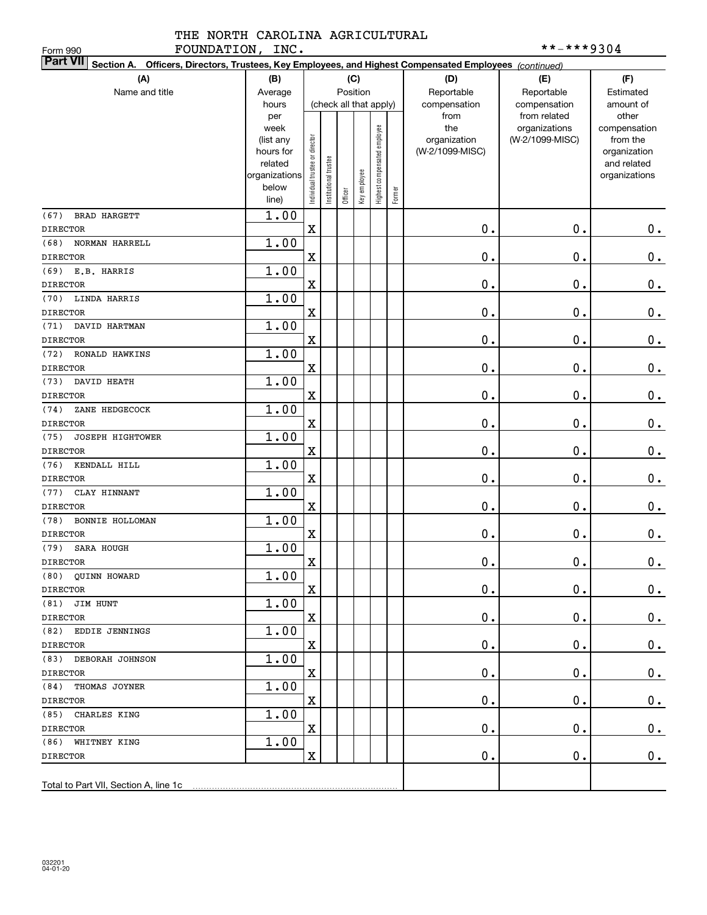THE NORTH CAROLINA AGRICULTURAL FOUNDATION, INC.

Form 990

**-***9304

**Part VII** Section A. Officers, Directors, Trustees, Key Employees, and Highest Compensated Employees *(continued)*

| (A) Name and title | (B) Average hours per week (list any hours for related organizations below line) | (C) Position (check all that apply): Individual trustee or director | Institutional trustee | Officer | Key employee | Highest compensated employee | Former | (D) Reportable compensation from the organization (W-2/1099-MISC) | (E) Reportable compensation from related organizations (W-2/1099-MISC) | (F) Estimated amount of other compensation from the organization and related organizations |
|---|---|---|---|---|---|---|---|---|---|---|
| (67) BRAD HARGETT DIRECTOR | 1.00 | X | | | | | | 0. | 0. | 0. |
| (68) NORMAN HARRELL DIRECTOR | 1.00 | X | | | | | | 0. | 0. | 0. |
| (69) E.B. HARRIS DIRECTOR | 1.00 | X | | | | | | 0. | 0. | 0. |
| (70) LINDA HARRIS DIRECTOR | 1.00 | X | | | | | | 0. | 0. | 0. |
| (71) DAVID HARTMAN DIRECTOR | 1.00 | X | | | | | | 0. | 0. | 0. |
| (72) RONALD HAWKINS DIRECTOR | 1.00 | X | | | | | | 0. | 0. | 0. |
| (73) DAVID HEATH DIRECTOR | 1.00 | X | | | | | | 0. | 0. | 0. |
| (74) ZANE HEDGECOCK DIRECTOR | 1.00 | X | | | | | | 0. | 0. | 0. |
| (75) JOSEPH HIGHTOWER DIRECTOR | 1.00 | X | | | | | | 0. | 0. | 0. |
| (76) KENDALL HILL DIRECTOR | 1.00 | X | | | | | | 0. | 0. | 0. |
| (77) CLAY HINNANT DIRECTOR | 1.00 | X | | | | | | 0. | 0. | 0. |
| (78) BONNIE HOLLOMAN DIRECTOR | 1.00 | X | | | | | | 0. | 0. | 0. |
| (79) SARA HOUGH DIRECTOR | 1.00 | X | | | | | | 0. | 0. | 0. |
| (80) QUINN HOWARD DIRECTOR | 1.00 | X | | | | | | 0. | 0. | 0. |
| (81) JIM HUNT DIRECTOR | 1.00 | X | | | | | | 0. | 0. | 0. |
| (82) EDDIE JENNINGS DIRECTOR | 1.00 | X | | | | | | 0. | 0. | 0. |
| (83) DEBORAH JOHNSON DIRECTOR | 1.00 | X | | | | | | 0. | 0. | 0. |
| (84) THOMAS JOYNER DIRECTOR | 1.00 | X | | | | | | 0. | 0. | 0. |
| (85) CHARLES KING DIRECTOR | 1.00 | X | | | | | | 0. | 0. | 0. |
| (86) WHITNEY KING DIRECTOR | 1.00 | X | | | | | | 0. | 0. | 0. |
| Total to Part VII, Section A, line 1c | | | | | | | | | | |

032201 04-01-20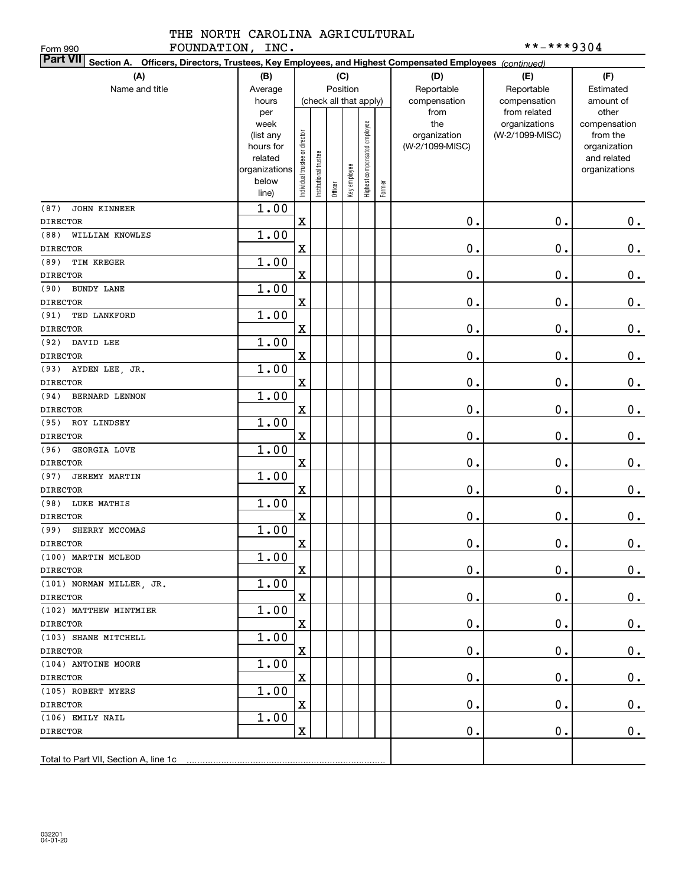THE NORTH CAROLINA AGRICULTURAL FOUNDATION, INC.

Form 990 **-***9304

**Part VII Section A. Officers, Directors, Trustees, Key Employees, and Highest Compensated Employees** *(continued)*

| (A) Name and title | (B) Average hours per week (list any hours for related organizations below line) | (C) Position (check all that apply): Individual trustee or director | Institutional trustee | Officer | Key employee | Highest compensated employee | Former | (D) Reportable compensation from the organization (W-2/1099-MISC) | (E) Reportable compensation from related organizations (W-2/1099-MISC) | (F) Estimated amount of other compensation from the organization and related organizations |
|---|---|---|---|---|---|---|---|---|---|---|
| (87) JOHN KINNEER DIRECTOR | 1.00 | X | | | | | | 0. | 0. | 0. |
| (88) WILLIAM KNOWLES DIRECTOR | 1.00 | X | | | | | | 0. | 0. | 0. |
| (89) TIM KREGER DIRECTOR | 1.00 | X | | | | | | 0. | 0. | 0. |
| (90) BUNDY LANE DIRECTOR | 1.00 | X | | | | | | 0. | 0. | 0. |
| (91) TED LANKFORD DIRECTOR | 1.00 | X | | | | | | 0. | 0. | 0. |
| (92) DAVID LEE DIRECTOR | 1.00 | X | | | | | | 0. | 0. | 0. |
| (93) AYDEN LEE, JR. DIRECTOR | 1.00 | X | | | | | | 0. | 0. | 0. |
| (94) BERNARD LENNON DIRECTOR | 1.00 | X | | | | | | 0. | 0. | 0. |
| (95) ROY LINDSEY DIRECTOR | 1.00 | X | | | | | | 0. | 0. | 0. |
| (96) GEORGIA LOVE DIRECTOR | 1.00 | X | | | | | | 0. | 0. | 0. |
| (97) JEREMY MARTIN DIRECTOR | 1.00 | X | | | | | | 0. | 0. | 0. |
| (98) LUKE MATHIS DIRECTOR | 1.00 | X | | | | | | 0. | 0. | 0. |
| (99) SHERRY MCCOMAS DIRECTOR | 1.00 | X | | | | | | 0. | 0. | 0. |
| (100) MARTIN MCLEOD DIRECTOR | 1.00 | X | | | | | | 0. | 0. | 0. |
| (101) NORMAN MILLER, JR. DIRECTOR | 1.00 | X | | | | | | 0. | 0. | 0. |
| (102) MATTHEW MINTMIER DIRECTOR | 1.00 | X | | | | | | 0. | 0. | 0. |
| (103) SHANE MITCHELL DIRECTOR | 1.00 | X | | | | | | 0. | 0. | 0. |
| (104) ANTOINE MOORE DIRECTOR | 1.00 | X | | | | | | 0. | 0. | 0. |
| (105) ROBERT MYERS DIRECTOR | 1.00 | X | | | | | | 0. | 0. | 0. |
| (106) EMILY NAIL DIRECTOR | 1.00 | X | | | | | | 0. | 0. | 0. |
| Total to Part VII, Section A, line 1c | | | | | | | | | | |

032201 04-01-20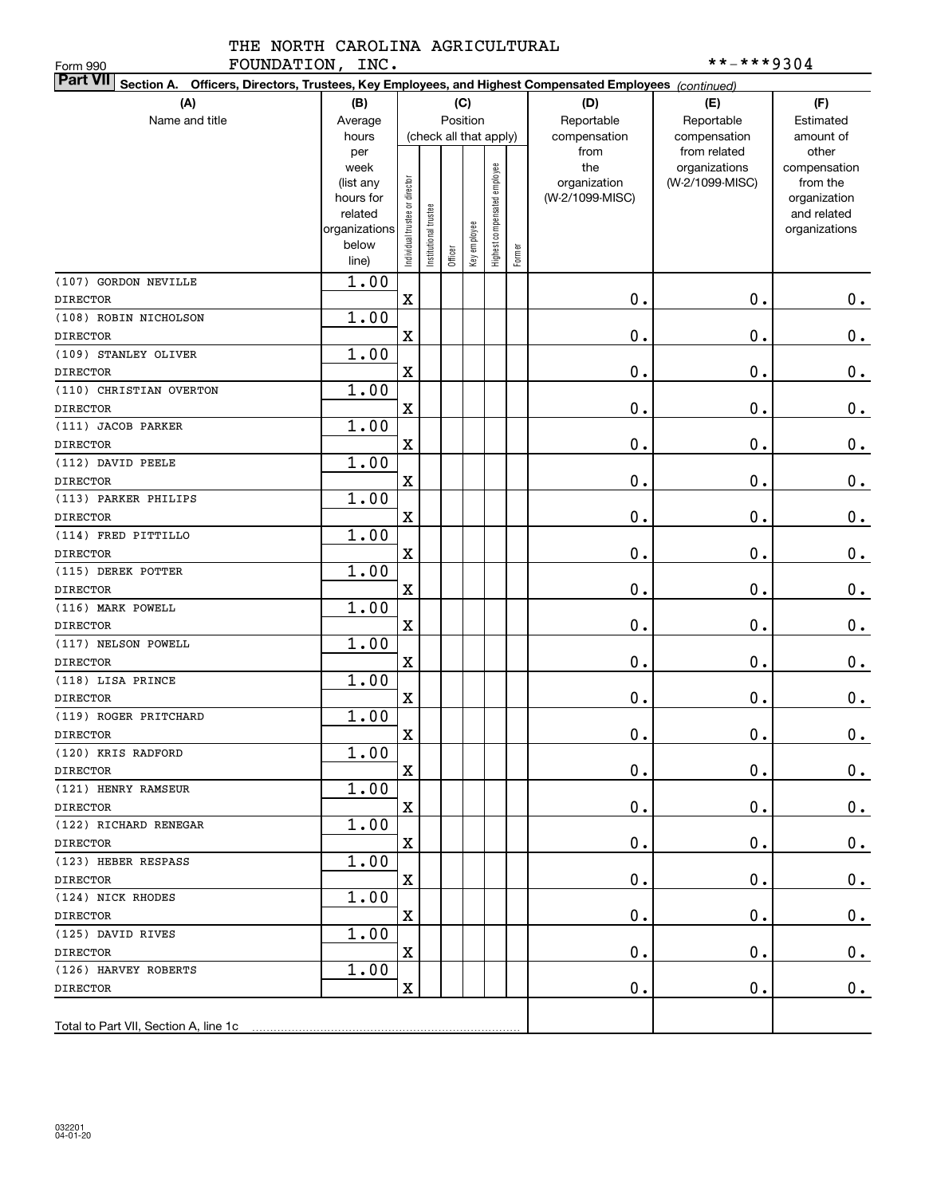THE NORTH CAROLINA AGRICULTURAL FOUNDATION, INC.

Form 990

**-***9304

**Part VII Section A. Officers, Directors, Trustees, Key Employees, and Highest Compensated Employees** *(continued)*

| (A) Name and title | (B) Average hours per week (list any hours for related organizations below line) | (C) Position (check all that apply): Individual trustee or director | Institutional trustee | Officer | Key employee | Highest compensated employee | Former | (D) Reportable compensation from the organization (W-2/1099-MISC) | (E) Reportable compensation from related organizations (W-2/1099-MISC) | (F) Estimated amount of other compensation from the organization and related organizations |
|---|---|---|---|---|---|---|---|---|---|---|
| (107) GORDON NEVILLE DIRECTOR | 1.00 | X | | | | | | 0. | 0. | 0. |
| (108) ROBIN NICHOLSON DIRECTOR | 1.00 | X | | | | | | 0. | 0. | 0. |
| (109) STANLEY OLIVER DIRECTOR | 1.00 | X | | | | | | 0. | 0. | 0. |
| (110) CHRISTIAN OVERTON DIRECTOR | 1.00 | X | | | | | | 0. | 0. | 0. |
| (111) JACOB PARKER DIRECTOR | 1.00 | X | | | | | | 0. | 0. | 0. |
| (112) DAVID PEELE DIRECTOR | 1.00 | X | | | | | | 0. | 0. | 0. |
| (113) PARKER PHILIPS DIRECTOR | 1.00 | X | | | | | | 0. | 0. | 0. |
| (114) FRED PITTILLO DIRECTOR | 1.00 | X | | | | | | 0. | 0. | 0. |
| (115) DEREK POTTER DIRECTOR | 1.00 | X | | | | | | 0. | 0. | 0. |
| (116) MARK POWELL DIRECTOR | 1.00 | X | | | | | | 0. | 0. | 0. |
| (117) NELSON POWELL DIRECTOR | 1.00 | X | | | | | | 0. | 0. | 0. |
| (118) LISA PRINCE DIRECTOR | 1.00 | X | | | | | | 0. | 0. | 0. |
| (119) ROGER PRITCHARD DIRECTOR | 1.00 | X | | | | | | 0. | 0. | 0. |
| (120) KRIS RADFORD DIRECTOR | 1.00 | X | | | | | | 0. | 0. | 0. |
| (121) HENRY RAMSEUR DIRECTOR | 1.00 | X | | | | | | 0. | 0. | 0. |
| (122) RICHARD RENEGAR DIRECTOR | 1.00 | X | | | | | | 0. | 0. | 0. |
| (123) HEBER RESPASS DIRECTOR | 1.00 | X | | | | | | 0. | 0. | 0. |
| (124) NICK RHODES DIRECTOR | 1.00 | X | | | | | | 0. | 0. | 0. |
| (125) DAVID RIVES DIRECTOR | 1.00 | X | | | | | | 0. | 0. | 0. |
| (126) HARVEY ROBERTS DIRECTOR | 1.00 | X | | | | | | 0. | 0. | 0. |
| Total to Part VII, Section A, line 1c | | | | | | | | | | |

032201 04-01-20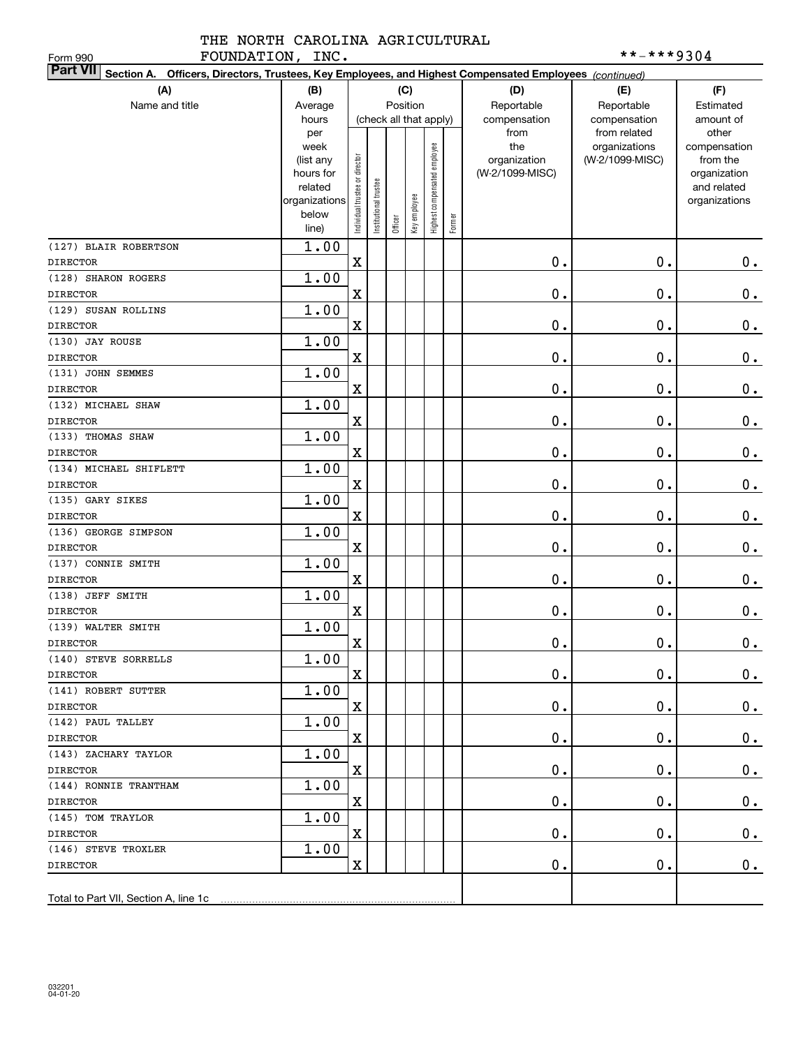THE NORTH CAROLINA AGRICULTURAL FOUNDATION, INC.

Form 990

**-***9304

**Part VII Section A. Officers, Directors, Trustees, Key Employees, and Highest Compensated Employees** *(continued)*

| (A) Name and title | (B) Average hours per week (list any hours for related organizations below line) | (C) Position (check all that apply): Individual trustee or director | Institutional trustee | Officer | Key employee | Highest compensated employee | Former | (D) Reportable compensation from the organization (W-2/1099-MISC) | (E) Reportable compensation from related organizations (W-2/1099-MISC) | (F) Estimated amount of other compensation from the organization and related organizations |
|---|---|---|---|---|---|---|---|---|---|---|
| (127) BLAIR ROBERTSON DIRECTOR | 1.00 | X | | | | | | 0. | 0. | 0. |
| (128) SHARON ROGERS DIRECTOR | 1.00 | X | | | | | | 0. | 0. | 0. |
| (129) SUSAN ROLLINS DIRECTOR | 1.00 | X | | | | | | 0. | 0. | 0. |
| (130) JAY ROUSE DIRECTOR | 1.00 | X | | | | | | 0. | 0. | 0. |
| (131) JOHN SEMMES DIRECTOR | 1.00 | X | | | | | | 0. | 0. | 0. |
| (132) MICHAEL SHAW DIRECTOR | 1.00 | X | | | | | | 0. | 0. | 0. |
| (133) THOMAS SHAW DIRECTOR | 1.00 | X | | | | | | 0. | 0. | 0. |
| (134) MICHAEL SHIFLETT DIRECTOR | 1.00 | X | | | | | | 0. | 0. | 0. |
| (135) GARY SIKES DIRECTOR | 1.00 | X | | | | | | 0. | 0. | 0. |
| (136) GEORGE SIMPSON DIRECTOR | 1.00 | X | | | | | | 0. | 0. | 0. |
| (137) CONNIE SMITH DIRECTOR | 1.00 | X | | | | | | 0. | 0. | 0. |
| (138) JEFF SMITH DIRECTOR | 1.00 | X | | | | | | 0. | 0. | 0. |
| (139) WALTER SMITH DIRECTOR | 1.00 | X | | | | | | 0. | 0. | 0. |
| (140) STEVE SORRELLS DIRECTOR | 1.00 | X | | | | | | 0. | 0. | 0. |
| (141) ROBERT SUTTER DIRECTOR | 1.00 | X | | | | | | 0. | 0. | 0. |
| (142) PAUL TALLEY DIRECTOR | 1.00 | X | | | | | | 0. | 0. | 0. |
| (143) ZACHARY TAYLOR DIRECTOR | 1.00 | X | | | | | | 0. | 0. | 0. |
| (144) RONNIE TRANTHAM DIRECTOR | 1.00 | X | | | | | | 0. | 0. | 0. |
| (145) TOM TRAYLOR DIRECTOR | 1.00 | X | | | | | | 0. | 0. | 0. |
| (146) STEVE TROXLER DIRECTOR | 1.00 | X | | | | | | 0. | 0. | 0. |
| Total to Part VII, Section A, line 1c | | | | | | | | | | |

032201 04-01-20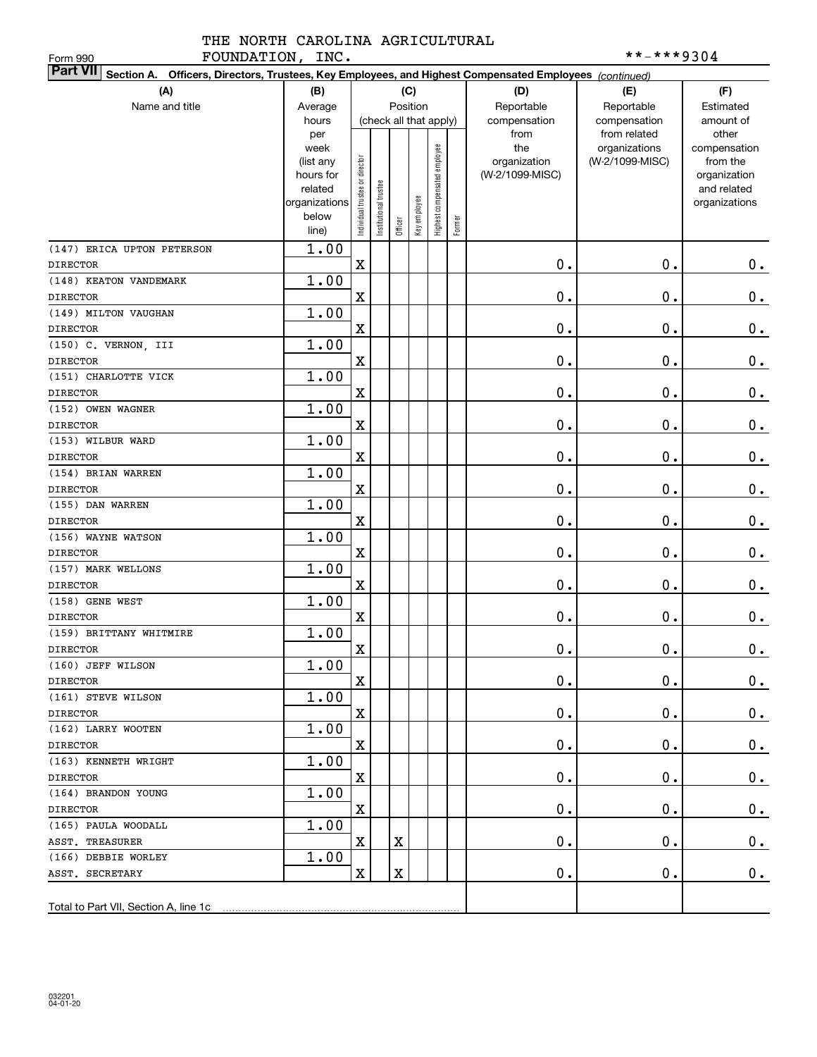THE NORTH CAROLINA AGRICULTURAL FOUNDATION, INC.

Form 990

**-***9304

**Part VII Section A. Officers, Directors, Trustees, Key Employees, and Highest Compensated Employees** *(continued)*

| (A) Name and title | (B) Average hours per week (list any hours for related organizations below line) | (C) Position (check all that apply) Individual trustee or director | Institutional trustee | Officer | Key employee | Highest compensated employee | Former | (D) Reportable compensation from the organization (W-2/1099-MISC) | (E) Reportable compensation from related organizations (W-2/1099-MISC) | (F) Estimated amount of other compensation from the organization and related organizations |
|---|---|---|---|---|---|---|---|---|---|---|
| (147) ERICA UPTON PETERSON<br>DIRECTOR | 1.00 | X | | | | | | 0. | 0. | 0. |
| (148) KEATON VANDEMARK<br>DIRECTOR | 1.00 | X | | | | | | 0. | 0. | 0. |
| (149) MILTON VAUGHAN<br>DIRECTOR | 1.00 | X | | | | | | 0. | 0. | 0. |
| (150) C. VERNON, III<br>DIRECTOR | 1.00 | X | | | | | | 0. | 0. | 0. |
| (151) CHARLOTTE VICK<br>DIRECTOR | 1.00 | X | | | | | | 0. | 0. | 0. |
| (152) OWEN WAGNER<br>DIRECTOR | 1.00 | X | | | | | | 0. | 0. | 0. |
| (153) WILBUR WARD<br>DIRECTOR | 1.00 | X | | | | | | 0. | 0. | 0. |
| (154) BRIAN WARREN<br>DIRECTOR | 1.00 | X | | | | | | 0. | 0. | 0. |
| (155) DAN WARREN<br>DIRECTOR | 1.00 | X | | | | | | 0. | 0. | 0. |
| (156) WAYNE WATSON<br>DIRECTOR | 1.00 | X | | | | | | 0. | 0. | 0. |
| (157) MARK WELLONS<br>DIRECTOR | 1.00 | X | | | | | | 0. | 0. | 0. |
| (158) GENE WEST<br>DIRECTOR | 1.00 | X | | | | | | 0. | 0. | 0. |
| (159) BRITTANY WHITMIRE<br>DIRECTOR | 1.00 | X | | | | | | 0. | 0. | 0. |
| (160) JEFF WILSON<br>DIRECTOR | 1.00 | X | | | | | | 0. | 0. | 0. |
| (161) STEVE WILSON<br>DIRECTOR | 1.00 | X | | | | | | 0. | 0. | 0. |
| (162) LARRY WOOTEN<br>DIRECTOR | 1.00 | X | | | | | | 0. | 0. | 0. |
| (163) KENNETH WRIGHT<br>DIRECTOR | 1.00 | X | | | | | | 0. | 0. | 0. |
| (164) BRANDON YOUNG<br>DIRECTOR | 1.00 | X | | | | | | 0. | 0. | 0. |
| (165) PAULA WOODALL<br>ASST. TREASURER | 1.00 | X | | X | | | | 0. | 0. | 0. |
| (166) DEBBIE WORLEY<br>ASST. SECRETARY | 1.00 | X | | X | | | | 0. | 0. | 0. |
| Total to Part VII, Section A, line 1c | | | | | | | | | | |

032201
04-01-20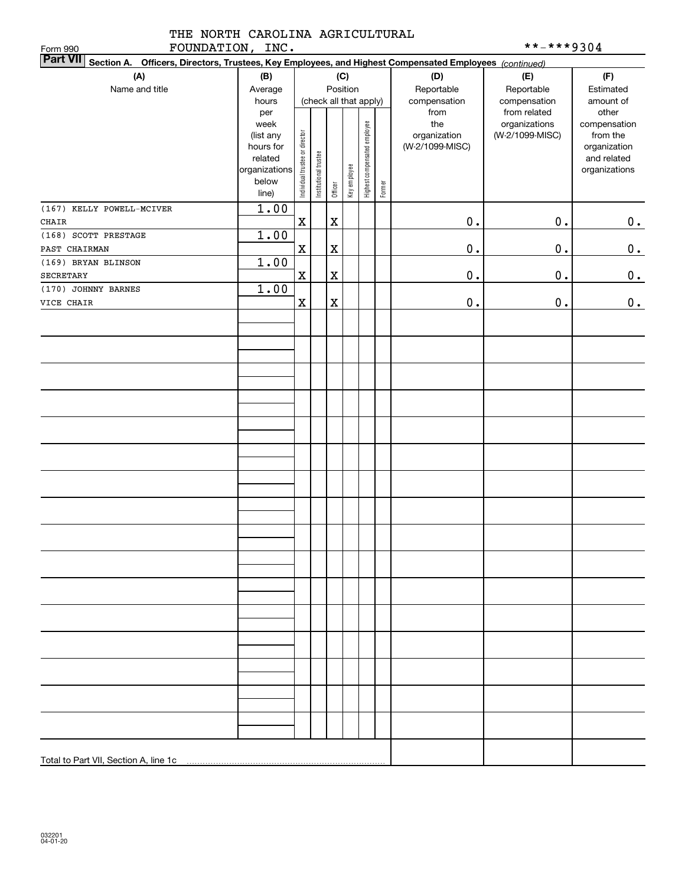Form 990

THE NORTH CAROLINA AGRICULTURAL FOUNDATION, INC.

**-***9304

**Part VII** Section A. Officers, Directors, Trustees, Key Employees, and Highest Compensated Employees *(continued)*

| (A) Name and title | (B) Average hours per week (list any hours for related organizations below line) | (C) Position (check all that apply): Individual trustee or director | Institutional trustee | Officer | Key employee | Highest compensated employee | Former | (D) Reportable compensation from the organization (W-2/1099-MISC) | (E) Reportable compensation from related organizations (W-2/1099-MISC) | (F) Estimated amount of other compensation from the organization and related organizations |
|---|---|---|---|---|---|---|---|---|---|---|
| (167) KELLY POWELL-MCIVER<br>CHAIR | 1.00 | X | | X | | | | 0. | 0. | 0. |
| (168) SCOTT PRESTAGE<br>PAST CHAIRMAN | 1.00 | X | | X | | | | 0. | 0. | 0. |
| (169) BRYAN BLINSON<br>SECRETARY | 1.00 | X | | X | | | | 0. | 0. | 0. |
| (170) JOHNNY BARNES<br>VICE CHAIR | 1.00 | X | | X | | | | 0. | 0. | 0. |

Total to Part VII, Section A, line 1c

032201
04-01-20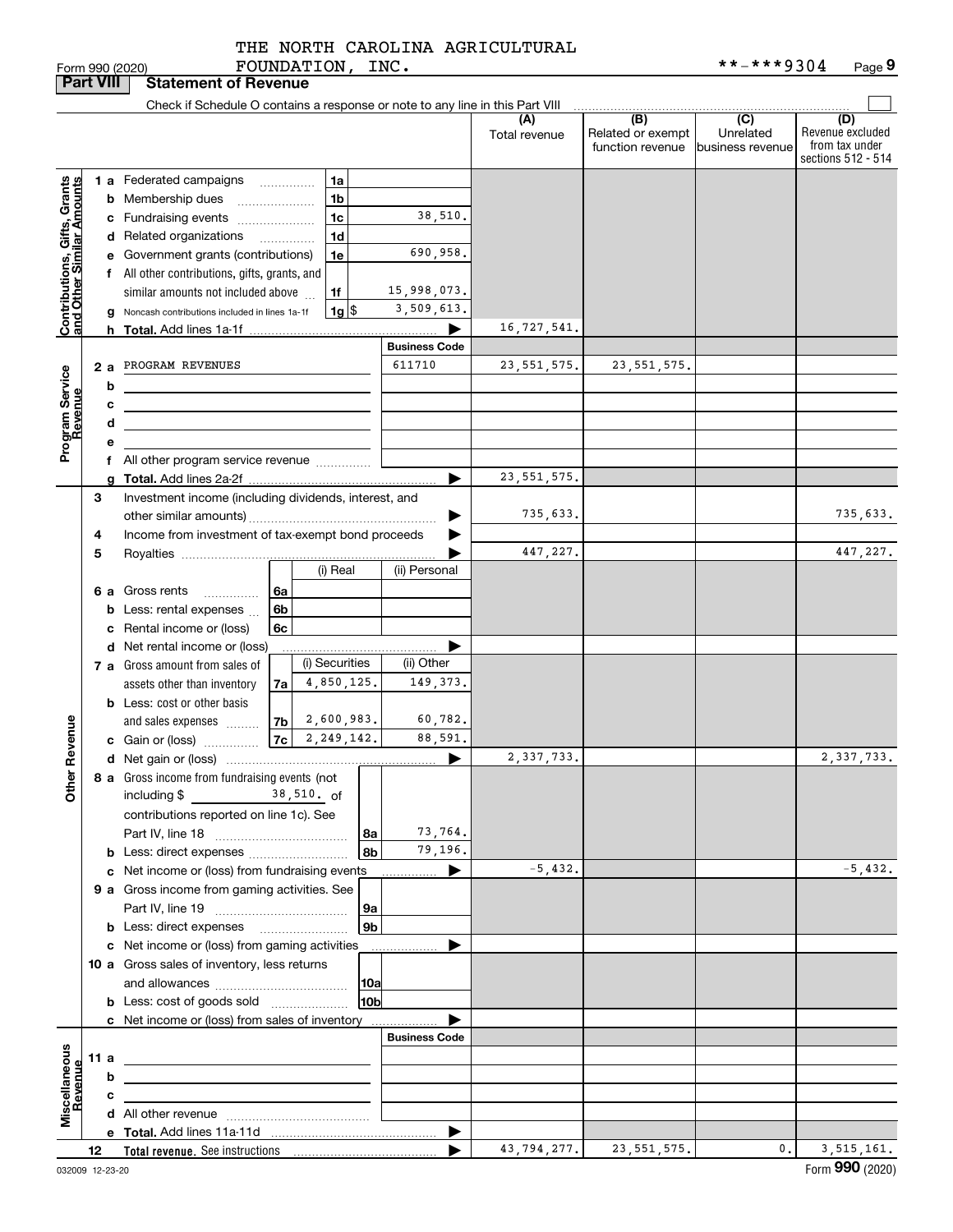THE NORTH CAROLINA AGRICULTURAL FOUNDATION, INC.

Form 990 (2020) **-***9304 Page 9

**Part VIII Statement of Revenue**

Check if Schedule O contains a response or note to any line in this Part VIII

| | | | | (A) Total revenue | (B) Related or exempt function revenue | (C) Unrelated business revenue | (D) Revenue excluded from tax under sections 512 - 514 |
|---|---|---|---|---|---|---|---|
| **Contributions, Gifts, Grants and Other Similar Amounts** | 1a Federated campaigns | 1a | | | | | |
| | b Membership dues | 1b | | | | | |
| | c Fundraising events | 1c | 38,510. | | | | |
| | d Related organizations | 1d | | | | | |
| | e Government grants (contributions) | 1e | 690,958. | | | | |
| | f All other contributions, gifts, grants, and similar amounts not included above | 1f | 15,998,073. | | | | |
| | g Noncash contributions included in lines 1a-1f | 1g $ | 3,509,613. | | | | |
| | h **Total.** Add lines 1a-1f | | | 16,727,541. | | | |
| **Program Service Revenue** | | | Business Code | | | | |
| | 2a PROGRAM REVENUES | | 611710 | 23,551,575. | 23,551,575. | | |
| | b | | | | | | |
| | c | | | | | | |
| | d | | | | | | |
| | e | | | | | | |
| | f All other program service revenue | | | | | | |
| | g **Total.** Add lines 2a-2f | | | 23,551,575. | | | |
| **Other Revenue** | 3 Investment income (including dividends, interest, and other similar amounts) | | | 735,633. | | | 735,633. |
| | 4 Income from investment of tax-exempt bond proceeds | | | | | | |
| | 5 Royalties | | | 447,227. | | | 447,227. |
| | | (i) Real | (ii) Personal | | | | |
| | 6a Gross rents | 6a | | | | | |
| | b Less: rental expenses | 6b | | | | | |
| | c Rental income or (loss) | 6c | | | | | |
| | d Net rental income or (loss) | | | | | | |
| | | (i) Securities | (ii) Other | | | | |
| | 7a Gross amount from sales of assets other than inventory | 7a 4,850,125. | 149,373. | | | | |
| | b Less: cost or other basis and sales expenses | 7b 2,600,983. | 60,782. | | | | |
| | c Gain or (loss) | 7c 2,249,142. | 88,591. | | | | |
| | d Net gain or (loss) | | | 2,337,733. | | | 2,337,733. |
| | 8a Gross income from fundraising events (not including $ 38,510. of contributions reported on line 1c). See Part IV, line 18 | 8a | 73,764. | | | | |
| | b Less: direct expenses | 8b | 79,196. | | | | |
| | c Net income or (loss) from fundraising events | | | -5,432. | | | -5,432. |
| | 9a Gross income from gaming activities. See Part IV, line 19 | 9a | | | | | |
| | b Less: direct expenses | 9b | | | | | |
| | c Net income or (loss) from gaming activities | | | | | | |
| | 10a Gross sales of inventory, less returns and allowances | 10a | | | | | |
| | b Less: cost of goods sold | 10b | | | | | |
| | c Net income or (loss) from sales of inventory | | | | | | |
| **Miscellaneous Revenue** | | | Business Code | | | | |
| | 11a | | | | | | |
| | b | | | | | | |
| | c | | | | | | |
| | d All other revenue | | | | | | |
| | e **Total.** Add lines 11a-11d | | | | | | |
| | 12 **Total revenue.** See instructions | | | 43,794,277. | 23,551,575. | 0. | 3,515,161. |

032009 12-23-20 Form **990** (2020)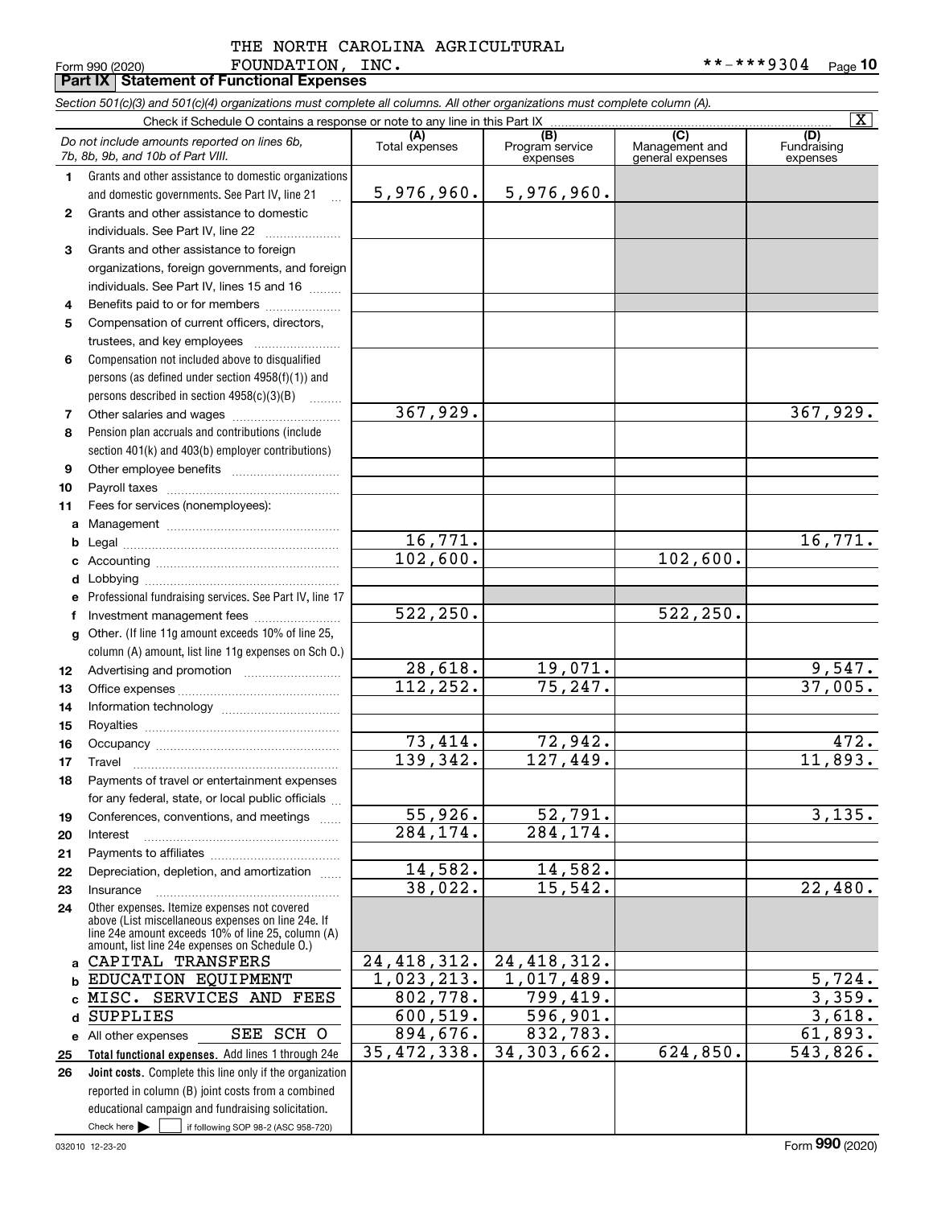THE NORTH CAROLINA AGRICULTURAL FOUNDATION, INC.

Form 990 (2020) **-***9304

## Part IX Statement of Functional Expenses

*Section 501(c)(3) and 501(c)(4) organizations must complete all columns. All other organizations must complete column (A).*

Check if Schedule O contains a response or note to any line in this Part IX [X]

| | *Do not include amounts reported on lines 6b, 7b, 8b, 9b, and 10b of Part VIII.* | (A) Total expenses | (B) Program service expenses | (C) Management and general expenses | (D) Fundraising expenses |
|---|---|---|---|---|---|
| 1 | Grants and other assistance to domestic organizations and domestic governments. See Part IV, line 21 | 5,976,960. | 5,976,960. | | |
| 2 | Grants and other assistance to domestic individuals. See Part IV, line 22 | | | | |
| 3 | Grants and other assistance to foreign organizations, foreign governments, and foreign individuals. See Part IV, lines 15 and 16 | | | | |
| 4 | Benefits paid to or for members | | | | |
| 5 | Compensation of current officers, directors, trustees, and key employees | | | | |
| 6 | Compensation not included above to disqualified persons (as defined under section 4958(f)(1)) and persons described in section 4958(c)(3)(B) | | | | |
| 7 | Other salaries and wages | 367,929. | | | 367,929. |
| 8 | Pension plan accruals and contributions (include section 401(k) and 403(b) employer contributions) | | | | |
| 9 | Other employee benefits | | | | |
| 10 | Payroll taxes | | | | |
| 11 | Fees for services (nonemployees): | | | | |
| a | Management | | | | |
| b | Legal | 16,771. | | | 16,771. |
| c | Accounting | 102,600. | | 102,600. | |
| d | Lobbying | | | | |
| e | Professional fundraising services. See Part IV, line 17 | | | | |
| f | Investment management fees | 522,250. | | 522,250. | |
| g | Other. (If line 11g amount exceeds 10% of line 25, column (A) amount, list line 11g expenses on Sch O.) | | | | |
| 12 | Advertising and promotion | 28,618. | 19,071. | | 9,547. |
| 13 | Office expenses | 112,252. | 75,247. | | 37,005. |
| 14 | Information technology | | | | |
| 15 | Royalties | | | | |
| 16 | Occupancy | 73,414. | 72,942. | | 472. |
| 17 | Travel | 139,342. | 127,449. | | 11,893. |
| 18 | Payments of travel or entertainment expenses for any federal, state, or local public officials | | | | |
| 19 | Conferences, conventions, and meetings | 55,926. | 52,791. | | 3,135. |
| 20 | Interest | 284,174. | 284,174. | | |
| 21 | Payments to affiliates | | | | |
| 22 | Depreciation, depletion, and amortization | 14,582. | 14,582. | | |
| 23 | Insurance | 38,022. | 15,542. | | 22,480. |
| 24 | Other expenses. Itemize expenses not covered above (List miscellaneous expenses on line 24e. If line 24e amount exceeds 10% of line 25, column (A) amount, list line 24e expenses on Schedule O.) | | | | |
| a | CAPITAL TRANSFERS | 24,418,312. | 24,418,312. | | |
| b | EDUCATION EQUIPMENT | 1,023,213. | 1,017,489. | | 5,724. |
| c | MISC. SERVICES AND FEES | 802,778. | 799,419. | | 3,359. |
| d | SUPPLIES | 600,519. | 596,901. | | 3,618. |
| e | All other expenses SEE SCH O | 894,676. | 832,783. | | 61,893. |
| 25 | **Total functional expenses.** Add lines 1 through 24e | 35,472,338. | 34,303,662. | 624,850. | 543,826. |
| 26 | **Joint costs.** Complete this line only if the organization reported in column (B) joint costs from a combined educational campaign and fundraising solicitation. Check here [ ] if following SOP 98-2 (ASC 958-720) | | | | |

032010 12-23-20 Form **990** (2020)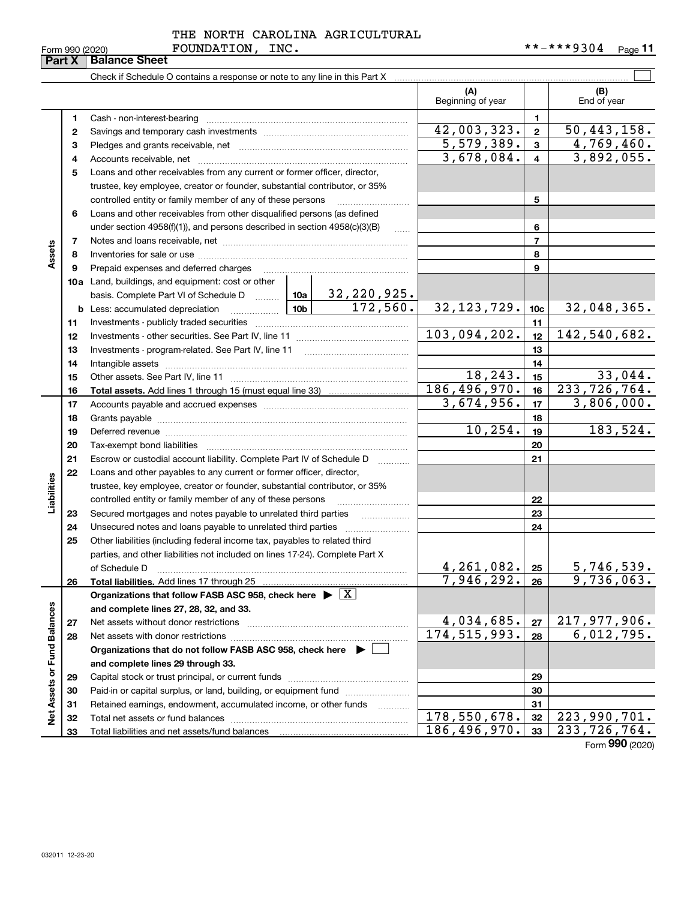THE NORTH CAROLINA AGRICULTURAL FOUNDATION, INC.

Form 990 (2020) **-***9304 Page 11

## Part X Balance Sheet

Check if Schedule O contains a response or note to any line in this Part X

| | | | | (A) Beginning of year | | (B) End of year |
|---|---|---|---|---|---|---|
| **Assets** | 1 | Cash - non-interest-bearing | | | 1 | |
| | 2 | Savings and temporary cash investments | | 42,003,323. | 2 | 50,443,158. |
| | 3 | Pledges and grants receivable, net | | 5,579,389. | 3 | 4,769,460. |
| | 4 | Accounts receivable, net | | 3,678,084. | 4 | 3,892,055. |
| | 5 | Loans and other receivables from any current or former officer, director, trustee, key employee, creator or founder, substantial contributor, or 35% controlled entity or family member of any of these persons | | | 5 | |
| | 6 | Loans and other receivables from other disqualified persons (as defined under section 4958(f)(1)), and persons described in section 4958(c)(3)(B) | | | 6 | |
| | 7 | Notes and loans receivable, net | | | 7 | |
| | 8 | Inventories for sale or use | | | 8 | |
| | 9 | Prepaid expenses and deferred charges | | | 9 | |
| | 10a | Land, buildings, and equipment: cost or other basis. Complete Part VI of Schedule D | 10a 32,220,925. | | | |
| | b | Less: accumulated depreciation | 10b 172,560. | 32,123,729. | 10c | 32,048,365. |
| | 11 | Investments - publicly traded securities | | | 11 | |
| | 12 | Investments - other securities. See Part IV, line 11 | | 103,094,202. | 12 | 142,540,682. |
| | 13 | Investments - program-related. See Part IV, line 11 | | | 13 | |
| | 14 | Intangible assets | | | 14 | |
| | 15 | Other assets. See Part IV, line 11 | | 18,243. | 15 | 33,044. |
| | 16 | **Total assets.** Add lines 1 through 15 (must equal line 33) | | 186,496,970. | 16 | 233,726,764. |
| **Liabilities** | 17 | Accounts payable and accrued expenses | | 3,674,956. | 17 | 3,806,000. |
| | 18 | Grants payable | | | 18 | |
| | 19 | Deferred revenue | | 10,254. | 19 | 183,524. |
| | 20 | Tax-exempt bond liabilities | | | 20 | |
| | 21 | Escrow or custodial account liability. Complete Part IV of Schedule D | | | 21 | |
| | 22 | Loans and other payables to any current or former officer, director, trustee, key employee, creator or founder, substantial contributor, or 35% controlled entity or family member of any of these persons | | | 22 | |
| | 23 | Secured mortgages and notes payable to unrelated third parties | | | 23 | |
| | 24 | Unsecured notes and loans payable to unrelated third parties | | | 24 | |
| | 25 | Other liabilities (including federal income tax, payables to related third parties, and other liabilities not included on lines 17-24). Complete Part X of Schedule D | | 4,261,082. | 25 | 5,746,539. |
| | 26 | **Total liabilities.** Add lines 17 through 25 | | 7,946,292. | 26 | 9,736,063. |
| **Net Assets or Fund Balances** | | **Organizations that follow FASB ASC 958, check here ▶ [X] and complete lines 27, 28, 32, and 33.** | | | | |
| | 27 | Net assets without donor restrictions | | 4,034,685. | 27 | 217,977,906. |
| | 28 | Net assets with donor restrictions | | 174,515,993. | 28 | 6,012,795. |
| | | **Organizations that do not follow FASB ASC 958, check here ▶ [ ] and complete lines 29 through 33.** | | | | |
| | 29 | Capital stock or trust principal, or current funds | | | 29 | |
| | 30 | Paid-in or capital surplus, or land, building, or equipment fund | | | 30 | |
| | 31 | Retained earnings, endowment, accumulated income, or other funds | | | 31 | |
| | 32 | Total net assets or fund balances | | 178,550,678. | 32 | 223,990,701. |
| | 33 | Total liabilities and net assets/fund balances | | 186,496,970. | 33 | 233,726,764. |

Form **990** (2020)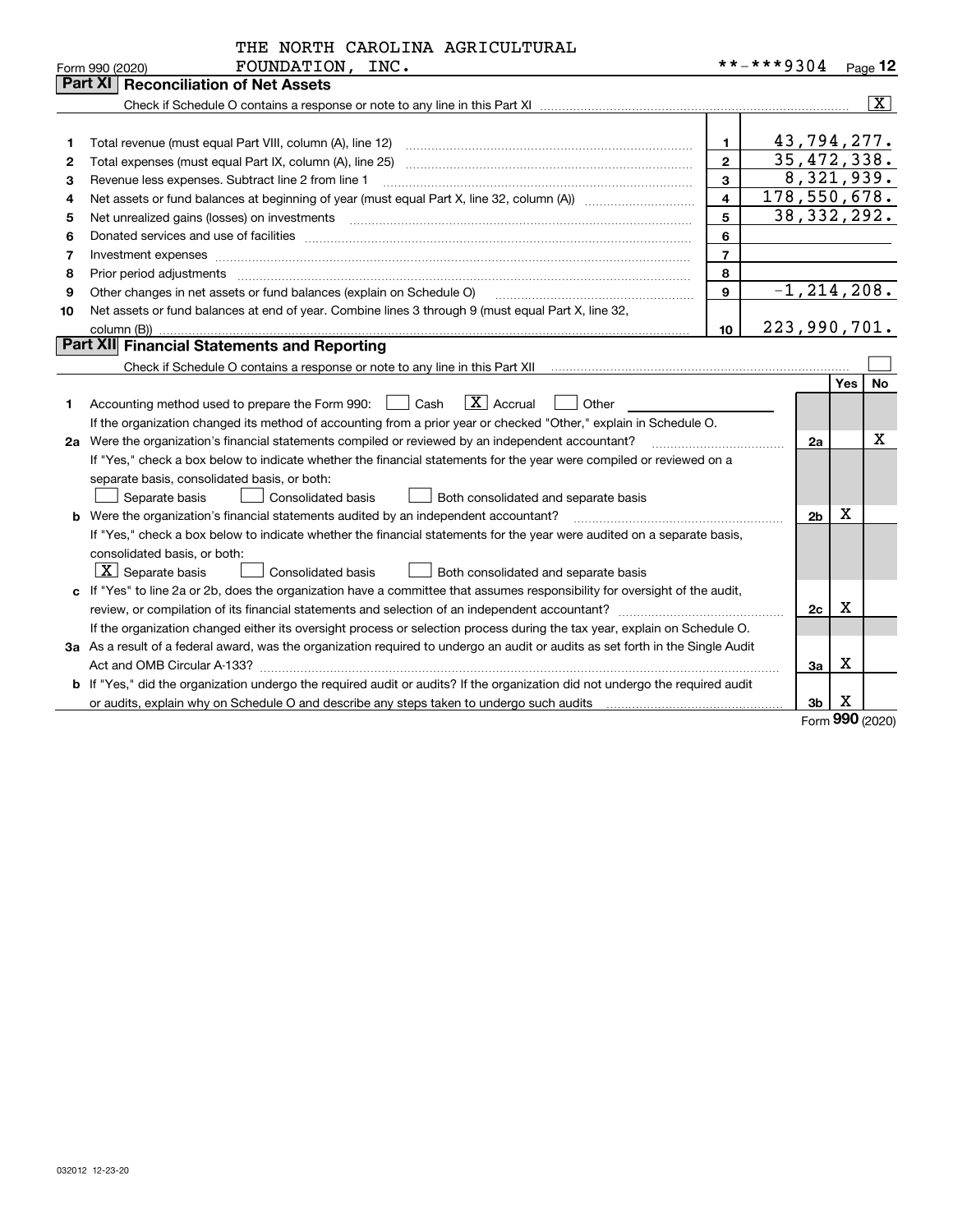THE NORTH CAROLINA AGRICULTURAL FOUNDATION, INC. **-***9304

Form 990 (2020)

## Part XI Reconciliation of Net Assets

Check if Schedule O contains a response or note to any line in this Part XI [X]

| | | | |
|---|---|---|---|
| 1 | Total revenue (must equal Part VIII, column (A), line 12) | 1 | 43,794,277. |
| 2 | Total expenses (must equal Part IX, column (A), line 25) | 2 | 35,472,338. |
| 3 | Revenue less expenses. Subtract line 2 from line 1 | 3 | 8,321,939. |
| 4 | Net assets or fund balances at beginning of year (must equal Part X, line 32, column (A)) | 4 | 178,550,678. |
| 5 | Net unrealized gains (losses) on investments | 5 | 38,332,292. |
| 6 | Donated services and use of facilities | 6 | |
| 7 | Investment expenses | 7 | |
| 8 | Prior period adjustments | 8 | |
| 9 | Other changes in net assets or fund balances (explain on Schedule O) | 9 | -1,214,208. |
| 10 | Net assets or fund balances at end of year. Combine lines 3 through 9 (must equal Part X, line 32, column (B)) | 10 | 223,990,701. |

## Part XII Financial Statements and Reporting

Check if Schedule O contains a response or note to any line in this Part XII [ ]

| | | | Yes | No |
|---|---|---|---|---|
| 1 | Accounting method used to prepare the Form 990: [ ] Cash [X] Accrual [ ] Other<br>If the organization changed its method of accounting from a prior year or checked "Other," explain in Schedule O. | | | |
| 2a | Were the organization's financial statements compiled or reviewed by an independent accountant?<br>If "Yes," check a box below to indicate whether the financial statements for the year were compiled or reviewed on a separate basis, consolidated basis, or both:<br>[ ] Separate basis [ ] Consolidated basis [ ] Both consolidated and separate basis | 2a | | X |
| b | Were the organization's financial statements audited by an independent accountant?<br>If "Yes," check a box below to indicate whether the financial statements for the year were audited on a separate basis, consolidated basis, or both:<br>[X] Separate basis [ ] Consolidated basis [ ] Both consolidated and separate basis | 2b | X | |
| c | If "Yes" to line 2a or 2b, does the organization have a committee that assumes responsibility for oversight of the audit, review, or compilation of its financial statements and selection of an independent accountant?<br>If the organization changed either its oversight process or selection process during the tax year, explain on Schedule O. | 2c | X | |
| 3a | As a result of a federal award, was the organization required to undergo an audit or audits as set forth in the Single Audit Act and OMB Circular A-133? | 3a | X | |
| b | If "Yes," did the organization undergo the required audit or audits? If the organization did not undergo the required audit or audits, explain why on Schedule O and describe any steps taken to undergo such audits | 3b | X | |

Form 990 (2020)

032012 12-23-20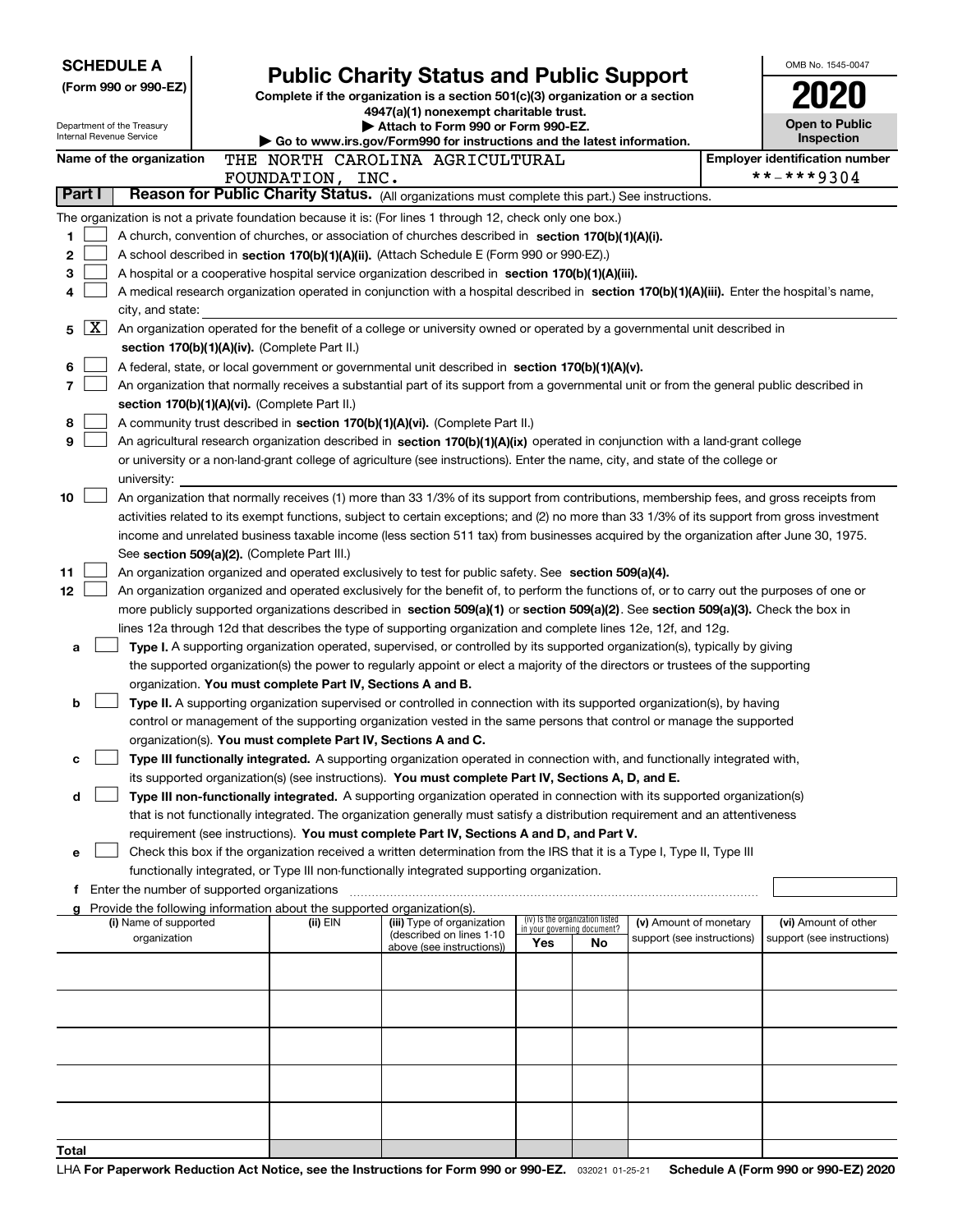**SCHEDULE A**
**(Form 990 or 990-EZ)**

Department of the Treasury
Internal Revenue Service

# Public Charity Status and Public Support

**Complete if the organization is a section 501(c)(3) organization or a section 4947(a)(1) nonexempt charitable trust.**
**▶ Attach to Form 990 or Form 990-EZ.**
**▶ Go to www.irs.gov/Form990 for instructions and the latest information.**

OMB No. 1545-0047
**2020**
**Open to Public Inspection**

**Name of the organization** THE NORTH CAROLINA AGRICULTURAL FOUNDATION, INC.

**Employer identification number** **-***9304

**Part I** **Reason for Public Charity Status.** (All organizations must complete this part.) See instructions.

The organization is not a private foundation because it is: (For lines 1 through 12, check only one box.)

1. [ ] A church, convention of churches, or association of churches described in **section 170(b)(1)(A)(i).**
2. [ ] A school described in **section 170(b)(1)(A)(ii).** (Attach Schedule E (Form 990 or 990-EZ).)
3. [ ] A hospital or a cooperative hospital service organization described in **section 170(b)(1)(A)(iii).**
4. [ ] A medical research organization operated in conjunction with a hospital described in **section 170(b)(1)(A)(iii).** Enter the hospital's name, city, and state:
5. [X] An organization operated for the benefit of a college or university owned or operated by a governmental unit described in **section 170(b)(1)(A)(iv).** (Complete Part II.)
6. [ ] A federal, state, or local government or governmental unit described in **section 170(b)(1)(A)(v).**
7. [ ] An organization that normally receives a substantial part of its support from a governmental unit or from the general public described in **section 170(b)(1)(A)(vi).** (Complete Part II.)
8. [ ] A community trust described in **section 170(b)(1)(A)(vi).** (Complete Part II.)
9. [ ] An agricultural research organization described in **section 170(b)(1)(A)(ix)** operated in conjunction with a land-grant college or university or a non-land-grant college of agriculture (see instructions). Enter the name, city, and state of the college or university:
10. [ ] An organization that normally receives (1) more than 33 1/3% of its support from contributions, membership fees, and gross receipts from activities related to its exempt functions, subject to certain exceptions; and (2) no more than 33 1/3% of its support from gross investment income and unrelated business taxable income (less section 511 tax) from businesses acquired by the organization after June 30, 1975. See **section 509(a)(2).** (Complete Part III.)
11. [ ] An organization organized and operated exclusively to test for public safety. See **section 509(a)(4).**
12. [ ] An organization organized and operated exclusively for the benefit of, to perform the functions of, or to carry out the purposes of one or more publicly supported organizations described in **section 509(a)(1)** or **section 509(a)(2)**. See **section 509(a)(3).** Check the box in lines 12a through 12d that describes the type of supporting organization and complete lines 12e, 12f, and 12g.
   - **a** [ ] **Type I.** A supporting organization operated, supervised, or controlled by its supported organization(s), typically by giving the supported organization(s) the power to regularly appoint or elect a majority of the directors or trustees of the supporting organization. **You must complete Part IV, Sections A and B.**
   - **b** [ ] **Type II.** A supporting organization supervised or controlled in connection with its supported organization(s), by having control or management of the supporting organization vested in the same persons that control or manage the supported organization(s). **You must complete Part IV, Sections A and C.**
   - **c** [ ] **Type III functionally integrated.** A supporting organization operated in connection with, and functionally integrated with, its supported organization(s) (see instructions). **You must complete Part IV, Sections A, D, and E.**
   - **d** [ ] **Type III non-functionally integrated.** A supporting organization operated in connection with its supported organization(s) that is not functionally integrated. The organization generally must satisfy a distribution requirement and an attentiveness requirement (see instructions). **You must complete Part IV, Sections A and D, and Part V.**
   - **e** [ ] Check this box if the organization received a written determination from the IRS that it is a Type I, Type II, Type III functionally integrated, or Type III non-functionally integrated supporting organization.
   - **f** Enter the number of supported organizations
   - **g** Provide the following information about the supported organization(s).

| (i) Name of supported organization | (ii) EIN | (iii) Type of organization (described on lines 1-10 above (see instructions)) | (iv) Is the organization listed in your governing document? Yes | No | (v) Amount of monetary support (see instructions) | (vi) Amount of other support (see instructions) |
|---|---|---|---|---|---|---|
| | | | | | | |
| | | | | | | |
| | | | | | | |
| | | | | | | |
| | | | | | | |
| **Total** | | | | | | |

LHA **For Paperwork Reduction Act Notice, see the Instructions for Form 990 or 990-EZ.** 032021 01-25-21 **Schedule A (Form 990 or 990-EZ) 2020**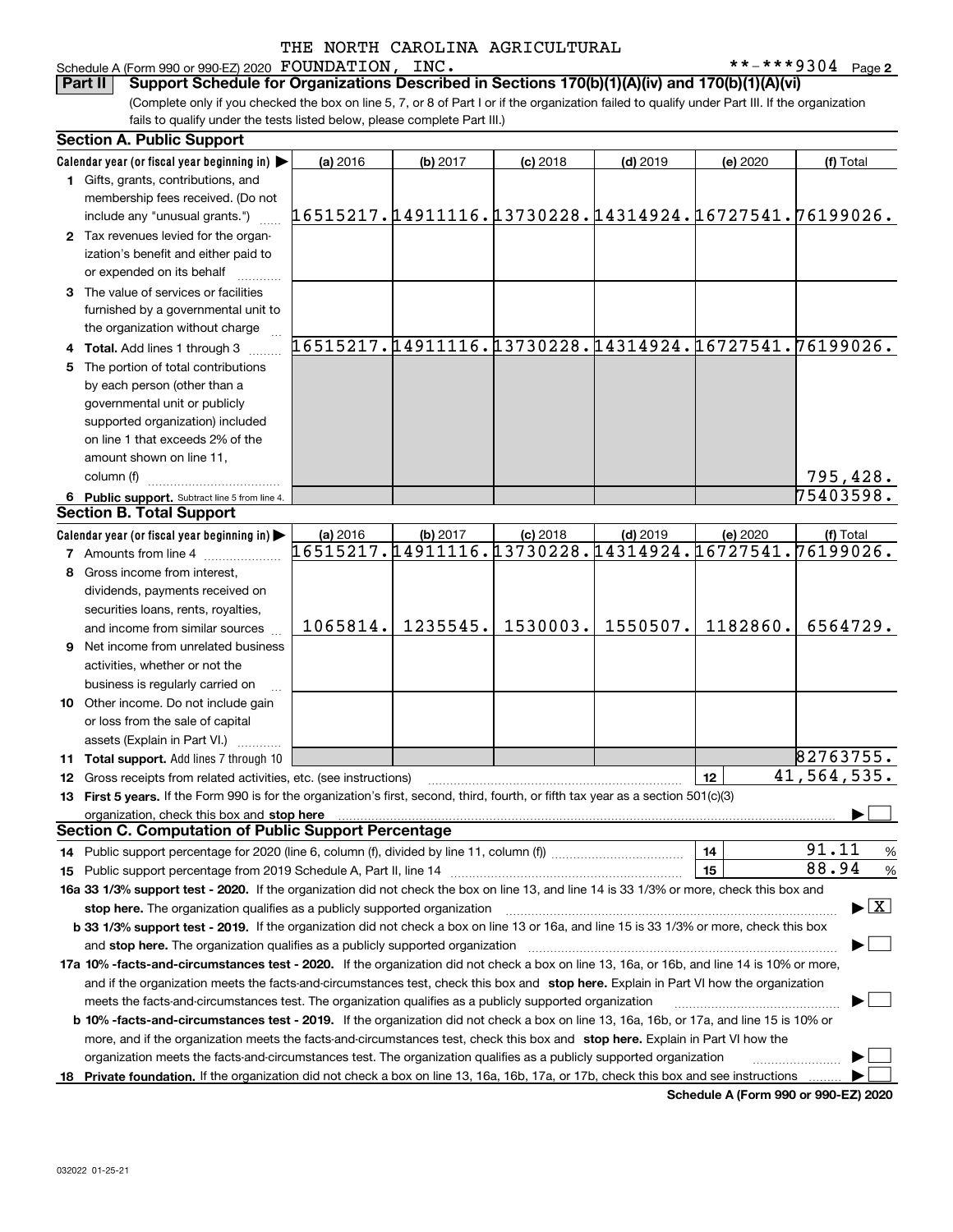THE NORTH CAROLINA AGRICULTURAL FOUNDATION, INC. **-***9304

Schedule A (Form 990 or 990-EZ) 2020

**Part II** **Support Schedule for Organizations Described in Sections 170(b)(1)(A)(iv) and 170(b)(1)(A)(vi)**

(Complete only if you checked the box on line 5, 7, or 8 of Part I or if the organization failed to qualify under Part III. If the organization fails to qualify under the tests listed below, please complete Part III.)

### Section A. Public Support

| Calendar year (or fiscal year beginning in) | (a) 2016 | (b) 2017 | (c) 2018 | (d) 2019 | (e) 2020 | (f) Total |
|---|---|---|---|---|---|---|
| 1 Gifts, grants, contributions, and membership fees received. (Do not include any "unusual grants.") | 16515217. | 14911116. | 13730228. | 14314924. | 16727541. | 76199026. |
| 2 Tax revenues levied for the organization's benefit and either paid to or expended on its behalf | | | | | | |
| 3 The value of services or facilities furnished by a governmental unit to the organization without charge | | | | | | |
| 4 Total. Add lines 1 through 3 | 16515217. | 14911116. | 13730228. | 14314924. | 16727541. | 76199026. |
| 5 The portion of total contributions by each person (other than a governmental unit or publicly supported organization) included on line 1 that exceeds 2% of the amount shown on line 11, column (f) | | | | | | 795,428. |
| 6 Public support. Subtract line 5 from line 4. | | | | | | 75403598. |

### Section B. Total Support

| Calendar year (or fiscal year beginning in) | (a) 2016 | (b) 2017 | (c) 2018 | (d) 2019 | (e) 2020 | (f) Total |
|---|---|---|---|---|---|---|
| 7 Amounts from line 4 | 16515217. | 14911116. | 13730228. | 14314924. | 16727541. | 76199026. |
| 8 Gross income from interest, dividends, payments received on securities loans, rents, royalties, and income from similar sources | 1065814. | 1235545. | 1530003. | 1550507. | 1182860. | 6564729. |
| 9 Net income from unrelated business activities, whether or not the business is regularly carried on | | | | | | |
| 10 Other income. Do not include gain or loss from the sale of capital assets (Explain in Part VI.) | | | | | | |
| 11 Total support. Add lines 7 through 10 | | | | | | 82763755. |

12 Gross receipts from related activities, etc. (see instructions) — 12 — 41,564,535.

13 **First 5 years.** If the Form 990 is for the organization's first, second, third, fourth, or fifth tax year as a section 501(c)(3) organization, check this box and **stop here** ☐

### Section C. Computation of Public Support Percentage

14 Public support percentage for 2020 (line 6, column (f), divided by line 11, column (f)) — 14 — 91.11 %

15 Public support percentage from 2019 Schedule A, Part II, line 14 — 15 — 88.94 %

**16a 33 1/3% support test - 2020.** If the organization did not check the box on line 13, and line 14 is 33 1/3% or more, check this box and **stop here.** The organization qualifies as a publicly supported organization ☒

**b 33 1/3% support test - 2019.** If the organization did not check a box on line 13 or 16a, and line 15 is 33 1/3% or more, check this box and **stop here.** The organization qualifies as a publicly supported organization ☐

**17a 10% -facts-and-circumstances test - 2020.** If the organization did not check a box on line 13, 16a, or 16b, and line 14 is 10% or more, and if the organization meets the facts-and-circumstances test, check this box and **stop here.** Explain in Part VI how the organization meets the facts-and-circumstances test. The organization qualifies as a publicly supported organization ☐

**b 10% -facts-and-circumstances test - 2019.** If the organization did not check a box on line 13, 16a, 16b, or 17a, and line 15 is 10% or more, and if the organization meets the facts-and-circumstances test, check this box and **stop here.** Explain in Part VI how the organization meets the facts-and-circumstances test. The organization qualifies as a publicly supported organization ☐

**18 Private foundation.** If the organization did not check a box on line 13, 16a, 16b, 17a, or 17b, check this box and see instructions ☐

**Schedule A (Form 990 or 990-EZ) 2020**

032022 01-25-21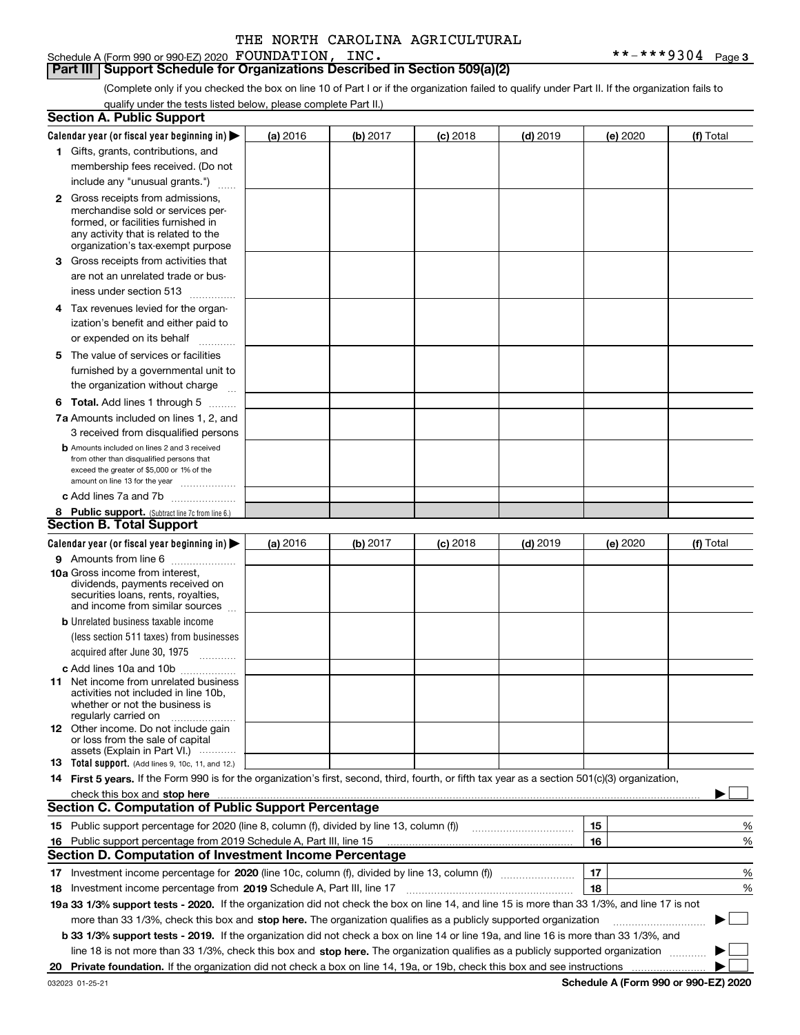THE NORTH CAROLINA AGRICULTURAL

Schedule A (Form 990 or 990-EZ) 2020 FOUNDATION, INC. **-***9304 Page 3

## Part III Support Schedule for Organizations Described in Section 509(a)(2)

(Complete only if you checked the box on line 10 of Part I or if the organization failed to qualify under Part II. If the organization fails to qualify under the tests listed below, please complete Part II.)

### Section A. Public Support

| Calendar year (or fiscal year beginning in) ▶ | (a) 2016 | (b) 2017 | (c) 2018 | (d) 2019 | (e) 2020 | (f) Total |
|---|---|---|---|---|---|---|
| 1 Gifts, grants, contributions, and membership fees received. (Do not include any "unusual grants.") | | | | | | |
| 2 Gross receipts from admissions, merchandise sold or services performed, or facilities furnished in any activity that is related to the organization's tax-exempt purpose | | | | | | |
| 3 Gross receipts from activities that are not an unrelated trade or business under section 513 | | | | | | |
| 4 Tax revenues levied for the organization's benefit and either paid to or expended on its behalf | | | | | | |
| 5 The value of services or facilities furnished by a governmental unit to the organization without charge | | | | | | |
| 6 **Total.** Add lines 1 through 5 | | | | | | |
| 7a Amounts included on lines 1, 2, and 3 received from disqualified persons | | | | | | |
| b Amounts included on lines 2 and 3 received from other than disqualified persons that exceed the greater of $5,000 or 1% of the amount on line 13 for the year | | | | | | |
| c Add lines 7a and 7b | | | | | | |
| 8 **Public support.** (Subtract line 7c from line 6.) | | | | | | |

### Section B. Total Support

| Calendar year (or fiscal year beginning in) ▶ | (a) 2016 | (b) 2017 | (c) 2018 | (d) 2019 | (e) 2020 | (f) Total |
|---|---|---|---|---|---|---|
| 9 Amounts from line 6 | | | | | | |
| 10a Gross income from interest, dividends, payments received on securities loans, rents, royalties, and income from similar sources | | | | | | |
| b Unrelated business taxable income (less section 511 taxes) from businesses acquired after June 30, 1975 | | | | | | |
| c Add lines 10a and 10b | | | | | | |
| 11 Net income from unrelated business activities not included in line 10b, whether or not the business is regularly carried on | | | | | | |
| 12 Other income. Do not include gain or loss from the sale of capital assets (Explain in Part VI.) | | | | | | |
| 13 **Total support.** (Add lines 9, 10c, 11, and 12.) | | | | | | |

14 **First 5 years.** If the Form 990 is for the organization's first, second, third, fourth, or fifth tax year as a section 501(c)(3) organization, check this box and **stop here** ▶ ☐

### Section C. Computation of Public Support Percentage

| | | | |
|---|---|---|---|
| 15 | Public support percentage for 2020 (line 8, column (f), divided by line 13, column (f)) | 15 | % |
| 16 | Public support percentage from 2019 Schedule A, Part III, line 15 | 16 | % |

### Section D. Computation of Investment Income Percentage

| | | | |
|---|---|---|---|
| 17 | Investment income percentage for **2020** (line 10c, column (f), divided by line 13, column (f)) | 17 | % |
| 18 | Investment income percentage from **2019** Schedule A, Part III, line 17 | 18 | % |

**19a 33 1/3% support tests - 2020.** If the organization did not check the box on line 14, and line 15 is more than 33 1/3%, and line 17 is not more than 33 1/3%, check this box and **stop here.** The organization qualifies as a publicly supported organization ▶ ☐

**b 33 1/3% support tests - 2019.** If the organization did not check a box on line 14 or line 19a, and line 16 is more than 33 1/3%, and line 18 is not more than 33 1/3%, check this box and **stop here.** The organization qualifies as a publicly supported organization ▶ ☐

**20 Private foundation.** If the organization did not check a box on line 14, 19a, or 19b, check this box and see instructions ▶ ☐

032023 01-25-21 **Schedule A (Form 990 or 990-EZ) 2020**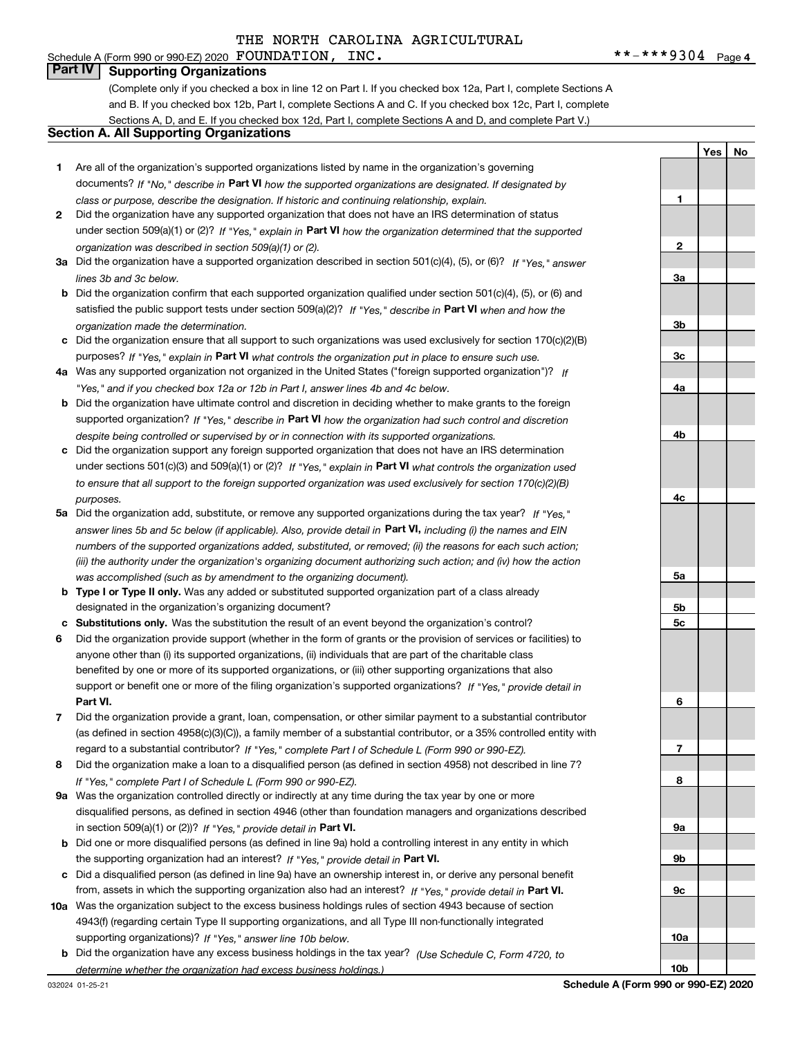THE NORTH CAROLINA AGRICULTURAL

Schedule A (Form 990 or 990-EZ) 2020 FOUNDATION, INC. **-***9304 Page 4

## Part IV Supporting Organizations

(Complete only if you checked a box in line 12 on Part I. If you checked box 12a, Part I, complete Sections A and B. If you checked box 12b, Part I, complete Sections A and C. If you checked box 12c, Part I, complete Sections A, D, and E. If you checked box 12d, Part I, complete Sections A and D, and complete Part V.)

### Section A. All Supporting Organizations

| | | | Yes | No |
|---|---|---|---|---|
| 1 | Are all of the organization's supported organizations listed by name in the organization's governing documents? *If "No," describe in* **Part VI** *how the supported organizations are designated. If designated by class or purpose, describe the designation. If historic and continuing relationship, explain.* | 1 | | |
| 2 | Did the organization have any supported organization that does not have an IRS determination of status under section 509(a)(1) or (2)? *If "Yes," explain in* **Part VI** *how the organization determined that the supported organization was described in section 509(a)(1) or (2).* | 2 | | |
| 3a | Did the organization have a supported organization described in section 501(c)(4), (5), or (6)? *If "Yes," answer lines 3b and 3c below.* | 3a | | |
| b | Did the organization confirm that each supported organization qualified under section 501(c)(4), (5), or (6) and satisfied the public support tests under section 509(a)(2)? *If "Yes," describe in* **Part VI** *when and how the organization made the determination.* | 3b | | |
| c | Did the organization ensure that all support to such organizations was used exclusively for section 170(c)(2)(B) purposes? *If "Yes," explain in* **Part VI** *what controls the organization put in place to ensure such use.* | 3c | | |
| 4a | Was any supported organization not organized in the United States ("foreign supported organization")? *If "Yes," and if you checked box 12a or 12b in Part I, answer lines 4b and 4c below.* | 4a | | |
| b | Did the organization have ultimate control and discretion in deciding whether to make grants to the foreign supported organization? *If "Yes," describe in* **Part VI** *how the organization had such control and discretion despite being controlled or supervised by or in connection with its supported organizations.* | 4b | | |
| c | Did the organization support any foreign supported organization that does not have an IRS determination under sections 501(c)(3) and 509(a)(1) or (2)? *If "Yes," explain in* **Part VI** *what controls the organization used to ensure that all support to the foreign supported organization was used exclusively for section 170(c)(2)(B) purposes.* | 4c | | |
| 5a | Did the organization add, substitute, or remove any supported organizations during the tax year? *If "Yes," answer lines 5b and 5c below (if applicable). Also, provide detail in* **Part VI,** *including (i) the names and EIN numbers of the supported organizations added, substituted, or removed; (ii) the reasons for each such action; (iii) the authority under the organization's organizing document authorizing such action; and (iv) how the action was accomplished (such as by amendment to the organizing document).* | 5a | | |
| b | **Type I or Type II only.** Was any added or substituted supported organization part of a class already designated in the organization's organizing document? | 5b | | |
| c | **Substitutions only.** Was the substitution the result of an event beyond the organization's control? | 5c | | |
| 6 | Did the organization provide support (whether in the form of grants or the provision of services or facilities) to anyone other than (i) its supported organizations, (ii) individuals that are part of the charitable class benefited by one or more of its supported organizations, or (iii) other supporting organizations that also support or benefit one or more of the filing organization's supported organizations? *If "Yes," provide detail in* **Part VI.** | 6 | | |
| 7 | Did the organization provide a grant, loan, compensation, or other similar payment to a substantial contributor (as defined in section 4958(c)(3)(C)), a family member of a substantial contributor, or a 35% controlled entity with regard to a substantial contributor? *If "Yes," complete Part I of Schedule L (Form 990 or 990-EZ).* | 7 | | |
| 8 | Did the organization make a loan to a disqualified person (as defined in section 4958) not described in line 7? *If "Yes," complete Part I of Schedule L (Form 990 or 990-EZ).* | 8 | | |
| 9a | Was the organization controlled directly or indirectly at any time during the tax year by one or more disqualified persons, as defined in section 4946 (other than foundation managers and organizations described in section 509(a)(1) or (2))? *If "Yes," provide detail in* **Part VI.** | 9a | | |
| b | Did one or more disqualified persons (as defined in line 9a) hold a controlling interest in any entity in which the supporting organization had an interest? *If "Yes," provide detail in* **Part VI.** | 9b | | |
| c | Did a disqualified person (as defined in line 9a) have an ownership interest in, or derive any personal benefit from, assets in which the supporting organization also had an interest? *If "Yes," provide detail in* **Part VI.** | 9c | | |
| 10a | Was the organization subject to the excess business holdings rules of section 4943 because of section 4943(f) (regarding certain Type II supporting organizations, and all Type III non-functionally integrated supporting organizations)? *If "Yes," answer line 10b below.* | 10a | | |
| b | Did the organization have any excess business holdings in the tax year? *(Use Schedule C, Form 4720, to determine whether the organization had excess business holdings.)* | 10b | | |

032024 01-25-21 **Schedule A (Form 990 or 990-EZ) 2020**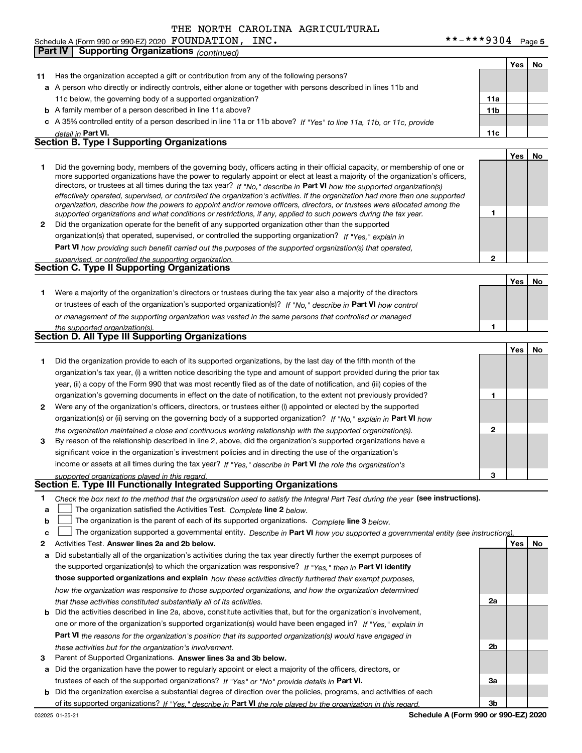THE NORTH CAROLINA AGRICULTURAL

Schedule A (Form 990 or 990-EZ) 2020 FOUNDATION, INC. **-***9304 Page 5

**Part IV | Supporting Organizations** *(continued)*

| | | | Yes | No |
|---|---|---|---|---|
| **11** | Has the organization accepted a gift or contribution from any of the following persons? | | | |
| **a** | A person who directly or indirectly controls, either alone or together with persons described in lines 11b and 11c below, the governing body of a supported organization? | **11a** | | |
| **b** | A family member of a person described in line 11a above? | **11b** | | |
| **c** | A 35% controlled entity of a person described in line 11a or 11b above? *If "Yes" to line 11a, 11b, or 11c, provide detail in* **Part VI.** | **11c** | | |

## Section B. Type I Supporting Organizations

| | | | Yes | No |
|---|---|---|---|---|
| **1** | Did the governing body, members of the governing body, officers acting in their official capacity, or membership of one or more supported organizations have the power to regularly appoint or elect at least a majority of the organization's officers, directors, or trustees at all times during the tax year? *If "No," describe in* **Part VI** *how the supported organization(s) effectively operated, supervised, or controlled the organization's activities. If the organization had more than one supported organization, describe how the powers to appoint and/or remove officers, directors, or trustees were allocated among the supported organizations and what conditions or restrictions, if any, applied to such powers during the tax year.* | **1** | | |
| **2** | Did the organization operate for the benefit of any supported organization other than the supported organization(s) that operated, supervised, or controlled the supporting organization? *If "Yes," explain in* **Part VI** *how providing such benefit carried out the purposes of the supported organization(s) that operated, supervised, or controlled the supporting organization.* | **2** | | |

## Section C. Type II Supporting Organizations

| | | | Yes | No |
|---|---|---|---|---|
| **1** | Were a majority of the organization's directors or trustees during the tax year also a majority of the directors or trustees of each of the organization's supported organization(s)? *If "No," describe in* **Part VI** *how control or management of the supporting organization was vested in the same persons that controlled or managed the supported organization(s).* | **1** | | |

## Section D. All Type III Supporting Organizations

| | | | Yes | No |
|---|---|---|---|---|
| **1** | Did the organization provide to each of its supported organizations, by the last day of the fifth month of the organization's tax year, (i) a written notice describing the type and amount of support provided during the prior tax year, (ii) a copy of the Form 990 that was most recently filed as of the date of notification, and (iii) copies of the organization's governing documents in effect on the date of notification, to the extent not previously provided? | **1** | | |
| **2** | Were any of the organization's officers, directors, or trustees either (i) appointed or elected by the supported organization(s) or (ii) serving on the governing body of a supported organization? *If "No," explain in* **Part VI** *how the organization maintained a close and continuous working relationship with the supported organization(s).* | **2** | | |
| **3** | By reason of the relationship described in line 2, above, did the organization's supported organizations have a significant voice in the organization's investment policies and in directing the use of the organization's income or assets at all times during the tax year? *If "Yes," describe in* **Part VI** *the role the organization's supported organizations played in this regard.* | **3** | | |

## Section E. Type III Functionally Integrated Supporting Organizations

**1** *Check the box next to the method that the organization used to satisfy the Integral Part Test during the year* **(see instructions).**

**a** ☐ The organization satisfied the Activities Test. *Complete* **line 2** *below.*

**b** ☐ The organization is the parent of each of its supported organizations. *Complete* **line 3** *below.*

**c** ☐ The organization supported a governmental entity. *Describe in* **Part VI** *how you supported a governmental entity (see instructions).*

| | | | Yes | No |
|---|---|---|---|---|
| **2** | Activities Test. **Answer lines 2a and 2b below.** | | | |
| **a** | Did substantially all of the organization's activities during the tax year directly further the exempt purposes of the supported organization(s) to which the organization was responsive? *If "Yes," then in* **Part VI identify those supported organizations and explain** *how these activities directly furthered their exempt purposes, how the organization was responsive to those supported organizations, and how the organization determined that these activities constituted substantially all of its activities.* | **2a** | | |
| **b** | Did the activities described in line 2a, above, constitute activities that, but for the organization's involvement, one or more of the organization's supported organization(s) would have been engaged in? *If "Yes," explain in* **Part VI** *the reasons for the organization's position that its supported organization(s) would have engaged in these activities but for the organization's involvement.* | **2b** | | |
| **3** | Parent of Supported Organizations. **Answer lines 3a and 3b below.** | | | |
| **a** | Did the organization have the power to regularly appoint or elect a majority of the officers, directors, or trustees of each of the supported organizations? *If "Yes" or "No" provide details in* **Part VI.** | **3a** | | |
| **b** | Did the organization exercise a substantial degree of direction over the policies, programs, and activities of each of its supported organizations? *If "Yes," describe in* **Part VI** *the role played by the organization in this regard.* | **3b** | | |

032025 01-25-21 **Schedule A (Form 990 or 990-EZ) 2020**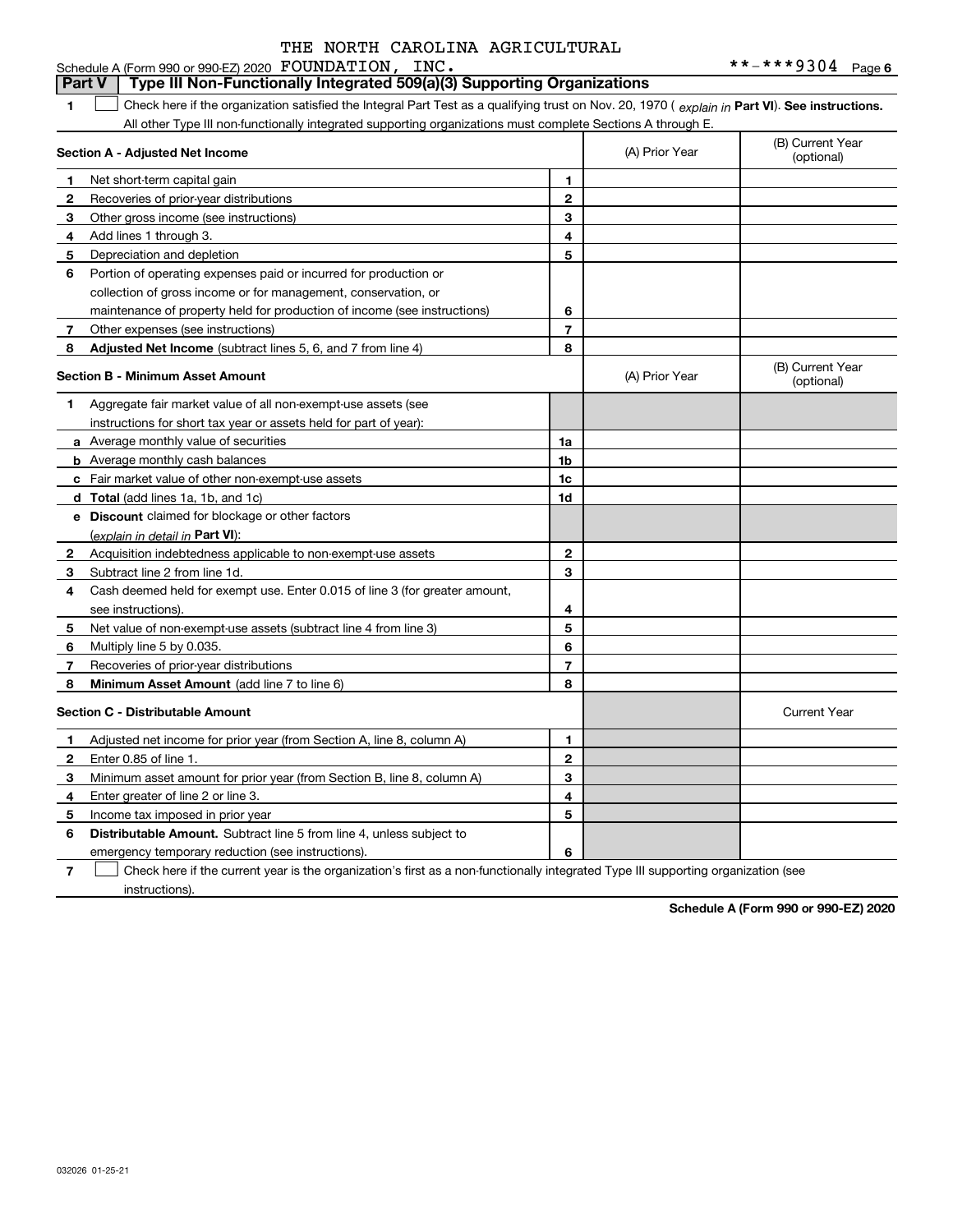THE NORTH CAROLINA AGRICULTURAL

Schedule A (Form 990 or 990-EZ) 2020 FOUNDATION, INC. **-***9304 Page 6

**Part V | Type III Non-Functionally Integrated 509(a)(3) Supporting Organizations**

1 ☐ Check here if the organization satisfied the Integral Part Test as a qualifying trust on Nov. 20, 1970 ( *explain in* **Part VI**). **See instructions.** All other Type III non-functionally integrated supporting organizations must complete Sections A through E.

| **Section A - Adjusted Net Income** | | | (A) Prior Year | (B) Current Year (optional) |
|---|---|---|---|---|
| 1 | Net short-term capital gain | 1 | | |
| 2 | Recoveries of prior-year distributions | 2 | | |
| 3 | Other gross income (see instructions) | 3 | | |
| 4 | Add lines 1 through 3. | 4 | | |
| 5 | Depreciation and depletion | 5 | | |
| 6 | Portion of operating expenses paid or incurred for production or collection of gross income or for management, conservation, or maintenance of property held for production of income (see instructions) | 6 | | |
| 7 | Other expenses (see instructions) | 7 | | |
| 8 | **Adjusted Net Income** (subtract lines 5, 6, and 7 from line 4) | 8 | | |

| **Section B - Minimum Asset Amount** | | | (A) Prior Year | (B) Current Year (optional) |
|---|---|---|---|---|
| 1 | Aggregate fair market value of all non-exempt-use assets (see instructions for short tax year or assets held for part of year): | | | |
| a | Average monthly value of securities | 1a | | |
| b | Average monthly cash balances | 1b | | |
| c | Fair market value of other non-exempt-use assets | 1c | | |
| d | **Total** (add lines 1a, 1b, and 1c) | 1d | | |
| e | **Discount** claimed for blockage or other factors (*explain in detail in* **Part VI**): | | | |
| 2 | Acquisition indebtedness applicable to non-exempt-use assets | 2 | | |
| 3 | Subtract line 2 from line 1d. | 3 | | |
| 4 | Cash deemed held for exempt use. Enter 0.015 of line 3 (for greater amount, see instructions). | 4 | | |
| 5 | Net value of non-exempt-use assets (subtract line 4 from line 3) | 5 | | |
| 6 | Multiply line 5 by 0.035. | 6 | | |
| 7 | Recoveries of prior-year distributions | 7 | | |
| 8 | **Minimum Asset Amount** (add line 7 to line 6) | 8 | | |

| **Section C - Distributable Amount** | | | | Current Year |
|---|---|---|---|---|
| 1 | Adjusted net income for prior year (from Section A, line 8, column A) | 1 | | |
| 2 | Enter 0.85 of line 1. | 2 | | |
| 3 | Minimum asset amount for prior year (from Section B, line 8, column A) | 3 | | |
| 4 | Enter greater of line 2 or line 3. | 4 | | |
| 5 | Income tax imposed in prior year | 5 | | |
| 6 | **Distributable Amount.** Subtract line 5 from line 4, unless subject to emergency temporary reduction (see instructions). | 6 | | |

7 ☐ Check here if the current year is the organization's first as a non-functionally integrated Type III supporting organization (see instructions).

**Schedule A (Form 990 or 990-EZ) 2020**

032026 01-25-21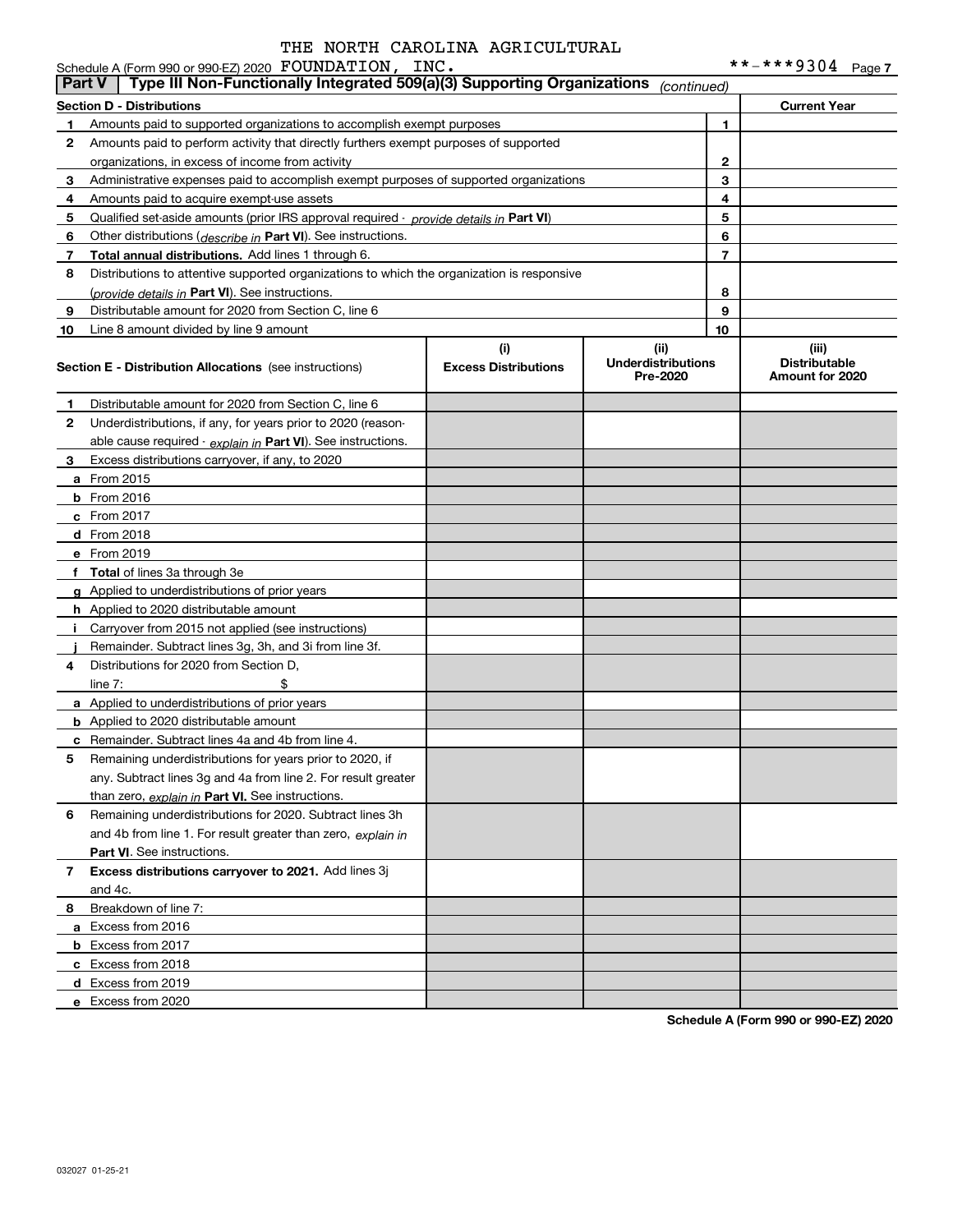THE NORTH CAROLINA AGRICULTURAL

Schedule A (Form 990 or 990-EZ) 2020 FOUNDATION, INC. **-***9304 Page 7

## Part V Type III Non-Functionally Integrated 509(a)(3) Supporting Organizations *(continued)*

| Section D - Distributions | | Current Year |
|---|---|---|
| 1 Amounts paid to supported organizations to accomplish exempt purposes | 1 | |
| 2 Amounts paid to perform activity that directly furthers exempt purposes of supported organizations, in excess of income from activity | 2 | |
| 3 Administrative expenses paid to accomplish exempt purposes of supported organizations | 3 | |
| 4 Amounts paid to acquire exempt-use assets | 4 | |
| 5 Qualified set-aside amounts (prior IRS approval required - *provide details in* **Part VI**) | 5 | |
| 6 Other distributions (*describe in* **Part VI**). See instructions. | 6 | |
| 7 **Total annual distributions.** Add lines 1 through 6. | 7 | |
| 8 Distributions to attentive supported organizations to which the organization is responsive (*provide details in* **Part VI**). See instructions. | 8 | |
| 9 Distributable amount for 2020 from Section C, line 6 | 9 | |
| 10 Line 8 amount divided by line 9 amount | 10 | |

| Section E - Distribution Allocations (see instructions) | (i) Excess Distributions | (ii) Underdistributions Pre-2020 | (iii) Distributable Amount for 2020 |
|---|---|---|---|
| 1 Distributable amount for 2020 from Section C, line 6 | | | |
| 2 Underdistributions, if any, for years prior to 2020 (reasonable cause required - *explain in* **Part VI**). See instructions. | | | |
| 3 Excess distributions carryover, if any, to 2020 | | | |
| a From 2015 | | | |
| b From 2016 | | | |
| c From 2017 | | | |
| d From 2018 | | | |
| e From 2019 | | | |
| f **Total** of lines 3a through 3e | | | |
| g Applied to underdistributions of prior years | | | |
| h Applied to 2020 distributable amount | | | |
| i Carryover from 2015 not applied (see instructions) | | | |
| j Remainder. Subtract lines 3g, 3h, and 3i from line 3f. | | | |
| 4 Distributions for 2020 from Section D, line 7: $ | | | |
| a Applied to underdistributions of prior years | | | |
| b Applied to 2020 distributable amount | | | |
| c Remainder. Subtract lines 4a and 4b from line 4. | | | |
| 5 Remaining underdistributions for years prior to 2020, if any. Subtract lines 3g and 4a from line 2. For result greater than zero, *explain in* **Part VI.** See instructions. | | | |
| 6 Remaining underdistributions for 2020. Subtract lines 3h and 4b from line 1. For result greater than zero, *explain in* **Part VI**. See instructions. | | | |
| 7 **Excess distributions carryover to 2021.** Add lines 3j and 4c. | | | |
| 8 Breakdown of line 7: | | | |
| a Excess from 2016 | | | |
| b Excess from 2017 | | | |
| c Excess from 2018 | | | |
| d Excess from 2019 | | | |
| e Excess from 2020 | | | |

**Schedule A (Form 990 or 990-EZ) 2020**

032027 01-25-21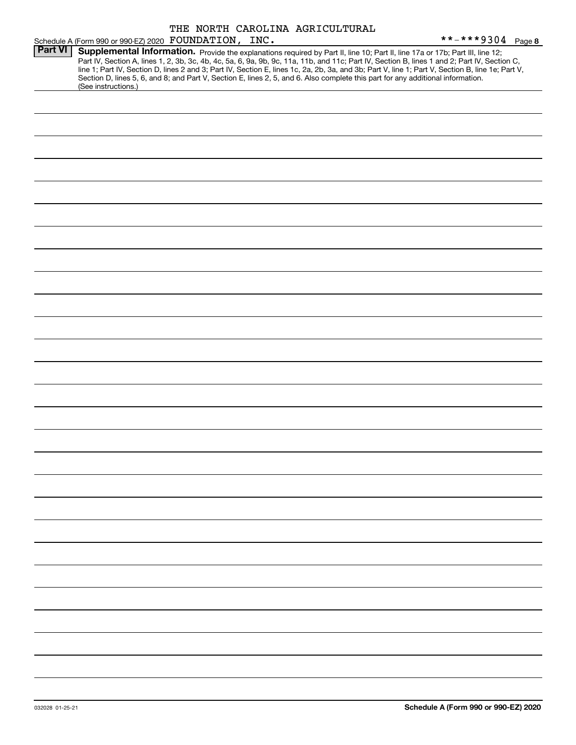Schedule A (Form 990 or 990-EZ) 2020 THE NORTH CAROLINA AGRICULTURAL FOUNDATION, INC. **-***9304 Page 8

**Part VI** **Supplemental Information.** Provide the explanations required by Part II, line 10; Part II, line 17a or 17b; Part III, line 12; Part IV, Section A, lines 1, 2, 3b, 3c, 4b, 4c, 5a, 6, 9a, 9b, 9c, 11a, 11b, and 11c; Part IV, Section B, lines 1 and 2; Part IV, Section C, line 1; Part IV, Section D, lines 2 and 3; Part IV, Section E, lines 1c, 2a, 2b, 3a, and 3b; Part V, line 1; Part V, Section B, line 1e; Part V, Section D, lines 5, 6, and 8; and Part V, Section E, lines 2, 5, and 6. Also complete this part for any additional information. (See instructions.)

032028 01-25-21

**Schedule A (Form 990 or 990-EZ) 2020**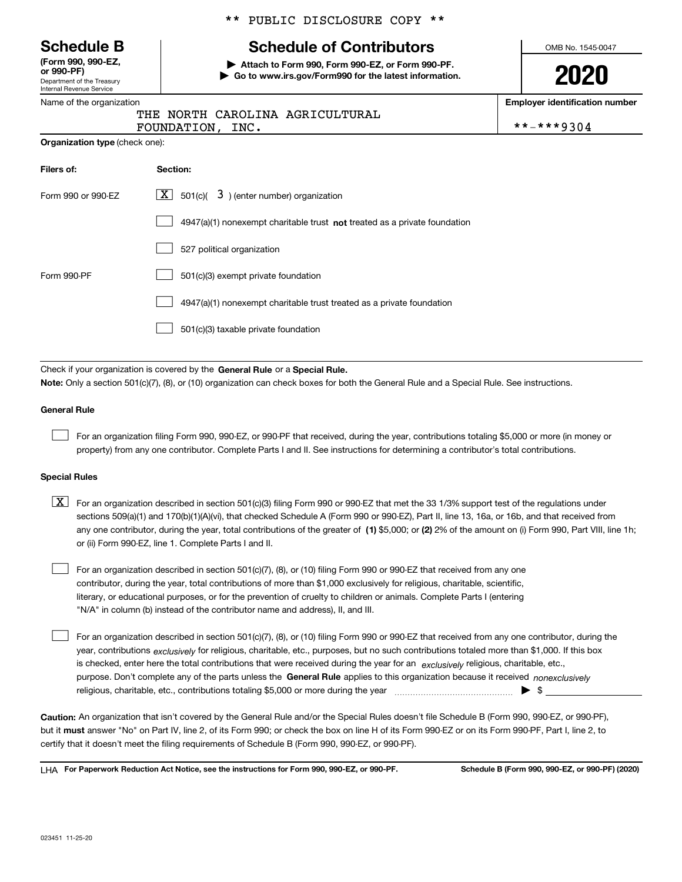** PUBLIC DISCLOSURE COPY **

**Schedule B**
**(Form 990, 990-EZ, or 990-PF)**
Department of the Treasury
Internal Revenue Service

# Schedule of Contributors

▶ **Attach to Form 990, Form 990-EZ, or Form 990-PF.**
▶ **Go to www.irs.gov/Form990 for the latest information.**

OMB No. 1545-0047

**2020**

Name of the organization: THE NORTH CAROLINA AGRICULTURAL FOUNDATION, INC.

**Employer identification number:** **-***9304

**Organization type** (check one):

| **Filers of:** | **Section:** |
|---|---|
| Form 990 or 990-EZ | [X] 501(c)( 3 ) (enter number) organization |
| | [ ] 4947(a)(1) nonexempt charitable trust **not** treated as a private foundation |
| | [ ] 527 political organization |
| Form 990-PF | [ ] 501(c)(3) exempt private foundation |
| | [ ] 4947(a)(1) nonexempt charitable trust treated as a private foundation |
| | [ ] 501(c)(3) taxable private foundation |

Check if your organization is covered by the **General Rule** or a **Special Rule.**

**Note:** Only a section 501(c)(7), (8), or (10) organization can check boxes for both the General Rule and a Special Rule. See instructions.

**General Rule**

[ ] For an organization filing Form 990, 990-EZ, or 990-PF that received, during the year, contributions totaling $5,000 or more (in money or property) from any one contributor. Complete Parts I and II. See instructions for determining a contributor's total contributions.

**Special Rules**

[X] For an organization described in section 501(c)(3) filing Form 990 or 990-EZ that met the 33 1/3% support test of the regulations under sections 509(a)(1) and 170(b)(1)(A)(vi), that checked Schedule A (Form 990 or 990-EZ), Part II, line 13, 16a, or 16b, and that received from any one contributor, during the year, total contributions of the greater of **(1)** $5,000; or **(2)** 2% of the amount on (i) Form 990, Part VIII, line 1h; or (ii) Form 990-EZ, line 1. Complete Parts I and II.

[ ] For an organization described in section 501(c)(7), (8), or (10) filing Form 990 or 990-EZ that received from any one contributor, during the year, total contributions of more than $1,000 exclusively for religious, charitable, scientific, literary, or educational purposes, or for the prevention of cruelty to children or animals. Complete Parts I (entering "N/A" in column (b) instead of the contributor name and address), II, and III.

[ ] For an organization described in section 501(c)(7), (8), or (10) filing Form 990 or 990-EZ that received from any one contributor, during the year, contributions *exclusively* for religious, charitable, etc., purposes, but no such contributions totaled more than $1,000. If this box is checked, enter here the total contributions that were received during the year for an *exclusively* religious, charitable, etc., purpose. Don't complete any of the parts unless the **General Rule** applies to this organization because it received *nonexclusively* religious, charitable, etc., contributions totaling $5,000 or more during the year ▶ $

**Caution:** An organization that isn't covered by the General Rule and/or the Special Rules doesn't file Schedule B (Form 990, 990-EZ, or 990-PF), but it **must** answer "No" on Part IV, line 2, of its Form 990; or check the box on line H of its Form 990-EZ or on its Form 990-PF, Part I, line 2, to certify that it doesn't meet the filing requirements of Schedule B (Form 990, 990-EZ, or 990-PF).

LHA **For Paperwork Reduction Act Notice, see the instructions for Form 990, 990-EZ, or 990-PF.** **Schedule B (Form 990, 990-EZ, or 990-PF) (2020)**

023451 11-25-20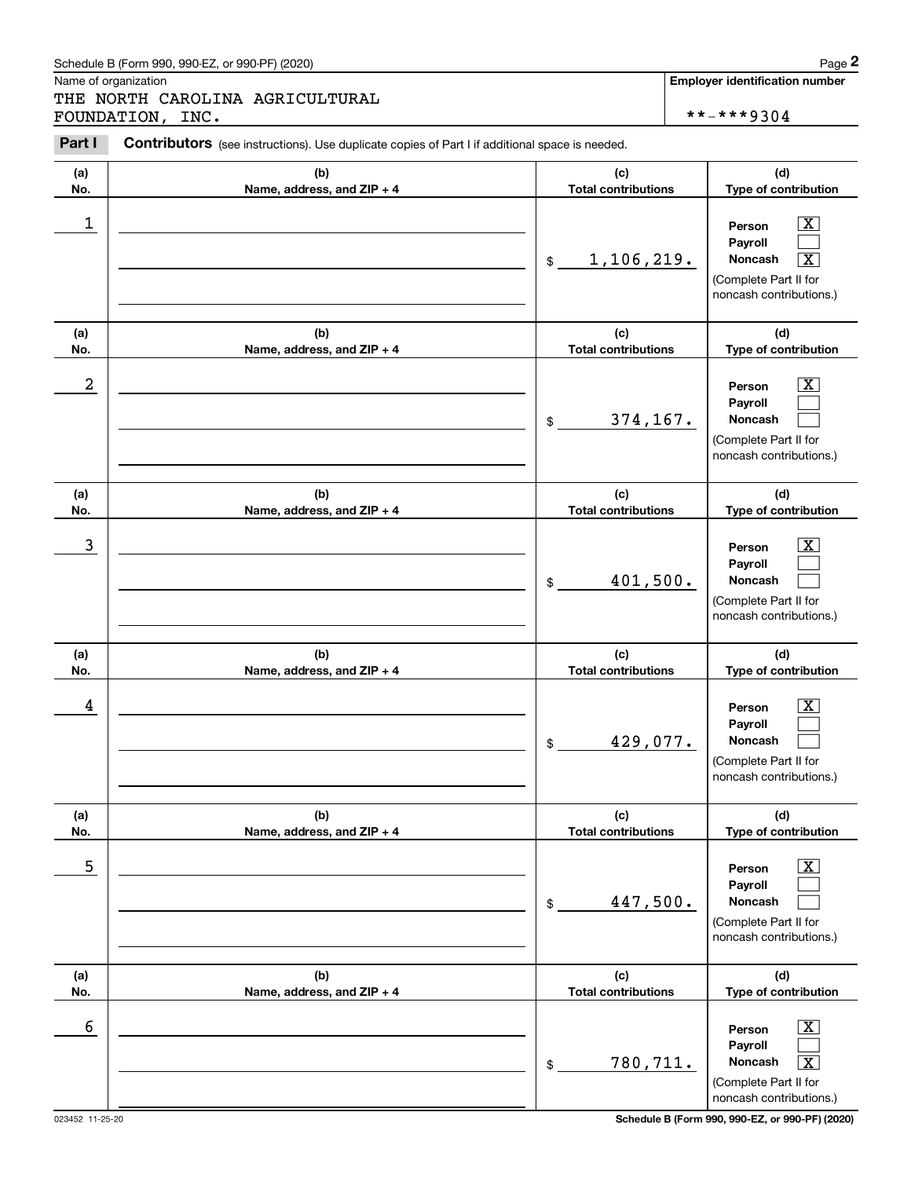Schedule B (Form 990, 990-EZ, or 990-PF) (2020)

Name of organization

THE NORTH CAROLINA AGRICULTURAL FOUNDATION, INC.

**Employer identification number**

**-***9304

**Part I** **Contributors** (see instructions). Use duplicate copies of Part I if additional space is needed.

| (a) No. | (b) Name, address, and ZIP + 4 | (c) Total contributions | (d) Type of contribution |
|---|---|---|---|
| 1 | | $ 1,106,219. | Person [X] Payroll [ ] Noncash [X] (Complete Part II for noncash contributions.) |
| 2 | | $ 374,167. | Person [X] Payroll [ ] Noncash [ ] (Complete Part II for noncash contributions.) |
| 3 | | $ 401,500. | Person [X] Payroll [ ] Noncash [ ] (Complete Part II for noncash contributions.) |
| 4 | | $ 429,077. | Person [X] Payroll [ ] Noncash [ ] (Complete Part II for noncash contributions.) |
| 5 | | $ 447,500. | Person [X] Payroll [ ] Noncash [ ] (Complete Part II for noncash contributions.) |
| 6 | | $ 780,711. | Person [X] Payroll [ ] Noncash [X] (Complete Part II for noncash contributions.) |

023452 11-25-20

**Schedule B (Form 990, 990-EZ, or 990-PF) (2020)**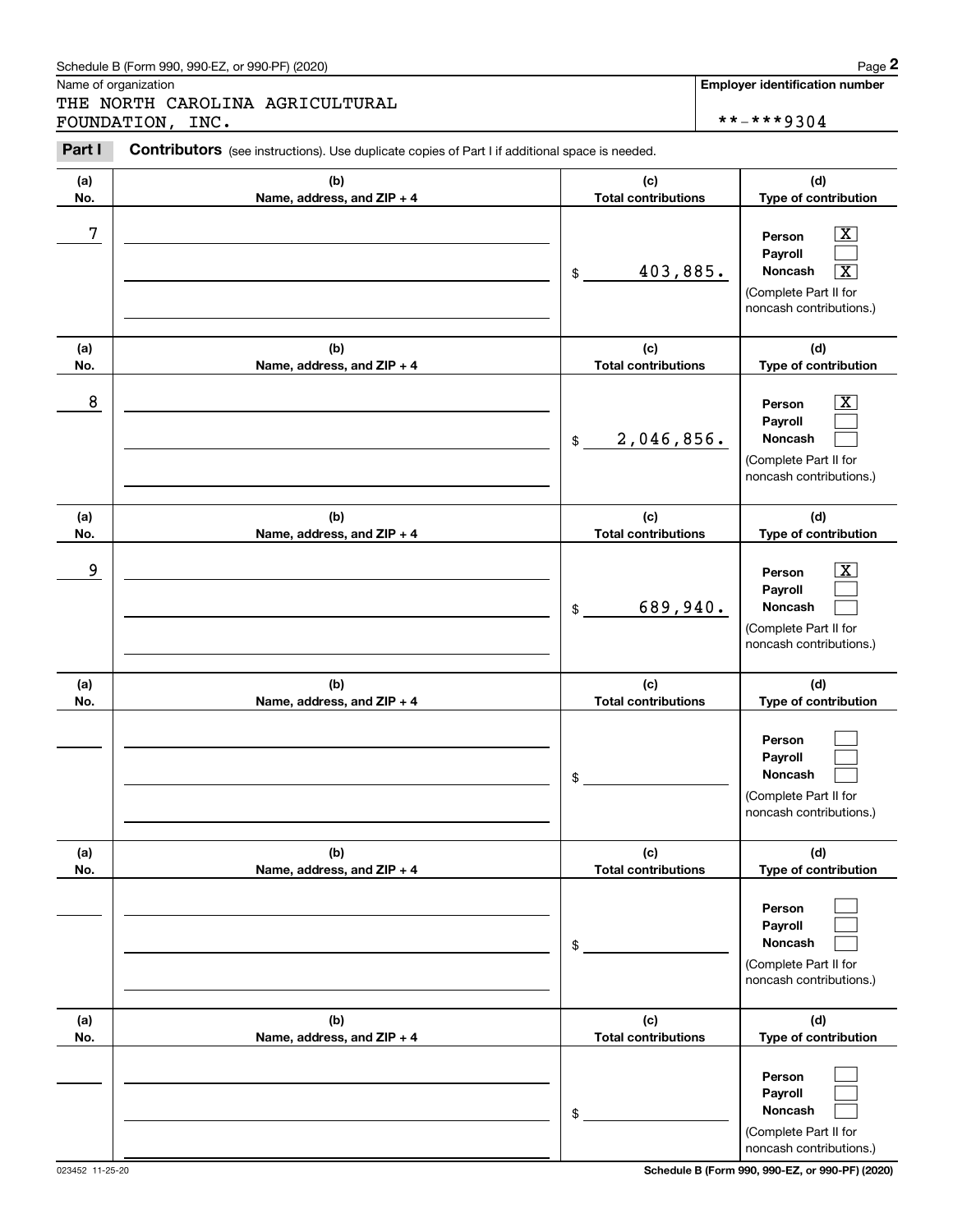Name of organization

THE NORTH CAROLINA AGRICULTURAL FOUNDATION, INC.

**Employer identification number**

**-***9304

**Part I** **Contributors** (see instructions). Use duplicate copies of Part I if additional space is needed.

| (a) No. | (b) Name, address, and ZIP + 4 | (c) Total contributions | (d) Type of contribution |
|---|---|---|---|
| 7 | | $ 403,885. | Person [X] Payroll [ ] Noncash [X] (Complete Part II for noncash contributions.) |
| 8 | | $ 2,046,856. | Person [X] Payroll [ ] Noncash [ ] (Complete Part II for noncash contributions.) |
| 9 | | $ 689,940. | Person [X] Payroll [ ] Noncash [ ] (Complete Part II for noncash contributions.) |
| | | $ | Person [ ] Payroll [ ] Noncash [ ] (Complete Part II for noncash contributions.) |
| | | $ | Person [ ] Payroll [ ] Noncash [ ] (Complete Part II for noncash contributions.) |
| | | $ | Person [ ] Payroll [ ] Noncash [ ] (Complete Part II for noncash contributions.) |

023452 11-25-20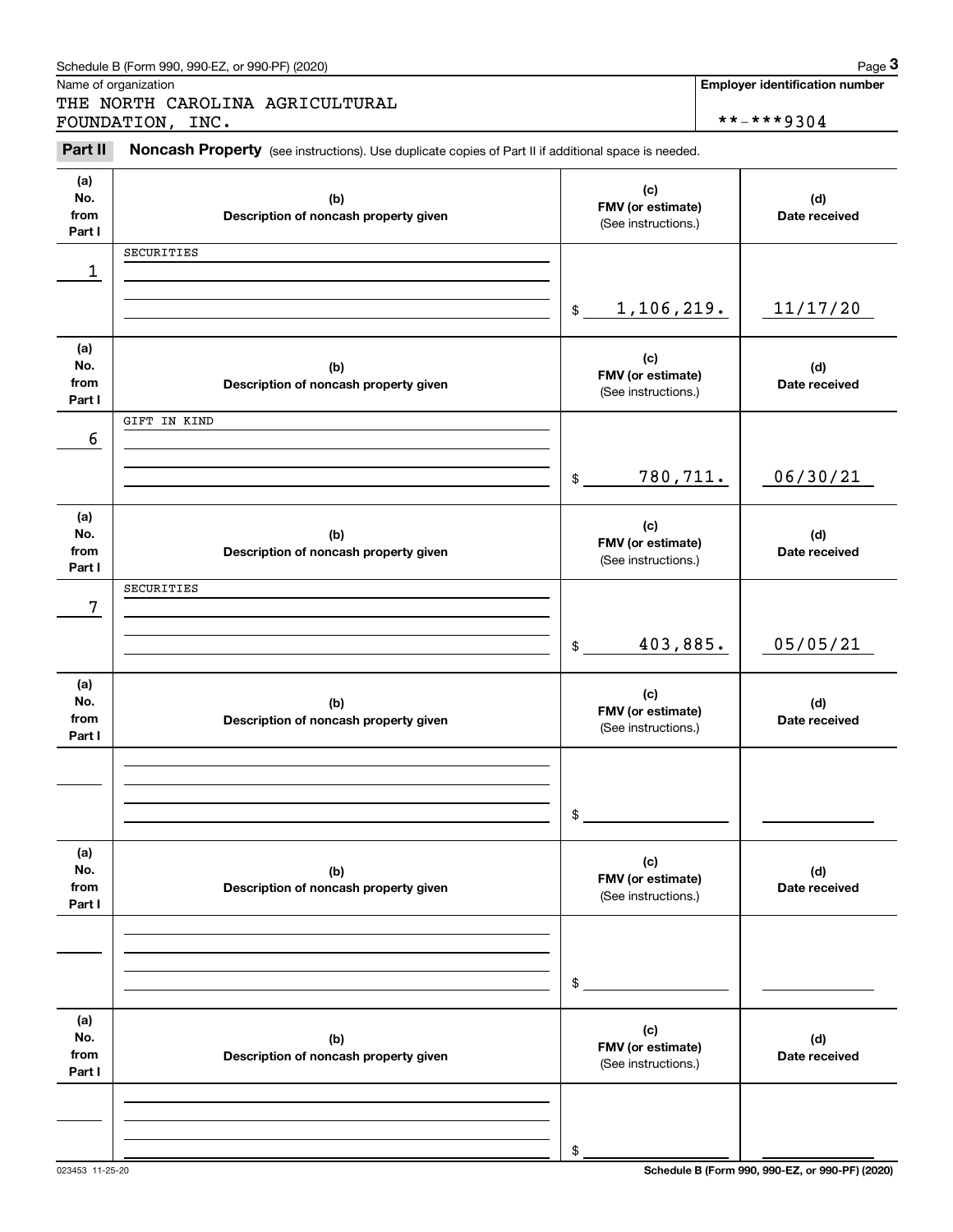Schedule B (Form 990, 990-EZ, or 990-PF) (2020)

Name of organization: THE NORTH CAROLINA AGRICULTURAL FOUNDATION, INC.

**Employer identification number:** **-***9304

**Part II** **Noncash Property** (see instructions). Use duplicate copies of Part II if additional space is needed.

| (a) No. from Part I | (b) Description of noncash property given | (c) FMV (or estimate) (See instructions.) | (d) Date received |
|---|---|---|---|
| 1 | SECURITIES | $ 1,106,219. | 11/17/20 |
| 6 | GIFT IN KIND | $ 780,711. | 06/30/21 |
| 7 | SECURITIES | $ 403,885. | 05/05/21 |
| | | $ | |
| | | $ | |
| | | $ | |

023453 11-25-20

Schedule B (Form 990, 990-EZ, or 990-PF) (2020)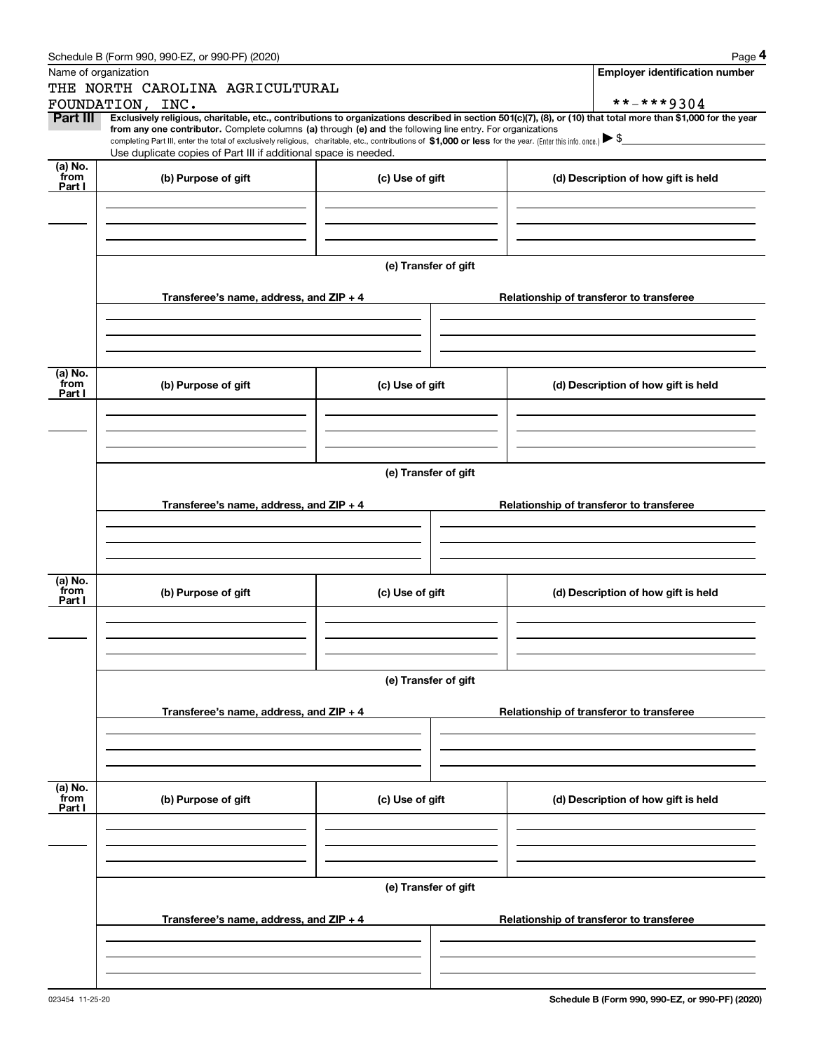Name of organization

THE NORTH CAROLINA AGRICULTURAL FOUNDATION, INC.

**Employer identification number**

**-***9304

**Part III** **Exclusively religious, charitable, etc., contributions to organizations described in section 501(c)(7), (8), or (10) that total more than $1,000 for the year from any one contributor.** Complete columns **(a)** through **(e) and** the following line entry. For organizations completing Part III, enter the total of exclusively religious, charitable, etc., contributions of **$1,000 or less** for the year. (Enter this info. once.) ▶ $

Use duplicate copies of Part III if additional space is needed.

| (a) No. from Part I | (b) Purpose of gift | (c) Use of gift | (d) Description of how gift is held |
|---|---|---|---|
| | | | |

(e) Transfer of gift

| Transferee's name, address, and ZIP + 4 | Relationship of transferor to transferee |
|---|---|
| | |

| (a) No. from Part I | (b) Purpose of gift | (c) Use of gift | (d) Description of how gift is held |
|---|---|---|---|
| | | | |

(e) Transfer of gift

| Transferee's name, address, and ZIP + 4 | Relationship of transferor to transferee |
|---|---|
| | |

| (a) No. from Part I | (b) Purpose of gift | (c) Use of gift | (d) Description of how gift is held |
|---|---|---|---|
| | | | |

(e) Transfer of gift

| Transferee's name, address, and ZIP + 4 | Relationship of transferor to transferee |
|---|---|
| | |

| (a) No. from Part I | (b) Purpose of gift | (c) Use of gift | (d) Description of how gift is held |
|---|---|---|---|
| | | | |

(e) Transfer of gift

| Transferee's name, address, and ZIP + 4 | Relationship of transferor to transferee |
|---|---|
| | |

023454 11-25-20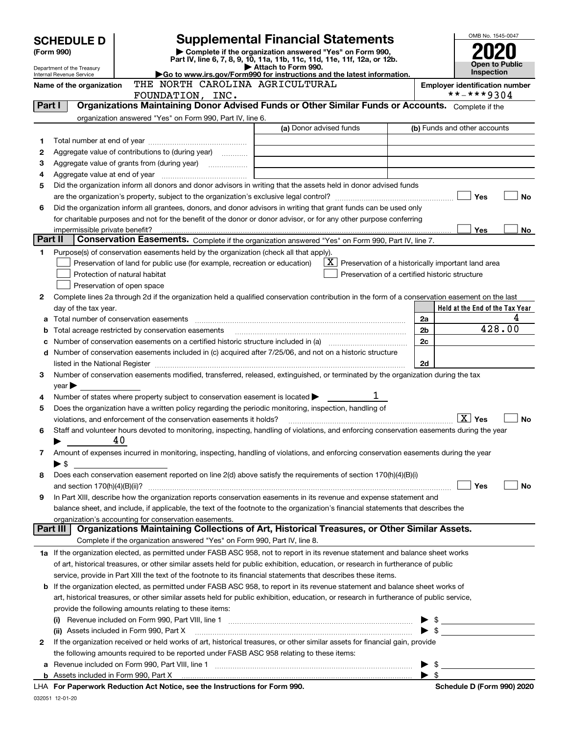# SCHEDULE D (Form 990)

Department of the Treasury
Internal Revenue Service

## Supplemental Financial Statements

▶ Complete if the organization answered "Yes" on Form 990, Part IV, line 6, 7, 8, 9, 10, 11a, 11b, 11c, 11d, 11e, 11f, 12a, or 12b.
▶ Attach to Form 990.
▶Go to www.irs.gov/Form990 for instructions and the latest information.

OMB No. 1545-0047
2020
Open to Public Inspection

Name of the organization: THE NORTH CAROLINA AGRICULTURAL FOUNDATION, INC.

Employer identification number: **-***9304

## Part I Organizations Maintaining Donor Advised Funds or Other Similar Funds or Accounts.
Complete if the organization answered "Yes" on Form 990, Part IV, line 6.

| | | (a) Donor advised funds | (b) Funds and other accounts |
|---|---|---|---|
| 1 | Total number at end of year | | |
| 2 | Aggregate value of contributions to (during year) | | |
| 3 | Aggregate value of grants from (during year) | | |
| 4 | Aggregate value at end of year | | |

5 Did the organization inform all donors and donor advisors in writing that the assets held in donor advised funds are the organization's property, subject to the organization's exclusive legal control? ☐ Yes ☐ No

6 Did the organization inform all grantees, donors, and donor advisors in writing that grant funds can be used only for charitable purposes and not for the benefit of the donor or donor advisor, or for any other purpose conferring impermissible private benefit? ☐ Yes ☐ No

## Part II Conservation Easements.
Complete if the organization answered "Yes" on Form 990, Part IV, line 7.

1 Purpose(s) of conservation easements held by the organization (check all that apply).
- ☐ Preservation of land for public use (for example, recreation or education)
- ☒ Preservation of a historically important land area
- ☐ Protection of natural habitat
- ☐ Preservation of a certified historic structure
- ☐ Preservation of open space

2 Complete lines 2a through 2d if the organization held a qualified conservation contribution in the form of a conservation easement on the last day of the tax year.

| | | | Held at the End of the Tax Year |
|---|---|---|---|
| a | Total number of conservation easements | 2a | 4 |
| b | Total acreage restricted by conservation easements | 2b | 428.00 |
| c | Number of conservation easements on a certified historic structure included in (a) | 2c | |
| d | Number of conservation easements included in (c) acquired after 7/25/06, and not on a historic structure listed in the National Register | 2d | |

3 Number of conservation easements modified, transferred, released, extinguished, or terminated by the organization during the tax year ▶

4 Number of states where property subject to conservation easement is located ▶ 1

5 Does the organization have a written policy regarding the periodic monitoring, inspection, handling of violations, and enforcement of the conservation easements it holds? ☒ Yes ☐ No

6 Staff and volunteer hours devoted to monitoring, inspecting, handling of violations, and enforcing conservation easements during the year ▶ 40

7 Amount of expenses incurred in monitoring, inspecting, handling of violations, and enforcing conservation easements during the year ▶ $

8 Does each conservation easement reported on line 2(d) above satisfy the requirements of section 170(h)(4)(B)(i) and section 170(h)(4)(B)(ii)? ☐ Yes ☐ No

9 In Part XIII, describe how the organization reports conservation easements in its revenue and expense statement and balance sheet, and include, if applicable, the text of the footnote to the organization's financial statements that describes the organization's accounting for conservation easements.

## Part III Organizations Maintaining Collections of Art, Historical Treasures, or Other Similar Assets.
Complete if the organization answered "Yes" on Form 990, Part IV, line 8.

1a If the organization elected, as permitted under FASB ASC 958, not to report in its revenue statement and balance sheet works of art, historical treasures, or other similar assets held for public exhibition, education, or research in furtherance of public service, provide in Part XIII the text of the footnote to its financial statements that describes these items.

b If the organization elected, as permitted under FASB ASC 958, to report in its revenue statement and balance sheet works of art, historical treasures, or other similar assets held for public exhibition, education, or research in furtherance of public service, provide the following amounts relating to these items:

(i) Revenue included on Form 990, Part VIII, line 1 ▶ $

(ii) Assets included in Form 990, Part X ▶ $

2 If the organization received or held works of art, historical treasures, or other similar assets for financial gain, provide the following amounts required to be reported under FASB ASC 958 relating to these items:

a Revenue included on Form 990, Part VIII, line 1 ▶ $

b Assets included in Form 990, Part X ▶ $

LHA For Paperwork Reduction Act Notice, see the Instructions for Form 990. Schedule D (Form 990) 2020

032051 12-01-20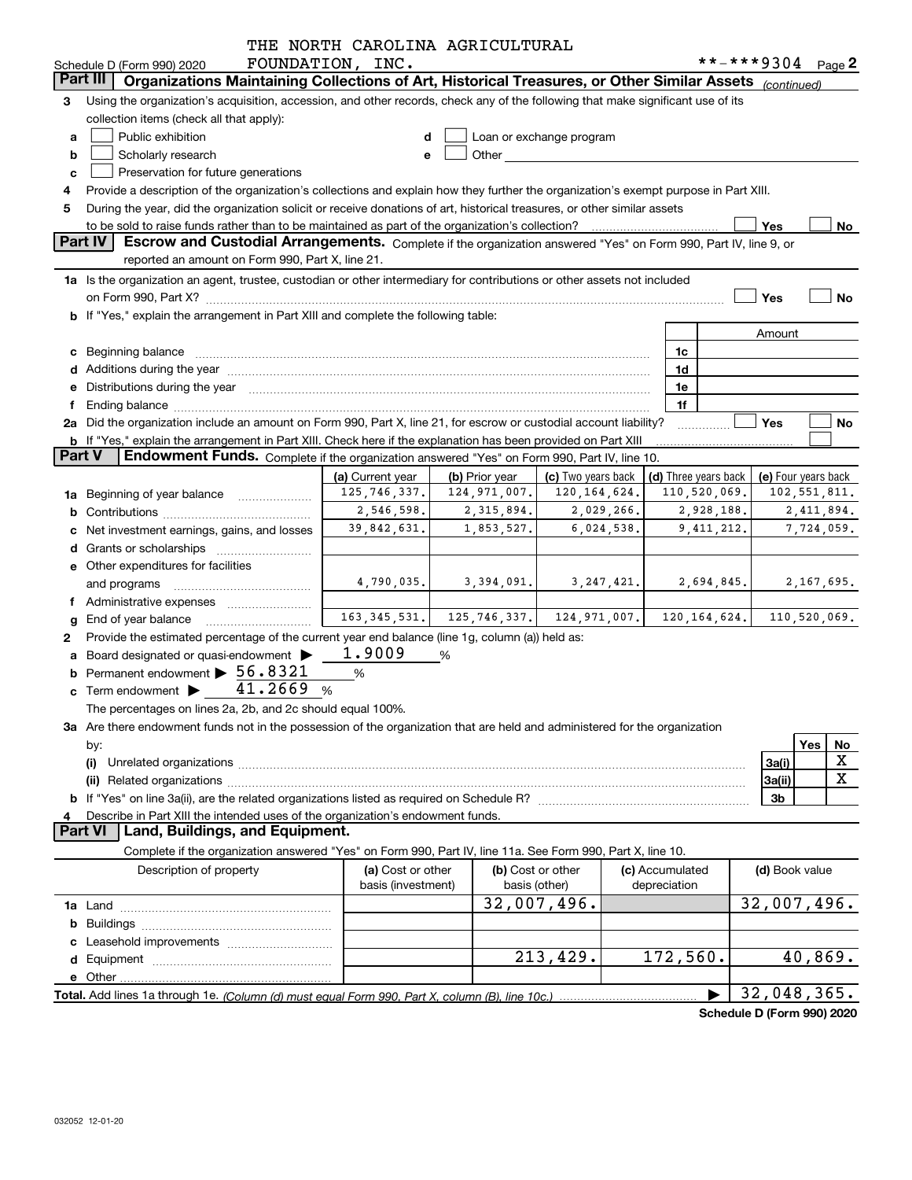THE NORTH CAROLINA AGRICULTURAL FOUNDATION, INC.

Schedule D (Form 990) 2020 **-***9304 Page 2

## Part III Organizations Maintaining Collections of Art, Historical Treasures, or Other Similar Assets (continued)

3 Using the organization's acquisition, accession, and other records, check any of the following that make significant use of its collection items (check all that apply):

- a ☐ Public exhibition
- b ☐ Scholarly research
- c ☐ Preservation for future generations
- d ☐ Loan or exchange program
- e ☐ Other

4 Provide a description of the organization's collections and explain how they further the organization's exempt purpose in Part XIII.

5 During the year, did the organization solicit or receive donations of art, historical treasures, or other similar assets to be sold to raise funds rather than to be maintained as part of the organization's collection? ☐ Yes ☐ No

## Part IV Escrow and Custodial Arrangements.

Complete if the organization answered "Yes" on Form 990, Part IV, line 9, or reported an amount on Form 990, Part X, line 21.

1a Is the organization an agent, trustee, custodian or other intermediary for contributions or other assets not included on Form 990, Part X? ☐ Yes ☐ No

b If "Yes," explain the arrangement in Part XIII and complete the following table:

| | | Amount |
|---|---|---|
| c Beginning balance | 1c | |
| d Additions during the year | 1d | |
| e Distributions during the year | 1e | |
| f Ending balance | 1f | |

2a Did the organization include an amount on Form 990, Part X, line 21, for escrow or custodial account liability? ☐ Yes ☐ No

b If "Yes," explain the arrangement in Part XIII. Check here if the explanation has been provided on Part XIII ☐

## Part V Endowment Funds.

Complete if the organization answered "Yes" on Form 990, Part IV, line 10.

| | (a) Current year | (b) Prior year | (c) Two years back | (d) Three years back | (e) Four years back |
|---|---|---|---|---|---|
| 1a Beginning of year balance | 125,746,337. | 124,971,007. | 120,164,624. | 110,520,069. | 102,551,811. |
| b Contributions | 2,546,598. | 2,315,894. | 2,029,266. | 2,928,188. | 2,411,894. |
| c Net investment earnings, gains, and losses | 39,842,631. | 1,853,527. | 6,024,538. | 9,411,212. | 7,724,059. |
| d Grants or scholarships | | | | | |
| e Other expenditures for facilities and programs | 4,790,035. | 3,394,091. | 3,247,421. | 2,694,845. | 2,167,695. |
| f Administrative expenses | | | | | |
| g End of year balance | 163,345,531. | 125,746,337. | 124,971,007. | 120,164,624. | 110,520,069. |

2 Provide the estimated percentage of the current year end balance (line 1g, column (a)) held as:

a Board designated or quasi-endowment ▶ 1.9009 %

b Permanent endowment ▶ 56.8321 %

c Term endowment ▶ 41.2669 %

The percentages on lines 2a, 2b, and 2c should equal 100%.

3a Are there endowment funds not in the possession of the organization that are held and administered for the organization by:

| | | Yes | No |
|---|---|---|---|
| (i) Unrelated organizations | 3a(i) | | X |
| (ii) Related organizations | 3a(ii) | | X |
| b If "Yes" on line 3a(ii), are the related organizations listed as required on Schedule R? | 3b | | |

4 Describe in Part XIII the intended uses of the organization's endowment funds.

## Part VI Land, Buildings, and Equipment.

Complete if the organization answered "Yes" on Form 990, Part IV, line 11a. See Form 990, Part X, line 10.

| Description of property | (a) Cost or other basis (investment) | (b) Cost or other basis (other) | (c) Accumulated depreciation | (d) Book value |
|---|---|---|---|---|
| 1a Land | | 32,007,496. | | 32,007,496. |
| b Buildings | | | | |
| c Leasehold improvements | | | | |
| d Equipment | | 213,429. | 172,560. | 40,869. |
| e Other | | | | |
| Total. Add lines 1a through 1e. (Column (d) must equal Form 990, Part X, column (B), line 10c.) | | | ▶ | 32,048,365. |

Schedule D (Form 990) 2020

032052 12-01-20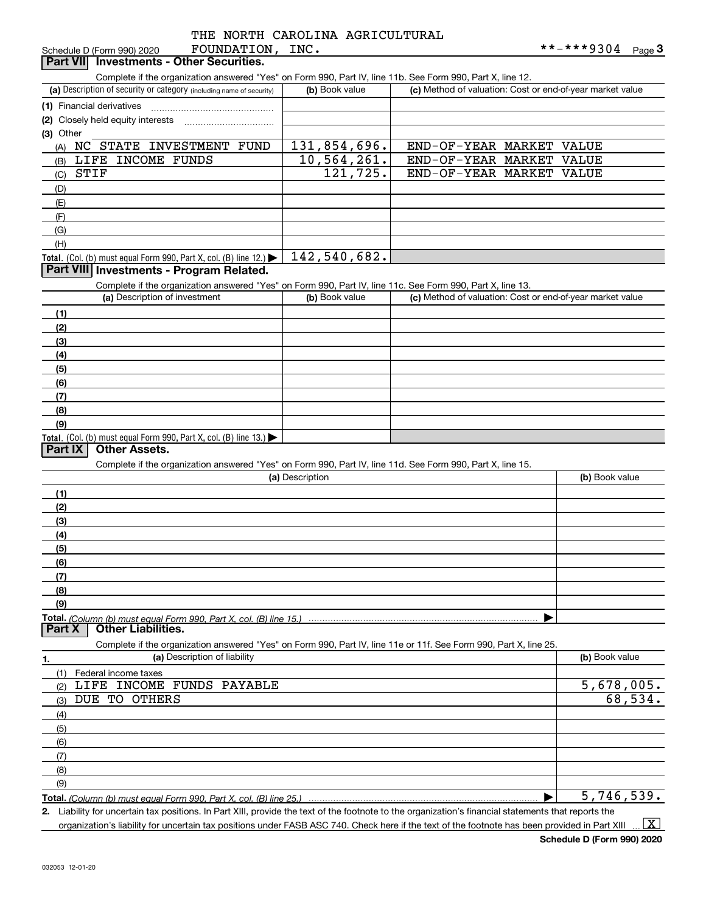THE NORTH CAROLINA AGRICULTURAL FOUNDATION, INC. **-***9304

Schedule D (Form 990) 2020

## Part VII Investments - Other Securities.

Complete if the organization answered "Yes" on Form 990, Part IV, line 11b. See Form 990, Part X, line 12.

| (a) Description of security or category (including name of security) | (b) Book value | (c) Method of valuation: Cost or end-of-year market value |
|---|---|---|
| (1) Financial derivatives | | |
| (2) Closely held equity interests | | |
| (3) Other | | |
| (A) NC STATE INVESTMENT FUND | 131,854,696. | END-OF-YEAR MARKET VALUE |
| (B) LIFE INCOME FUNDS | 10,564,261. | END-OF-YEAR MARKET VALUE |
| (C) STIF | 121,725. | END-OF-YEAR MARKET VALUE |
| (D) | | |
| (E) | | |
| (F) | | |
| (G) | | |
| (H) | | |
| **Total.** (Col. (b) must equal Form 990, Part X, col. (B) line 12.) | 142,540,682. | |

## Part VIII Investments - Program Related.

Complete if the organization answered "Yes" on Form 990, Part IV, line 11c. See Form 990, Part X, line 13.

| (a) Description of investment | (b) Book value | (c) Method of valuation: Cost or end-of-year market value |
|---|---|---|
| (1) | | |
| (2) | | |
| (3) | | |
| (4) | | |
| (5) | | |
| (6) | | |
| (7) | | |
| (8) | | |
| (9) | | |
| **Total.** (Col. (b) must equal Form 990, Part X, col. (B) line 13.) | | |

## Part IX Other Assets.

Complete if the organization answered "Yes" on Form 990, Part IV, line 11d. See Form 990, Part X, line 15.

| (a) Description | (b) Book value |
|---|---|
| (1) | |
| (2) | |
| (3) | |
| (4) | |
| (5) | |
| (6) | |
| (7) | |
| (8) | |
| (9) | |
| **Total.** (Column (b) must equal Form 990, Part X, col. (B) line 15.) | |

## Part X Other Liabilities.

Complete if the organization answered "Yes" on Form 990, Part IV, line 11e or 11f. See Form 990, Part X, line 25.

| 1. (a) Description of liability | (b) Book value |
|---|---|
| (1) Federal income taxes | |
| (2) LIFE INCOME FUNDS PAYABLE | 5,678,005. |
| (3) DUE TO OTHERS | 68,534. |
| (4) | |
| (5) | |
| (6) | |
| (7) | |
| (8) | |
| (9) | |
| **Total.** (Column (b) must equal Form 990, Part X, col. (B) line 25.) | 5,746,539. |

2. Liability for uncertain tax positions. In Part XIII, provide the text of the footnote to the organization's financial statements that reports the organization's liability for uncertain tax positions under FASB ASC 740. Check here if the text of the footnote has been provided in Part XIII [X]

Schedule D (Form 990) 2020

032053 12-01-20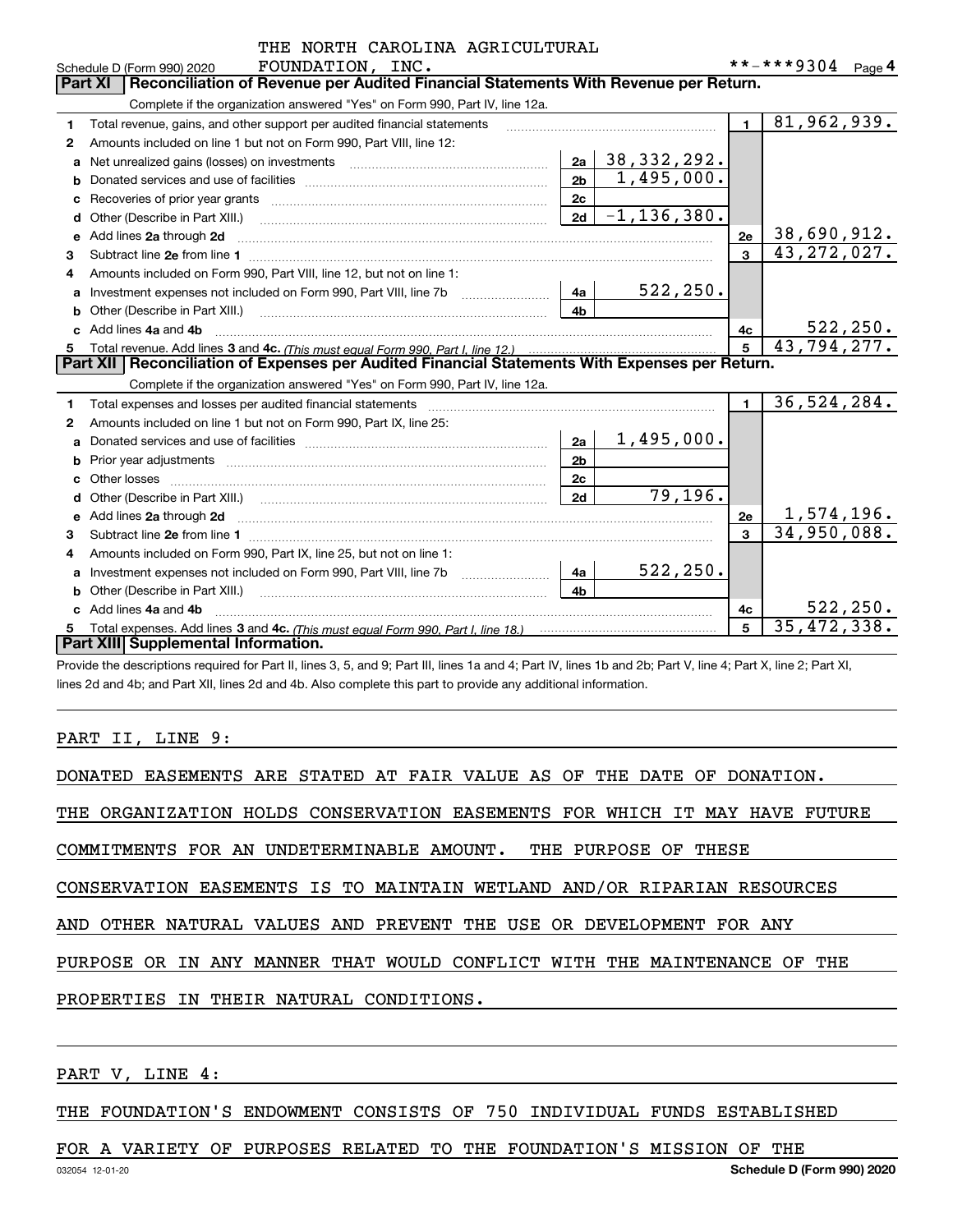THE NORTH CAROLINA AGRICULTURAL FOUNDATION, INC.

Schedule D (Form 990) 2020 **-***9304 Page 4

## Part XI Reconciliation of Revenue per Audited Financial Statements With Revenue per Return.

Complete if the organization answered "Yes" on Form 990, Part IV, line 12a.

| | | | | | |
|---|---|---|---|---|---|
| 1 | Total revenue, gains, and other support per audited financial statements | | | 1 | 81,962,939. |
| 2 | Amounts included on line 1 but not on Form 990, Part VIII, line 12: | | | | |
| a | Net unrealized gains (losses) on investments | 2a | 38,332,292. | | |
| b | Donated services and use of facilities | 2b | 1,495,000. | | |
| c | Recoveries of prior year grants | 2c | | | |
| d | Other (Describe in Part XIII.) | 2d | -1,136,380. | | |
| e | Add lines 2a through 2d | | | 2e | 38,690,912. |
| 3 | Subtract line 2e from line 1 | | | 3 | 43,272,027. |
| 4 | Amounts included on Form 990, Part VIII, line 12, but not on line 1: | | | | |
| a | Investment expenses not included on Form 990, Part VIII, line 7b | 4a | 522,250. | | |
| b | Other (Describe in Part XIII.) | 4b | | | |
| c | Add lines 4a and 4b | | | 4c | 522,250. |
| 5 | Total revenue. Add lines 3 and 4c. *(This must equal Form 990, Part I, line 12.)* | | | 5 | 43,794,277. |

## Part XII Reconciliation of Expenses per Audited Financial Statements With Expenses per Return.

Complete if the organization answered "Yes" on Form 990, Part IV, line 12a.

| | | | | | |
|---|---|---|---|---|---|
| 1 | Total expenses and losses per audited financial statements | | | 1 | 36,524,284. |
| 2 | Amounts included on line 1 but not on Form 990, Part IX, line 25: | | | | |
| a | Donated services and use of facilities | 2a | 1,495,000. | | |
| b | Prior year adjustments | 2b | | | |
| c | Other losses | 2c | | | |
| d | Other (Describe in Part XIII.) | 2d | 79,196. | | |
| e | Add lines 2a through 2d | | | 2e | 1,574,196. |
| 3 | Subtract line 2e from line 1 | | | 3 | 34,950,088. |
| 4 | Amounts included on Form 990, Part IX, line 25, but not on line 1: | | | | |
| a | Investment expenses not included on Form 990, Part VIII, line 7b | 4a | 522,250. | | |
| b | Other (Describe in Part XIII.) | 4b | | | |
| c | Add lines 4a and 4b | | | 4c | 522,250. |
| 5 | Total expenses. Add lines 3 and 4c. *(This must equal Form 990, Part I, line 18.)* | | | 5 | 35,472,338. |

## Part XIII Supplemental Information.

Provide the descriptions required for Part II, lines 3, 5, and 9; Part III, lines 1a and 4; Part IV, lines 1b and 2b; Part V, line 4; Part X, line 2; Part XI, lines 2d and 4b; and Part XII, lines 2d and 4b. Also complete this part to provide any additional information.

PART II, LINE 9:

DONATED EASEMENTS ARE STATED AT FAIR VALUE AS OF THE DATE OF DONATION. THE ORGANIZATION HOLDS CONSERVATION EASEMENTS FOR WHICH IT MAY HAVE FUTURE COMMITMENTS FOR AN UNDETERMINABLE AMOUNT. THE PURPOSE OF THESE CONSERVATION EASEMENTS IS TO MAINTAIN WETLAND AND/OR RIPARIAN RESOURCES AND OTHER NATURAL VALUES AND PREVENT THE USE OR DEVELOPMENT FOR ANY PURPOSE OR IN ANY MANNER THAT WOULD CONFLICT WITH THE MAINTENANCE OF THE PROPERTIES IN THEIR NATURAL CONDITIONS.

PART V, LINE 4:

THE FOUNDATION'S ENDOWMENT CONSISTS OF 750 INDIVIDUAL FUNDS ESTABLISHED FOR A VARIETY OF PURPOSES RELATED TO THE FOUNDATION'S MISSION OF THE

032054 12-01-20 Schedule D (Form 990) 2020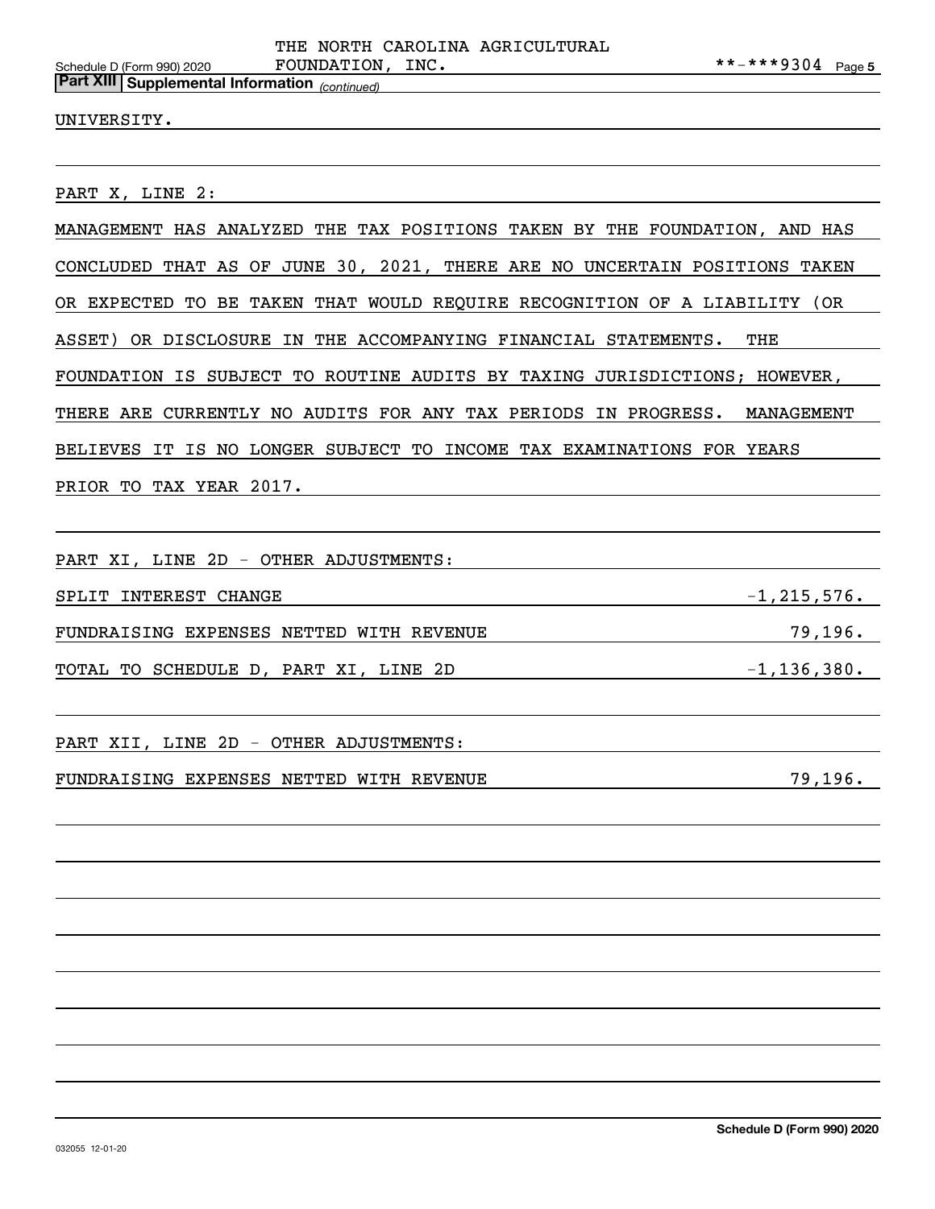**Part XIII | Supplemental Information** *(continued)*

UNIVERSITY.

PART X, LINE 2:

MANAGEMENT HAS ANALYZED THE TAX POSITIONS TAKEN BY THE FOUNDATION, AND HAS CONCLUDED THAT AS OF JUNE 30, 2021, THERE ARE NO UNCERTAIN POSITIONS TAKEN OR EXPECTED TO BE TAKEN THAT WOULD REQUIRE RECOGNITION OF A LIABILITY (OR ASSET) OR DISCLOSURE IN THE ACCOMPANYING FINANCIAL STATEMENTS. THE FOUNDATION IS SUBJECT TO ROUTINE AUDITS BY TAXING JURISDICTIONS; HOWEVER, THERE ARE CURRENTLY NO AUDITS FOR ANY TAX PERIODS IN PROGRESS. MANAGEMENT BELIEVES IT IS NO LONGER SUBJECT TO INCOME TAX EXAMINATIONS FOR YEARS PRIOR TO TAX YEAR 2017.

PART XI, LINE 2D - OTHER ADJUSTMENTS:

| | |
|---|---|
| SPLIT INTEREST CHANGE | -1,215,576. |
| FUNDRAISING EXPENSES NETTED WITH REVENUE | 79,196. |
| TOTAL TO SCHEDULE D, PART XI, LINE 2D | -1,136,380. |

PART XII, LINE 2D - OTHER ADJUSTMENTS:

| | |
|---|---|
| FUNDRAISING EXPENSES NETTED WITH REVENUE | 79,196. |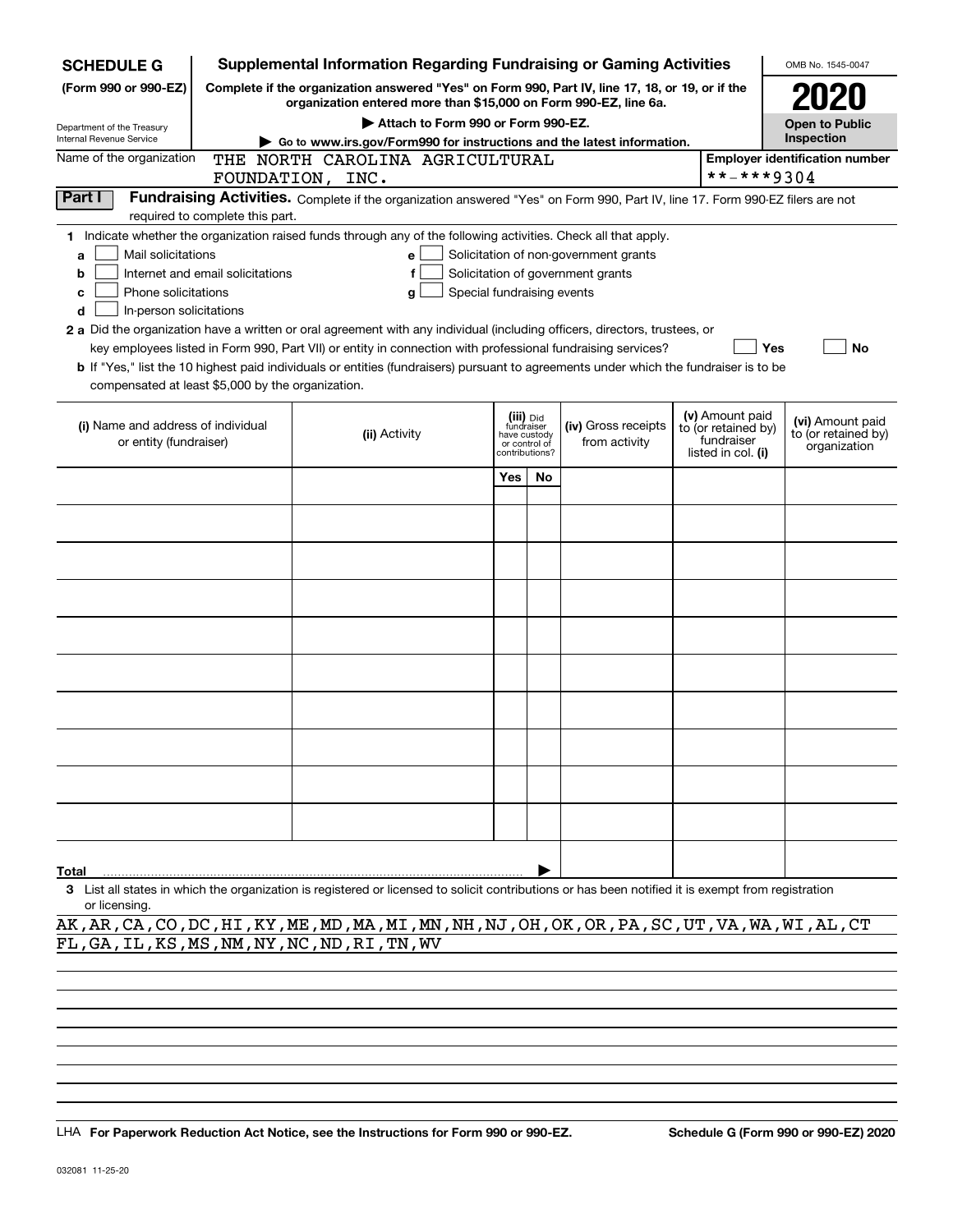**SCHEDULE G** (Form 990 or 990-EZ)

Department of the Treasury
Internal Revenue Service

# Supplemental Information Regarding Fundraising or Gaming Activities

**Complete if the organization answered "Yes" on Form 990, Part IV, line 17, 18, or 19, or if the organization entered more than $15,000 on Form 990-EZ, line 6a.**

**▶ Attach to Form 990 or Form 990-EZ.**

**▶ Go to www.irs.gov/Form990 for instructions and the latest information.**

OMB No. 1545-0047

**2020**

**Open to Public Inspection**

Name of the organization: THE NORTH CAROLINA AGRICULTURAL FOUNDATION, INC.

Employer identification number: **-***9304

**Part I** **Fundraising Activities.** Complete if the organization answered "Yes" on Form 990, Part IV, line 17. Form 990-EZ filers are not required to complete this part.

**1** Indicate whether the organization raised funds through any of the following activities. Check all that apply.

- **a** ☐ Mail solicitations
- **b** ☐ Internet and email solicitations
- **c** ☐ Phone solicitations
- **d** ☐ In-person solicitations
- **e** ☐ Solicitation of non-government grants
- **f** ☐ Solicitation of government grants
- **g** ☐ Special fundraising events

**2 a** Did the organization have a written or oral agreement with any individual (including officers, directors, trustees, or key employees listed in Form 990, Part VII) or entity in connection with professional fundraising services? ☐ **Yes** ☐ **No**

**b** If "Yes," list the 10 highest paid individuals or entities (fundraisers) pursuant to agreements under which the fundraiser is to be compensated at least $5,000 by the organization.

| (i) Name and address of individual or entity (fundraiser) | (ii) Activity | (iii) Did fundraiser have custody or control of contributions? | | (iv) Gross receipts from activity | (v) Amount paid to (or retained by) fundraiser listed in col. (i) | (vi) Amount paid to (or retained by) organization |
|---|---|---|---|---|---|---|
| | | Yes | No | | | |
| | | | | | | |
| | | | | | | |
| | | | | | | |
| | | | | | | |
| | | | | | | |
| | | | | | | |
| | | | | | | |
| | | | | | | |
| | | | | | | |
| | | | | | | |
| **Total** ▶ | | | | | | |

**3** List all states in which the organization is registered or licensed to solicit contributions or has been notified it is exempt from registration or licensing.

AK,AR,CA,CO,DC,HI,KY,ME,MD,MA,MI,MN,NH,NJ,OH,OK,OR,PA,SC,UT,VA,WA,WI,AL,CT
FL,GA,IL,KS,MS,NM,NY,NC,ND,RI,TN,WV

LHA **For Paperwork Reduction Act Notice, see the Instructions for Form 990 or 990-EZ.** **Schedule G (Form 990 or 990-EZ) 2020**

032081 11-25-20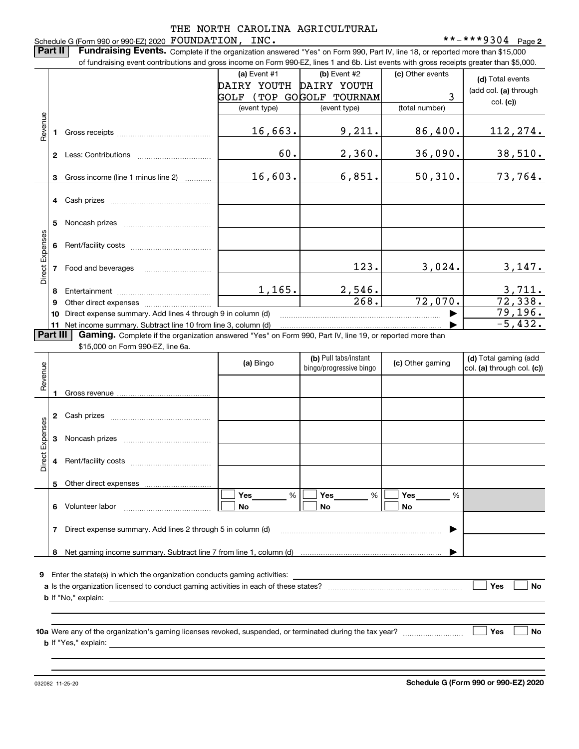THE NORTH CAROLINA AGRICULTURAL

Schedule G (Form 990 or 990-EZ) 2020 FOUNDATION, INC. **-***9304 Page 2

**Part II** **Fundraising Events.** Complete if the organization answered "Yes" on Form 990, Part IV, line 18, or reported more than $15,000 of fundraising event contributions and gross income on Form 990-EZ, lines 1 and 6b. List events with gross receipts greater than $5,000.

| | | (a) Event #1 DAIRY YOUTH GOLF (TOP GO (event type) | (b) Event #2 DAIRY YOUTH GOLF TOURNAM (event type) | (c) Other events 3 (total number) | (d) Total events (add col. (a) through col. (c)) |
|---|---|---|---|---|---|
| Revenue | 1 Gross receipts | 16,663. | 9,211. | 86,400. | 112,274. |
| | 2 Less: Contributions | 60. | 2,360. | 36,090. | 38,510. |
| | 3 Gross income (line 1 minus line 2) | 16,603. | 6,851. | 50,310. | 73,764. |
| Direct Expenses | 4 Cash prizes | | | | |
| | 5 Noncash prizes | | | | |
| | 6 Rent/facility costs | | | | |
| | 7 Food and beverages | | 123. | 3,024. | 3,147. |
| | 8 Entertainment | 1,165. | 2,546. | | 3,711. |
| | 9 Other direct expenses | | 268. | 72,070. | 72,338. |
| | 10 Direct expense summary. Add lines 4 through 9 in column (d) | | | | 79,196. |
| | 11 Net income summary. Subtract line 10 from line 3, column (d) | | | | -5,432. |

**Part III** **Gaming.** Complete if the organization answered "Yes" on Form 990, Part IV, line 19, or reported more than $15,000 on Form 990-EZ, line 6a.

| | | (a) Bingo | (b) Pull tabs/instant bingo/progressive bingo | (c) Other gaming | (d) Total gaming (add col. (a) through col. (c)) |
|---|---|---|---|---|---|
| Revenue | 1 Gross revenue | | | | |
| Direct Expenses | 2 Cash prizes | | | | |
| | 3 Noncash prizes | | | | |
| | 4 Rent/facility costs | | | | |
| | 5 Other direct expenses | | | | |
| | 6 Volunteer labor | ☐ Yes ___ % ☐ No | ☐ Yes ___ % ☐ No | ☐ Yes ___ % ☐ No | |
| | 7 Direct expense summary. Add lines 2 through 5 in column (d) | | | | |
| | 8 Net gaming income summary. Subtract line 7 from line 1, column (d) | | | | |

**9** Enter the state(s) in which the organization conducts gaming activities: ____________

**a** Is the organization licensed to conduct gaming activities in each of these states? ☐ Yes ☐ No

**b** If "No," explain: ____________

**10a** Were any of the organization's gaming licenses revoked, suspended, or terminated during the tax year? ☐ Yes ☐ No

**b** If "Yes," explain: ____________

032082 11-25-20

**Schedule G (Form 990 or 990-EZ) 2020**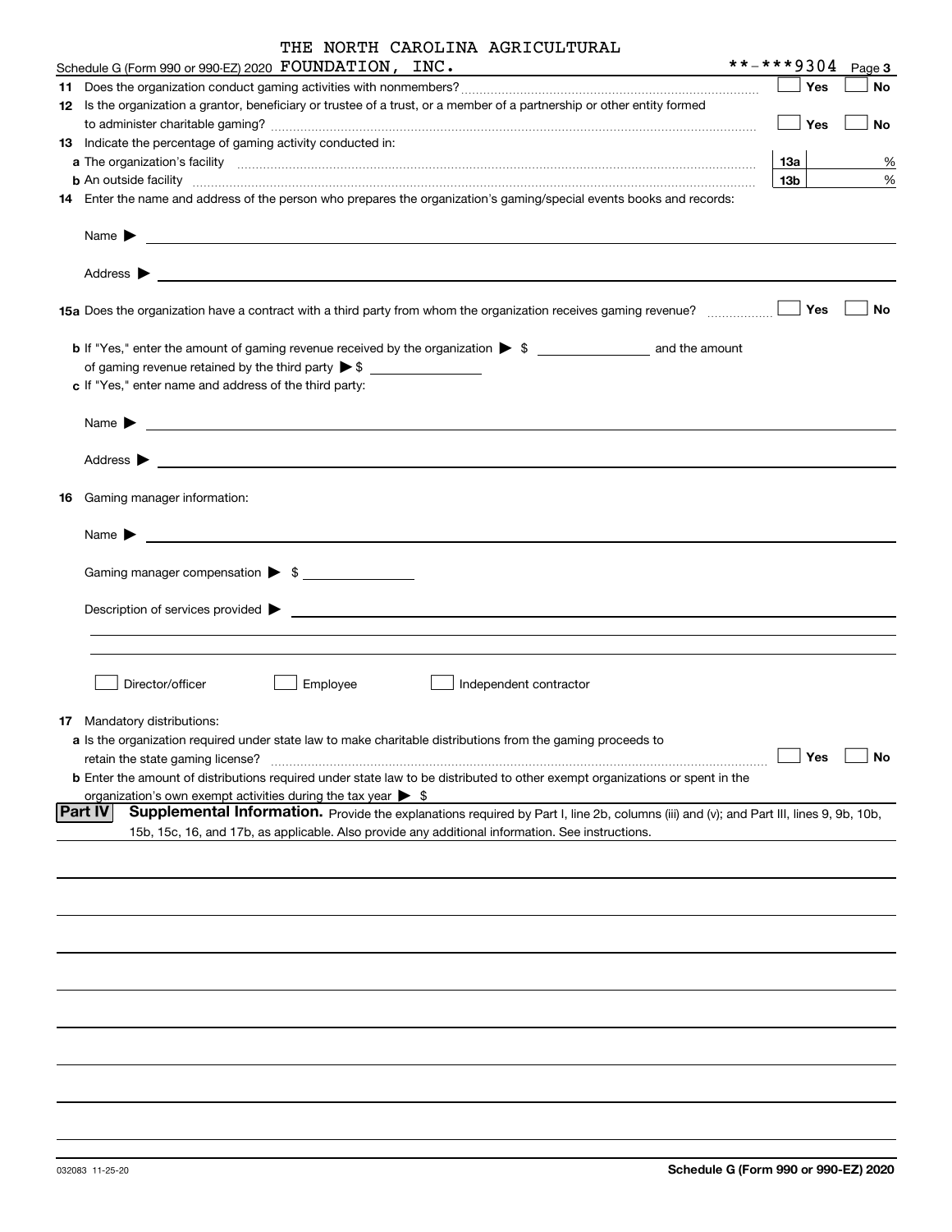Schedule G (Form 990 or 990-EZ) 2020 THE NORTH CAROLINA AGRICULTURAL FOUNDATION, INC. **-***9304 Page **3**

**11** Does the organization conduct gaming activities with nonmembers? ☐ Yes ☐ No

**12** Is the organization a grantor, beneficiary or trustee of a trust, or a member of a partnership or other entity formed to administer charitable gaming? ☐ Yes ☐ No

**13** Indicate the percentage of gaming activity conducted in:

**a** The organization's facility **13a** %

**b** An outside facility **13b** %

**14** Enter the name and address of the person who prepares the organization's gaming/special events books and records:

Name ▶

Address ▶

**15a** Does the organization have a contract with a third party from whom the organization receives gaming revenue? ☐ Yes ☐ No

**b** If "Yes," enter the amount of gaming revenue received by the organization ▶ $ and the amount of gaming revenue retained by the third party ▶ $

**c** If "Yes," enter name and address of the third party:

Name ▶

Address ▶

**16** Gaming manager information:

Name ▶

Gaming manager compensation ▶ $

Description of services provided ▶

☐ Director/officer ☐ Employee ☐ Independent contractor

**17** Mandatory distributions:

**a** Is the organization required under state law to make charitable distributions from the gaming proceeds to retain the state gaming license? ☐ Yes ☐ No

**b** Enter the amount of distributions required under state law to be distributed to other exempt organizations or spent in the organization's own exempt activities during the tax year ▶ $

**Part IV** **Supplemental Information.** Provide the explanations required by Part I, line 2b, columns (iii) and (v); and Part III, lines 9, 9b, 10b, 15b, 15c, 16, and 17b, as applicable. Also provide any additional information. See instructions.

032083 11-25-20 **Schedule G (Form 990 or 990-EZ) 2020**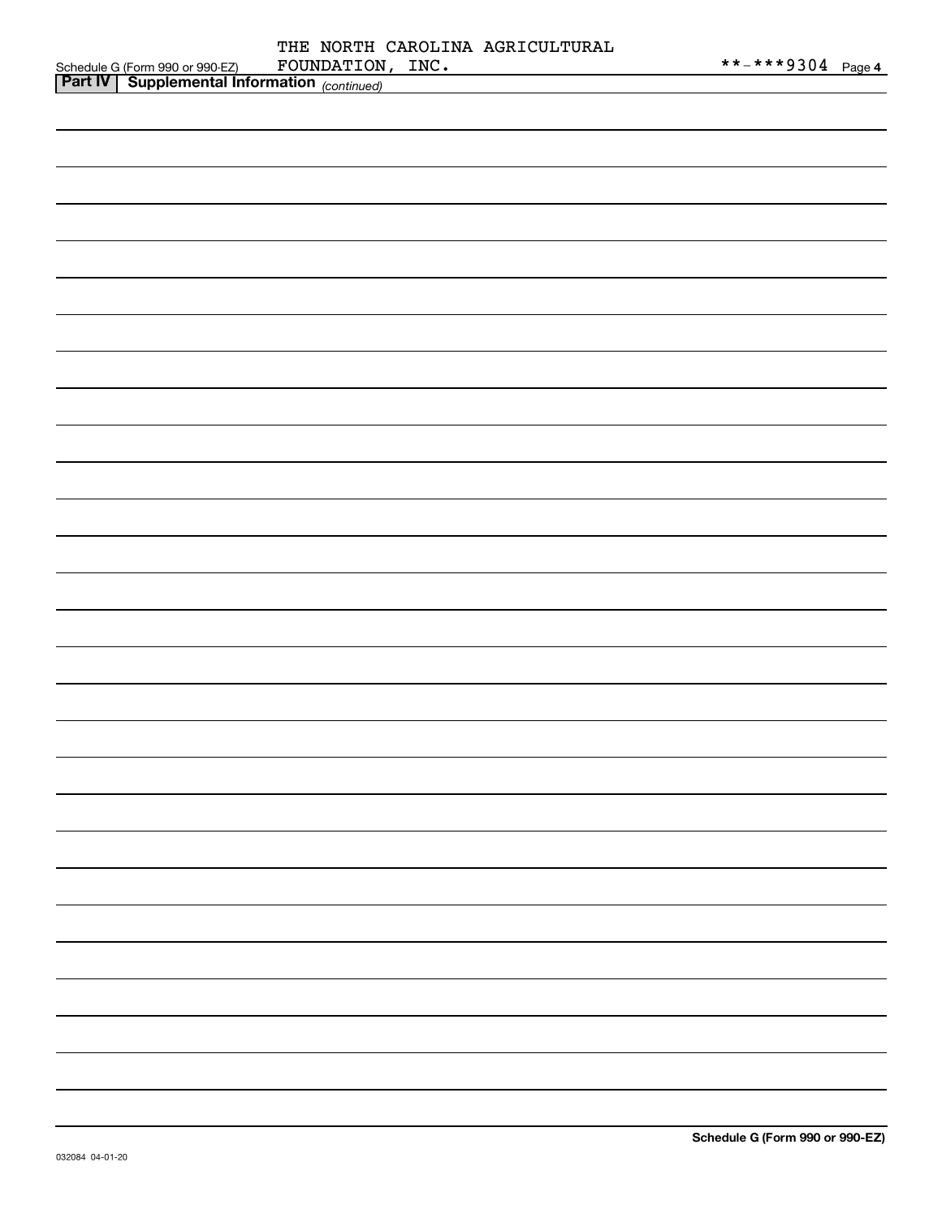Schedule G (Form 990 or 990-EZ) THE NORTH CAROLINA AGRICULTURAL FOUNDATION, INC. **-***9304 Page 4

**Part IV Supplemental Information** *(continued)*

**Schedule G (Form 990 or 990-EZ)**

032084 04-01-20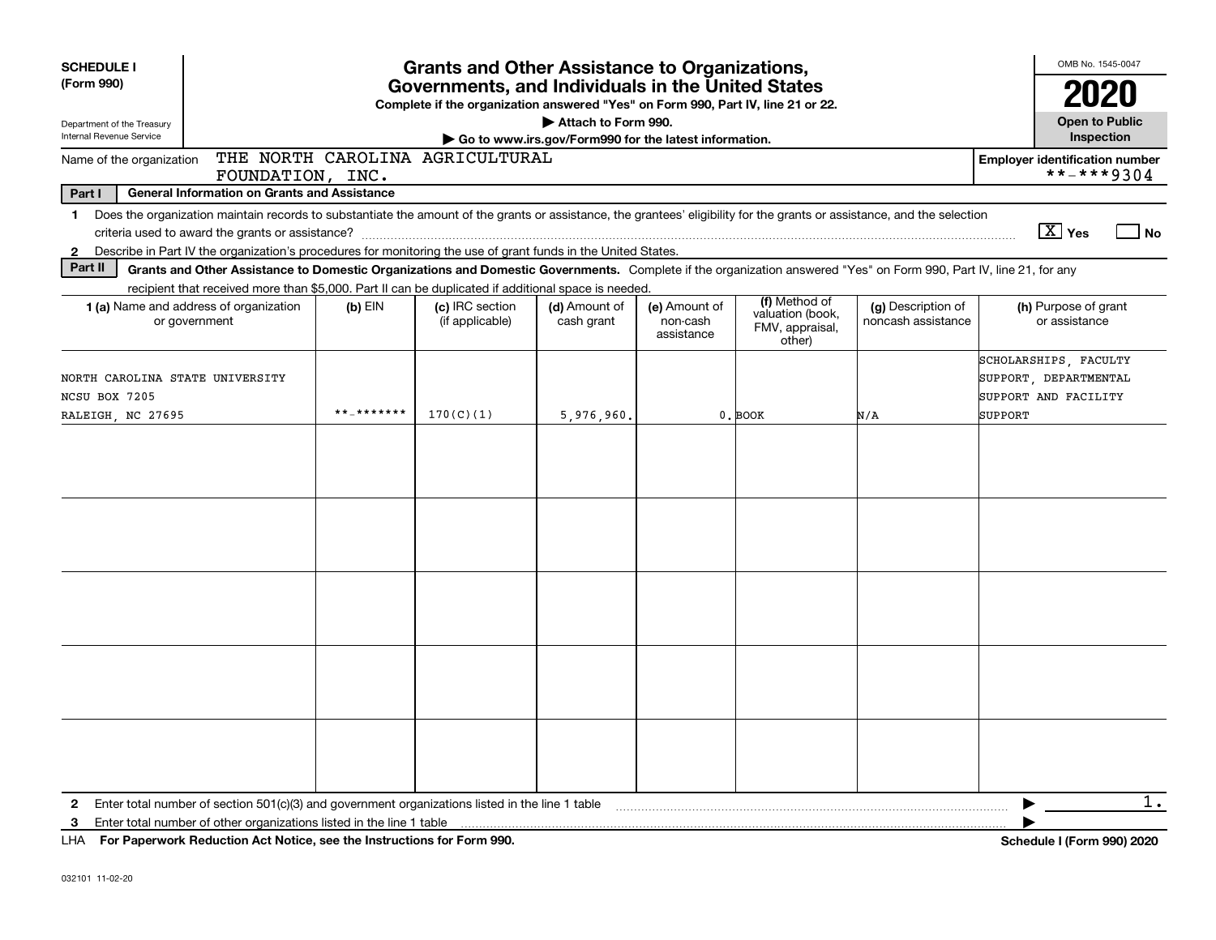**SCHEDULE I (Form 990)**

Department of the Treasury
Internal Revenue Service

# Grants and Other Assistance to Organizations, Governments, and Individuals in the United States

**Complete if the organization answered "Yes" on Form 990, Part IV, line 21 or 22.**

**▶ Attach to Form 990.**

**▶ Go to www.irs.gov/Form990 for the latest information.**

OMB No. 1545-0047

**2020**

**Open to Public Inspection**

Name of the organization: THE NORTH CAROLINA AGRICULTURAL FOUNDATION, INC.

**Employer identification number**: **-***9304

**Part I General Information on Grants and Assistance**

1 Does the organization maintain records to substantiate the amount of the grants or assistance, the grantees' eligibility for the grants or assistance, and the selection criteria used to award the grants or assistance? [X] Yes [ ] No

2 Describe in Part IV the organization's procedures for monitoring the use of grant funds in the United States.

**Part II Grants and Other Assistance to Domestic Organizations and Domestic Governments.** Complete if the organization answered "Yes" on Form 990, Part IV, line 21, for any recipient that received more than $5,000. Part II can be duplicated if additional space is needed.

| 1 (a) Name and address of organization or government | (b) EIN | (c) IRC section (if applicable) | (d) Amount of cash grant | (e) Amount of non-cash assistance | (f) Method of valuation (book, FMV, appraisal, other) | (g) Description of noncash assistance | (h) Purpose of grant or assistance |
|---|---|---|---|---|---|---|---|
| NORTH CAROLINA STATE UNIVERSITY<br>NCSU BOX 7205<br>RALEIGH, NC 27695 | **-******* | 170(C)(1) | 5,976,960. | 0. | BOOK | N/A | SCHOLARSHIPS, FACULTY SUPPORT, DEPARTMENTAL SUPPORT AND FACILITY SUPPORT |
| | | | | | | | |
| | | | | | | | |
| | | | | | | | |
| | | | | | | | |
| | | | | | | | |

2 Enter total number of section 501(c)(3) and government organizations listed in the line 1 table ▶ 1.

3 Enter total number of other organizations listed in the line 1 table ▶

LHA **For Paperwork Reduction Act Notice, see the Instructions for Form 990.** **Schedule I (Form 990) 2020**

032101 11-02-20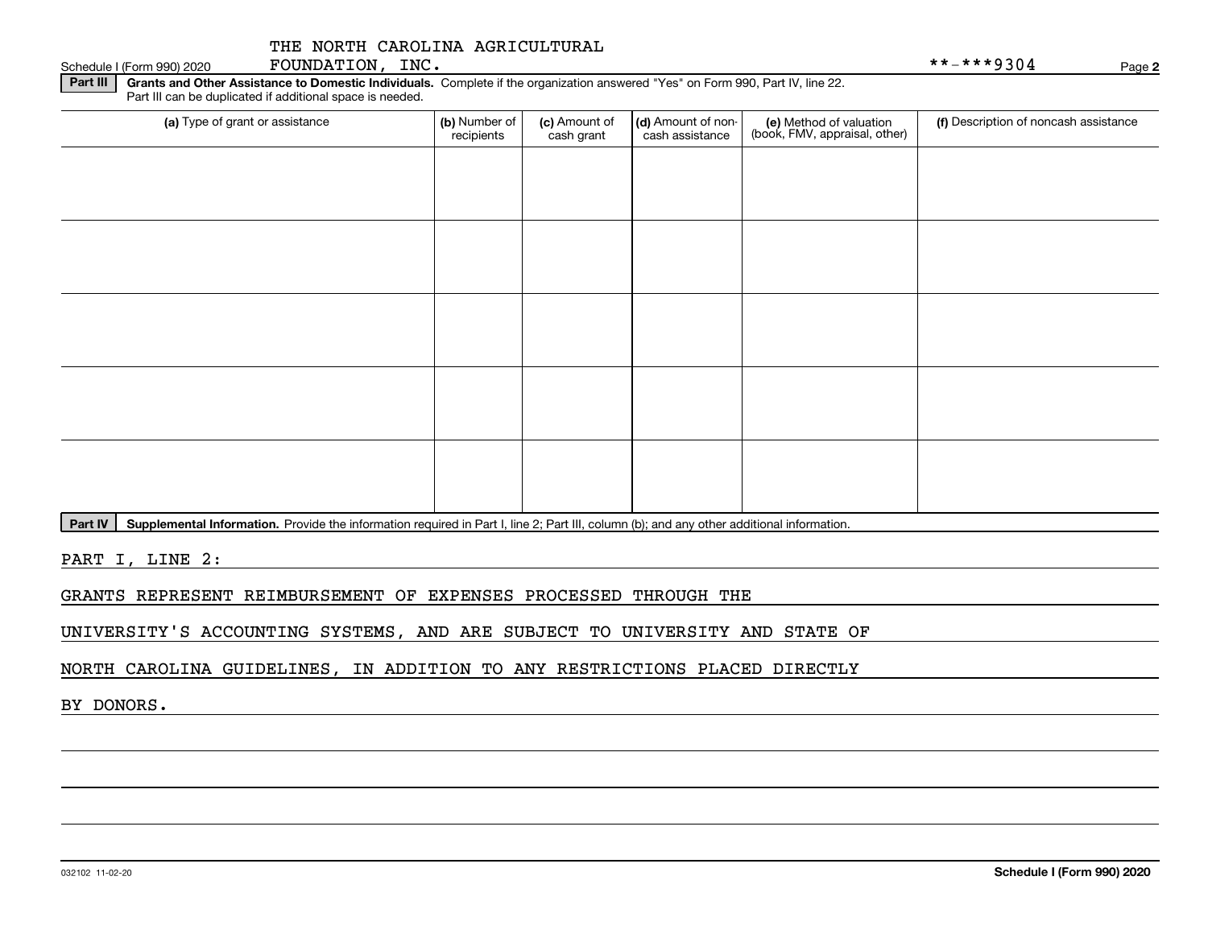THE NORTH CAROLINA AGRICULTURAL FOUNDATION, INC.

Schedule I (Form 990) 2020 **-***9304 Page 2

**Part III** **Grants and Other Assistance to Domestic Individuals.** Complete if the organization answered "Yes" on Form 990, Part IV, line 22. Part III can be duplicated if additional space is needed.

| (a) Type of grant or assistance | (b) Number of recipients | (c) Amount of cash grant | (d) Amount of non-cash assistance | (e) Method of valuation (book, FMV, appraisal, other) | (f) Description of noncash assistance |
|---|---|---|---|---|---|
| | | | | | |
| | | | | | |
| | | | | | |
| | | | | | |
| | | | | | |

**Part IV** **Supplemental Information.** Provide the information required in Part I, line 2; Part III, column (b); and any other additional information.

PART I, LINE 2:

GRANTS REPRESENT REIMBURSEMENT OF EXPENSES PROCESSED THROUGH THE UNIVERSITY'S ACCOUNTING SYSTEMS, AND ARE SUBJECT TO UNIVERSITY AND STATE OF NORTH CAROLINA GUIDELINES, IN ADDITION TO ANY RESTRICTIONS PLACED DIRECTLY BY DONORS.

032102 11-02-20 **Schedule I (Form 990) 2020**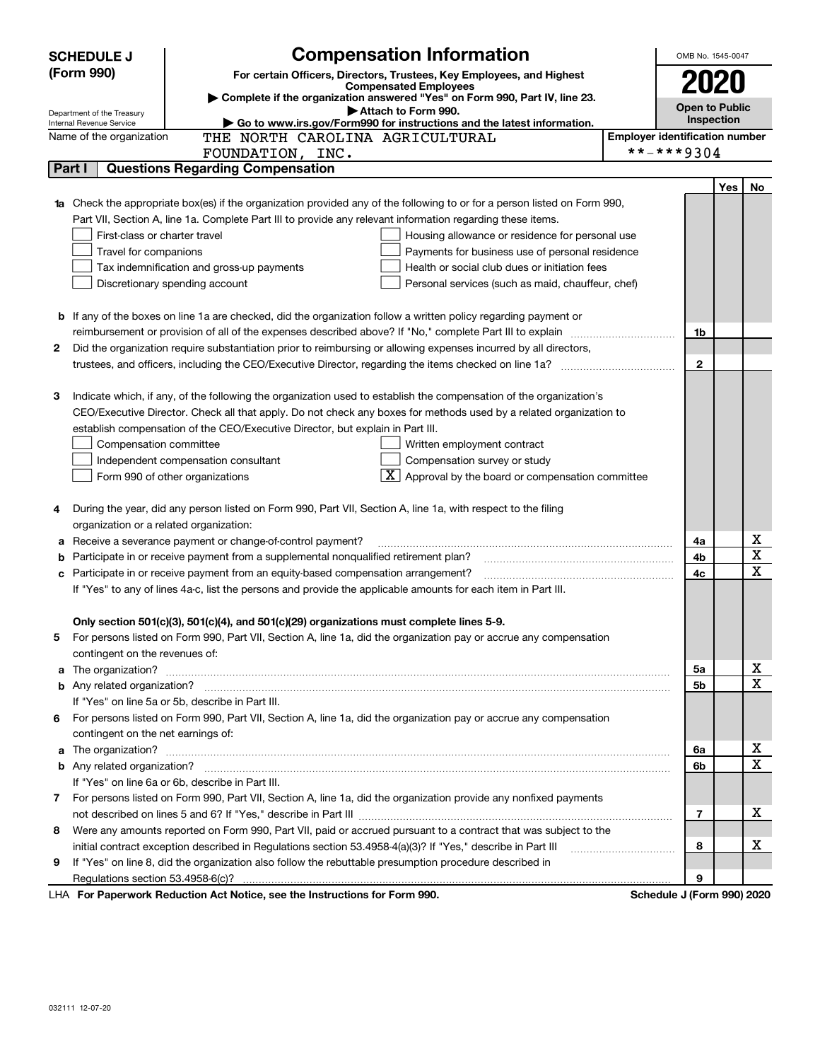**SCHEDULE J (Form 990)**

Department of the Treasury
Internal Revenue Service

# Compensation Information

**For certain Officers, Directors, Trustees, Key Employees, and Highest Compensated Employees**

▶ **Complete if the organization answered "Yes" on Form 990, Part IV, line 23.**

▶ **Attach to Form 990.**

▶ **Go to www.irs.gov/Form990 for instructions and the latest information.**

OMB No. 1545-0047

**2020**

**Open to Public Inspection**

Name of the organization: THE NORTH CAROLINA AGRICULTURAL FOUNDATION, INC.

**Employer identification number**: **-***9304

## Part I — Questions Regarding Compensation

| | | | Yes | No |
|---|---|---|---|---|
| **1a** | Check the appropriate box(es) if the organization provided any of the following to or for a person listed on Form 990, Part VII, Section A, line 1a. Complete Part III to provide any relevant information regarding these items.<br>☐ First-class or charter travel ☐ Housing allowance or residence for personal use<br>☐ Travel for companions ☐ Payments for business use of personal residence<br>☐ Tax indemnification and gross-up payments ☐ Health or social club dues or initiation fees<br>☐ Discretionary spending account ☐ Personal services (such as maid, chauffeur, chef) | | | |
| **b** | If any of the boxes on line 1a are checked, did the organization follow a written policy regarding payment or reimbursement or provision of all of the expenses described above? If "No," complete Part III to explain | 1b | | |
| **2** | Did the organization require substantiation prior to reimbursing or allowing expenses incurred by all directors, trustees, and officers, including the CEO/Executive Director, regarding the items checked on line 1a? | 2 | | |
| **3** | Indicate which, if any, of the following the organization used to establish the compensation of the organization's CEO/Executive Director. Check all that apply. Do not check any boxes for methods used by a related organization to establish compensation of the CEO/Executive Director, but explain in Part III.<br>☐ Compensation committee ☐ Written employment contract<br>☐ Independent compensation consultant ☐ Compensation survey or study<br>☐ Form 990 of other organizations ☒ Approval by the board or compensation committee | | | |
| **4** | During the year, did any person listed on Form 990, Part VII, Section A, line 1a, with respect to the filing organization or a related organization: | | | |
| **a** | Receive a severance payment or change-of-control payment? | 4a | | X |
| **b** | Participate in or receive payment from a supplemental nonqualified retirement plan? | 4b | | X |
| **c** | Participate in or receive payment from an equity-based compensation arrangement? | 4c | | X |
| | If "Yes" to any of lines 4a-c, list the persons and provide the applicable amounts for each item in Part III. | | | |
| | **Only section 501(c)(3), 501(c)(4), and 501(c)(29) organizations must complete lines 5-9.** | | | |
| **5** | For persons listed on Form 990, Part VII, Section A, line 1a, did the organization pay or accrue any compensation contingent on the revenues of: | | | |
| **a** | The organization? | 5a | | X |
| **b** | Any related organization? | 5b | | X |
| | If "Yes" on line 5a or 5b, describe in Part III. | | | |
| **6** | For persons listed on Form 990, Part VII, Section A, line 1a, did the organization pay or accrue any compensation contingent on the net earnings of: | | | |
| **a** | The organization? | 6a | | X |
| **b** | Any related organization? | 6b | | X |
| | If "Yes" on line 6a or 6b, describe in Part III. | | | |
| **7** | For persons listed on Form 990, Part VII, Section A, line 1a, did the organization provide any nonfixed payments not described on lines 5 and 6? If "Yes," describe in Part III | 7 | | X |
| **8** | Were any amounts reported on Form 990, Part VII, paid or accrued pursuant to a contract that was subject to the initial contract exception described in Regulations section 53.4958-4(a)(3)? If "Yes," describe in Part III | 8 | | X |
| **9** | If "Yes" on line 8, did the organization also follow the rebuttable presumption procedure described in Regulations section 53.4958-6(c)? | 9 | | |

LHA **For Paperwork Reduction Act Notice, see the Instructions for Form 990.** **Schedule J (Form 990) 2020**

032111 12-07-20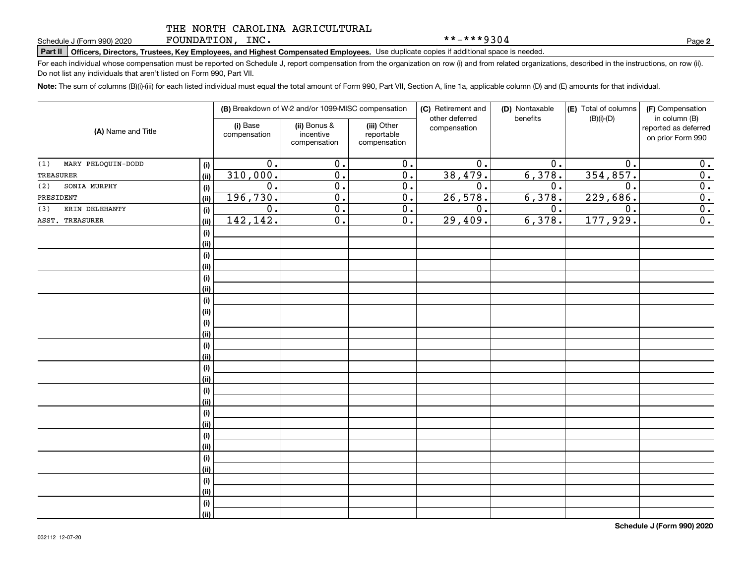THE NORTH CAROLINA AGRICULTURAL FOUNDATION, INC. **-***9304

Schedule J (Form 990) 2020

**Part II** **Officers, Directors, Trustees, Key Employees, and Highest Compensated Employees.** Use duplicate copies if additional space is needed.

For each individual whose compensation must be reported on Schedule J, report compensation from the organization on row (i) and from related organizations, described in the instructions, on row (ii). Do not list any individuals that aren't listed on Form 990, Part VII.

**Note:** The sum of columns (B)(i)-(iii) for each listed individual must equal the total amount of Form 990, Part VII, Section A, line 1a, applicable column (D) and (E) amounts for that individual.

| (A) Name and Title | | (B) Breakdown of W-2 and/or 1099-MISC compensation | | | (C) Retirement and other deferred compensation | (D) Nontaxable benefits | (E) Total of columns (B)(i)-(D) | (F) Compensation in column (B) reported as deferred on prior Form 990 |
|---|---|---|---|---|---|---|---|---|
| | | (i) Base compensation | (ii) Bonus & incentive compensation | (iii) Other reportable compensation | | | | |
| (1) MARY PELOQUIN-DODD | (i) | 0. | 0. | 0. | 0. | 0. | 0. | 0. |
| TREASURER | (ii) | 310,000. | 0. | 0. | 38,479. | 6,378. | 354,857. | 0. |
| (2) SONIA MURPHY | (i) | 0. | 0. | 0. | 0. | 0. | 0. | 0. |
| PRESIDENT | (ii) | 196,730. | 0. | 0. | 26,578. | 6,378. | 229,686. | 0. |
| (3) ERIN DELEHANTY | (i) | 0. | 0. | 0. | 0. | 0. | 0. | 0. |
| ASST. TREASURER | (ii) | 142,142. | 0. | 0. | 29,409. | 6,378. | 177,929. | 0. |

Schedule J (Form 990) 2020

032112 12-07-20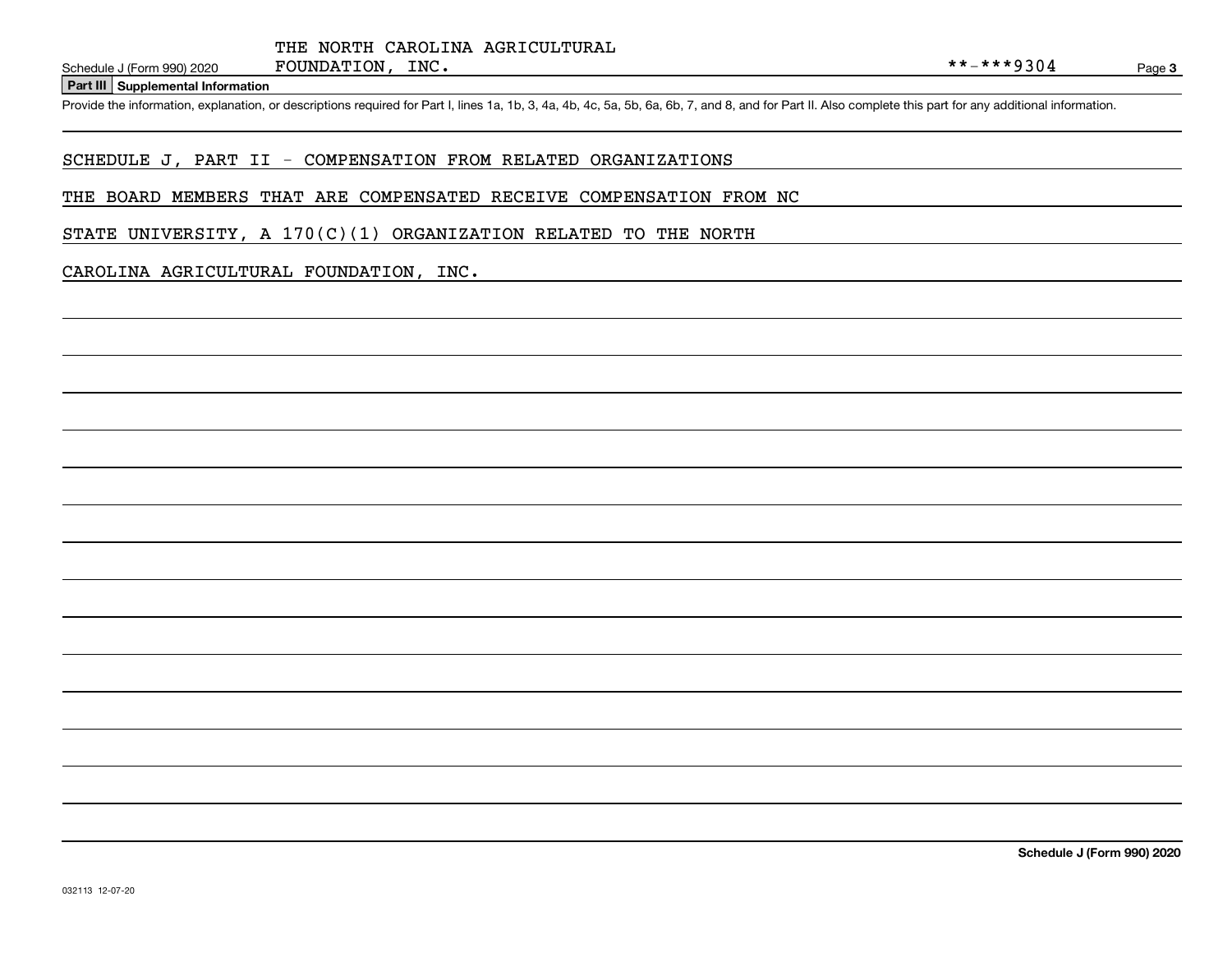THE NORTH CAROLINA AGRICULTURAL FOUNDATION, INC. **-***9304

**Part III Supplemental Information**

Provide the information, explanation, or descriptions required for Part I, lines 1a, 1b, 3, 4a, 4b, 4c, 5a, 5b, 6a, 6b, 7, and 8, and for Part II. Also complete this part for any additional information.

SCHEDULE J, PART II - COMPENSATION FROM RELATED ORGANIZATIONS

THE BOARD MEMBERS THAT ARE COMPENSATED RECEIVE COMPENSATION FROM NC STATE UNIVERSITY, A 170(C)(1) ORGANIZATION RELATED TO THE NORTH CAROLINA AGRICULTURAL FOUNDATION, INC.

032113 12-07-20

**Schedule J (Form 990) 2020**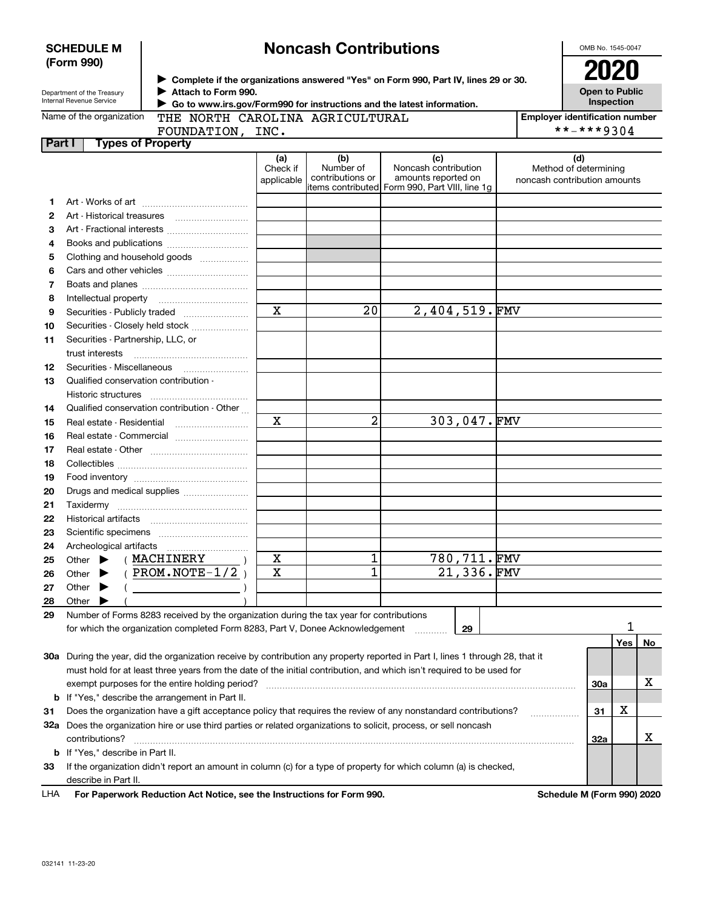**SCHEDULE M (Form 990)**

Department of the Treasury
Internal Revenue Service

# Noncash Contributions

▶ Complete if the organizations answered "Yes" on Form 990, Part IV, lines 29 or 30.
▶ Attach to Form 990.
▶ Go to www.irs.gov/Form990 for instructions and the latest information.

OMB No. 1545-0047

**2020**

**Open to Public Inspection**

Name of the organization: THE NORTH CAROLINA AGRICULTURAL FOUNDATION, INC.

Employer identification number: **-***9304

## Part I Types of Property

| | | (a) Check if applicable | (b) Number of contributions or items contributed | (c) Noncash contribution amounts reported on Form 990, Part VIII, line 1g | (d) Method of determining noncash contribution amounts |
|---|---|---|---|---|---|
| 1 | Art - Works of art | | | | |
| 2 | Art - Historical treasures | | | | |
| 3 | Art - Fractional interests | | | | |
| 4 | Books and publications | | | | |
| 5 | Clothing and household goods | | | | |
| 6 | Cars and other vehicles | | | | |
| 7 | Boats and planes | | | | |
| 8 | Intellectual property | | | | |
| 9 | Securities - Publicly traded | X | 20 | 2,404,519. | FMV |
| 10 | Securities - Closely held stock | | | | |
| 11 | Securities - Partnership, LLC, or trust interests | | | | |
| 12 | Securities - Miscellaneous | | | | |
| 13 | Qualified conservation contribution - Historic structures | | | | |
| 14 | Qualified conservation contribution - Other | | | | |
| 15 | Real estate - Residential | X | 2 | 303,047. | FMV |
| 16 | Real estate - Commercial | | | | |
| 17 | Real estate - Other | | | | |
| 18 | Collectibles | | | | |
| 19 | Food inventory | | | | |
| 20 | Drugs and medical supplies | | | | |
| 21 | Taxidermy | | | | |
| 22 | Historical artifacts | | | | |
| 23 | Scientific specimens | | | | |
| 24 | Archeological artifacts | | | | |
| 25 | Other ▶ ( MACHINERY ) | X | 1 | 780,711. | FMV |
| 26 | Other ▶ ( PROM.NOTE-1/2 ) | X | 1 | 21,336. | FMV |
| 27 | Other ▶ ( ) | | | | |
| 28 | Other ▶ ( ) | | | | |

29 Number of Forms 8283 received by the organization during the tax year for contributions for which the organization completed Form 8283, Part V, Donee Acknowledgement ..... **29** 1

| | | | Yes | No |
|---|---|---|---|---|
| 30a | During the year, did the organization receive by contribution any property reported in Part I, lines 1 through 28, that it must hold for at least three years from the date of the initial contribution, and which isn't required to be used for exempt purposes for the entire holding period? | 30a | | X |
| b | If "Yes," describe the arrangement in Part II. | | | |
| 31 | Does the organization have a gift acceptance policy that requires the review of any nonstandard contributions? | 31 | X | |
| 32a | Does the organization hire or use third parties or related organizations to solicit, process, or sell noncash contributions? | 32a | | X |
| b | If "Yes," describe in Part II. | | | |
| 33 | If the organization didn't report an amount in column (c) for a type of property for which column (a) is checked, describe in Part II. | | | |

LHA **For Paperwork Reduction Act Notice, see the Instructions for Form 990.** **Schedule M (Form 990) 2020**

032141 11-23-20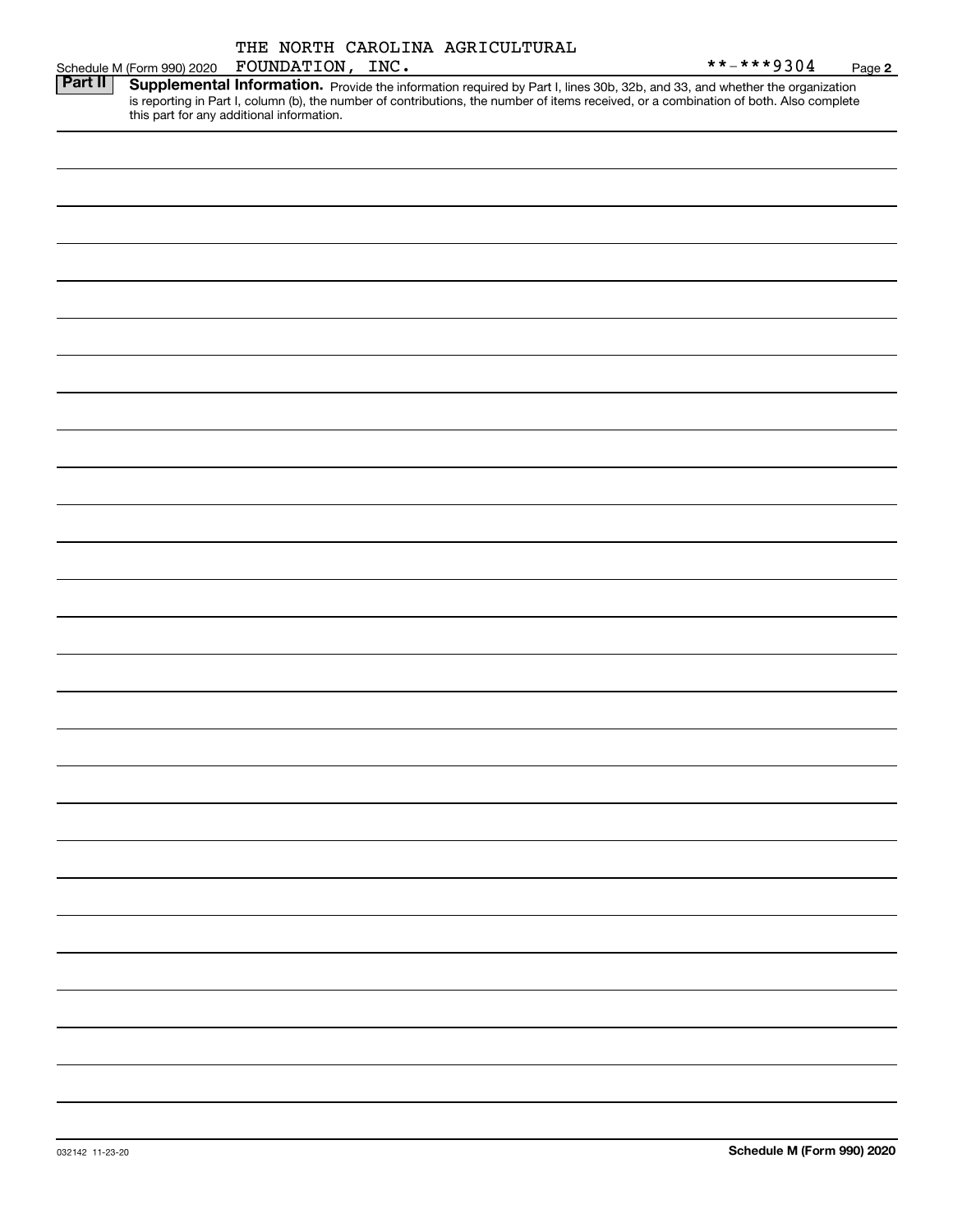Schedule M (Form 990) 2020 THE NORTH CAROLINA AGRICULTURAL FOUNDATION, INC. **-***9304 Page 2

**Part II** **Supplemental Information.** Provide the information required by Part I, lines 30b, 32b, and 33, and whether the organization is reporting in Part I, column (b), the number of contributions, the number of items received, or a combination of both. Also complete this part for any additional information.

032142 11-23-20

**Schedule M (Form 990) 2020**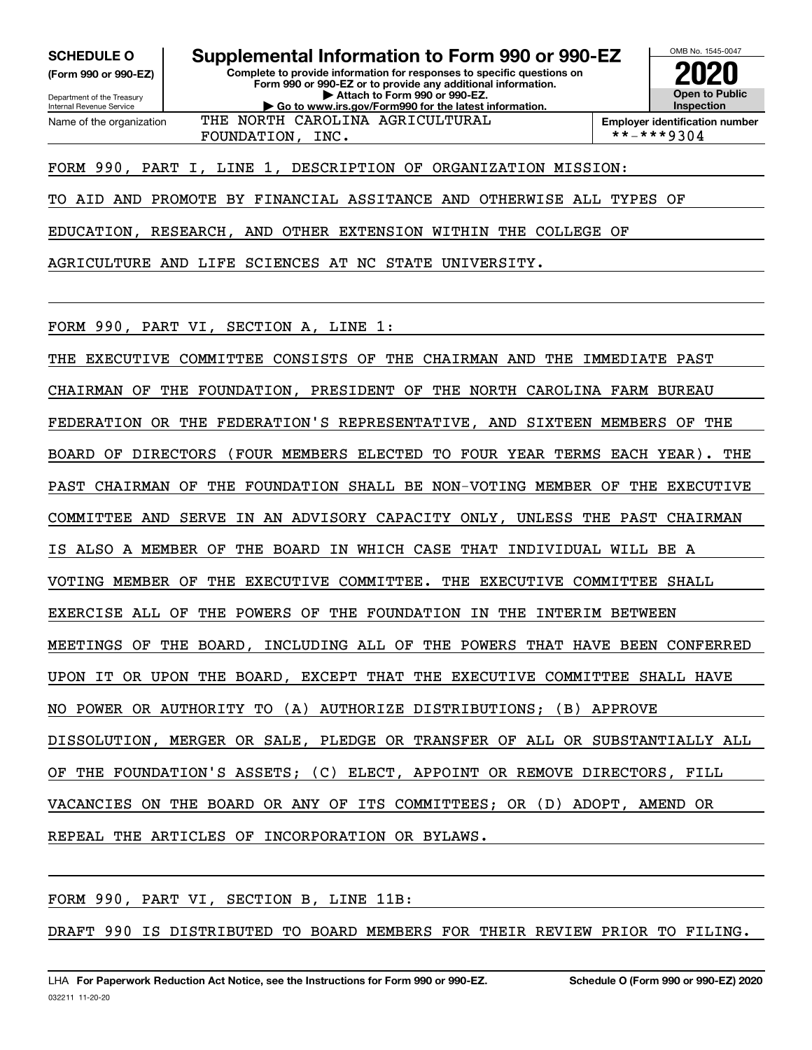**SCHEDULE O** (Form 990 or 990-EZ)

Department of the Treasury
Internal Revenue Service

# Supplemental Information to Form 990 or 990-EZ

**Complete to provide information for responses to specific questions on Form 990 or 990-EZ or to provide any additional information.**
**▶ Attach to Form 990 or 990-EZ.**
**▶ Go to www.irs.gov/Form990 for the latest information.**

OMB No. 1545-0047

**2020**

**Open to Public Inspection**

Name of the organization: THE NORTH CAROLINA AGRICULTURAL FOUNDATION, INC.

**Employer identification number** **-***9304

FORM 990, PART I, LINE 1, DESCRIPTION OF ORGANIZATION MISSION:

TO AID AND PROMOTE BY FINANCIAL ASSITANCE AND OTHERWISE ALL TYPES OF EDUCATION, RESEARCH, AND OTHER EXTENSION WITHIN THE COLLEGE OF AGRICULTURE AND LIFE SCIENCES AT NC STATE UNIVERSITY.

FORM 990, PART VI, SECTION A, LINE 1:

THE EXECUTIVE COMMITTEE CONSISTS OF THE CHAIRMAN AND THE IMMEDIATE PAST CHAIRMAN OF THE FOUNDATION, PRESIDENT OF THE NORTH CAROLINA FARM BUREAU FEDERATION OR THE FEDERATION'S REPRESENTATIVE, AND SIXTEEN MEMBERS OF THE BOARD OF DIRECTORS (FOUR MEMBERS ELECTED TO FOUR YEAR TERMS EACH YEAR). THE PAST CHAIRMAN OF THE FOUNDATION SHALL BE NON-VOTING MEMBER OF THE EXECUTIVE COMMITTEE AND SERVE IN AN ADVISORY CAPACITY ONLY, UNLESS THE PAST CHAIRMAN IS ALSO A MEMBER OF THE BOARD IN WHICH CASE THAT INDIVIDUAL WILL BE A VOTING MEMBER OF THE EXECUTIVE COMMITTEE. THE EXECUTIVE COMMITTEE SHALL EXERCISE ALL OF THE POWERS OF THE FOUNDATION IN THE INTERIM BETWEEN MEETINGS OF THE BOARD, INCLUDING ALL OF THE POWERS THAT HAVE BEEN CONFERRED UPON IT OR UPON THE BOARD, EXCEPT THAT THE EXECUTIVE COMMITTEE SHALL HAVE NO POWER OR AUTHORITY TO (A) AUTHORIZE DISTRIBUTIONS; (B) APPROVE DISSOLUTION, MERGER OR SALE, PLEDGE OR TRANSFER OF ALL OR SUBSTANTIALLY ALL OF THE FOUNDATION'S ASSETS; (C) ELECT, APPOINT OR REMOVE DIRECTORS, FILL VACANCIES ON THE BOARD OR ANY OF ITS COMMITTEES; OR (D) ADOPT, AMEND OR REPEAL THE ARTICLES OF INCORPORATION OR BYLAWS.

FORM 990, PART VI, SECTION B, LINE 11B:

DRAFT 990 IS DISTRIBUTED TO BOARD MEMBERS FOR THEIR REVIEW PRIOR TO FILING.

LHA **For Paperwork Reduction Act Notice, see the Instructions for Form 990 or 990-EZ.** **Schedule O (Form 990 or 990-EZ) 2020**
032211 11-20-20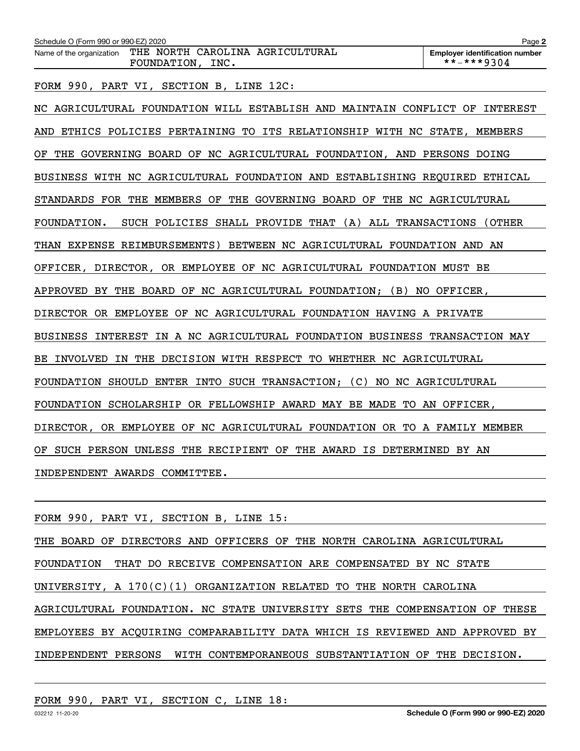Name of the organization THE NORTH CAROLINA AGRICULTURAL FOUNDATION, INC.

**Employer identification number** **-***9304

FORM 990, PART VI, SECTION B, LINE 12C:

NC AGRICULTURAL FOUNDATION WILL ESTABLISH AND MAINTAIN CONFLICT OF INTEREST AND ETHICS POLICIES PERTAINING TO ITS RELATIONSHIP WITH NC STATE, MEMBERS OF THE GOVERNING BOARD OF NC AGRICULTURAL FOUNDATION, AND PERSONS DOING BUSINESS WITH NC AGRICULTURAL FOUNDATION AND ESTABLISHING REQUIRED ETHICAL STANDARDS FOR THE MEMBERS OF THE GOVERNING BOARD OF THE NC AGRICULTURAL FOUNDATION. SUCH POLICIES SHALL PROVIDE THAT (A) ALL TRANSACTIONS (OTHER THAN EXPENSE REIMBURSEMENTS) BETWEEN NC AGRICULTURAL FOUNDATION AND AN OFFICER, DIRECTOR, OR EMPLOYEE OF NC AGRICULTURAL FOUNDATION MUST BE APPROVED BY THE BOARD OF NC AGRICULTURAL FOUNDATION; (B) NO OFFICER, DIRECTOR OR EMPLOYEE OF NC AGRICULTURAL FOUNDATION HAVING A PRIVATE BUSINESS INTEREST IN A NC AGRICULTURAL FOUNDATION BUSINESS TRANSACTION MAY BE INVOLVED IN THE DECISION WITH RESPECT TO WHETHER NC AGRICULTURAL FOUNDATION SHOULD ENTER INTO SUCH TRANSACTION; (C) NO NC AGRICULTURAL FOUNDATION SCHOLARSHIP OR FELLOWSHIP AWARD MAY BE MADE TO AN OFFICER, DIRECTOR, OR EMPLOYEE OF NC AGRICULTURAL FOUNDATION OR TO A FAMILY MEMBER OF SUCH PERSON UNLESS THE RECIPIENT OF THE AWARD IS DETERMINED BY AN INDEPENDENT AWARDS COMMITTEE.

FORM 990, PART VI, SECTION B, LINE 15:

THE BOARD OF DIRECTORS AND OFFICERS OF THE NORTH CAROLINA AGRICULTURAL FOUNDATION THAT DO RECEIVE COMPENSATION ARE COMPENSATED BY NC STATE UNIVERSITY, A 170(C)(1) ORGANIZATION RELATED TO THE NORTH CAROLINA AGRICULTURAL FOUNDATION. NC STATE UNIVERSITY SETS THE COMPENSATION OF THESE EMPLOYEES BY ACQUIRING COMPARABILITY DATA WHICH IS REVIEWED AND APPROVED BY INDEPENDENT PERSONS WITH CONTEMPORANEOUS SUBSTANTIATION OF THE DECISION.

FORM 990, PART VI, SECTION C, LINE 18: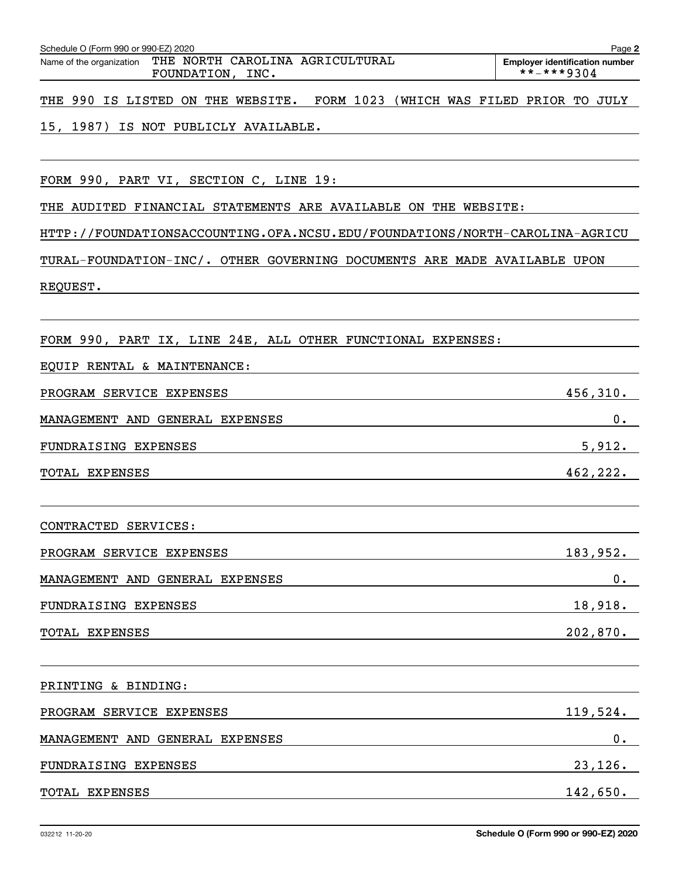Schedule O (Form 990 or 990-EZ) 2020 Page **2**

Name of the organization THE NORTH CAROLINA AGRICULTURAL FOUNDATION, INC.

**Employer identification number** **-***9304

THE 990 IS LISTED ON THE WEBSITE. FORM 1023 (WHICH WAS FILED PRIOR TO JULY 15, 1987) IS NOT PUBLICLY AVAILABLE.

FORM 990, PART VI, SECTION C, LINE 19:

THE AUDITED FINANCIAL STATEMENTS ARE AVAILABLE ON THE WEBSITE: HTTP://FOUNDATIONSACCOUNTING.OFA.NCSU.EDU/FOUNDATIONS/NORTH-CAROLINA-AGRICULTURAL-FOUNDATION-INC/. OTHER GOVERNING DOCUMENTS ARE MADE AVAILABLE UPON REQUEST.

FORM 990, PART IX, LINE 24E, ALL OTHER FUNCTIONAL EXPENSES:

EQUIP RENTAL & MAINTENANCE:

| | |
|---|---|
| PROGRAM SERVICE EXPENSES | 456,310. |
| MANAGEMENT AND GENERAL EXPENSES | 0. |
| FUNDRAISING EXPENSES | 5,912. |
| TOTAL EXPENSES | 462,222. |

CONTRACTED SERVICES:

| | |
|---|---|
| PROGRAM SERVICE EXPENSES | 183,952. |
| MANAGEMENT AND GENERAL EXPENSES | 0. |
| FUNDRAISING EXPENSES | 18,918. |
| TOTAL EXPENSES | 202,870. |

PRINTING & BINDING:

| | |
|---|---|
| PROGRAM SERVICE EXPENSES | 119,524. |
| MANAGEMENT AND GENERAL EXPENSES | 0. |
| FUNDRAISING EXPENSES | 23,126. |
| TOTAL EXPENSES | 142,650. |

032212 11-20-20 **Schedule O (Form 990 or 990-EZ) 2020**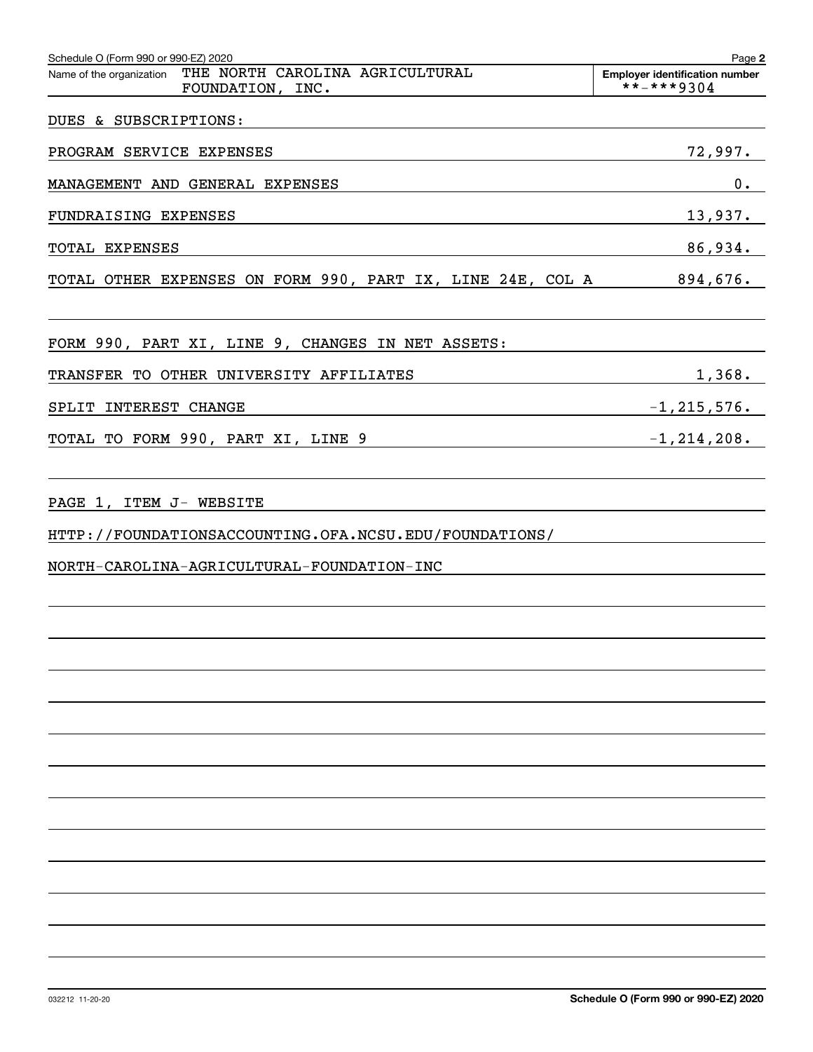Schedule O (Form 990 or 990-EZ) 2020

Name of the organization THE NORTH CAROLINA AGRICULTURAL FOUNDATION, INC.

Employer identification number **-***9304

DUES & SUBSCRIPTIONS:

| | |
|---|---|
| PROGRAM SERVICE EXPENSES | 72,997. |
| MANAGEMENT AND GENERAL EXPENSES | 0. |
| FUNDRAISING EXPENSES | 13,937. |
| TOTAL EXPENSES | 86,934. |
| TOTAL OTHER EXPENSES ON FORM 990, PART IX, LINE 24E, COL A | 894,676. |

FORM 990, PART XI, LINE 9, CHANGES IN NET ASSETS:

| | |
|---|---|
| TRANSFER TO OTHER UNIVERSITY AFFILIATES | 1,368. |
| SPLIT INTEREST CHANGE | -1,215,576. |
| TOTAL TO FORM 990, PART XI, LINE 9 | -1,214,208. |

PAGE 1, ITEM J- WEBSITE

HTTP://FOUNDATIONSACCOUNTING.OFA.NCSU.EDU/FOUNDATIONS/

NORTH-CAROLINA-AGRICULTURAL-FOUNDATION-INC

032212 11-20-20

Schedule O (Form 990 or 990-EZ) 2020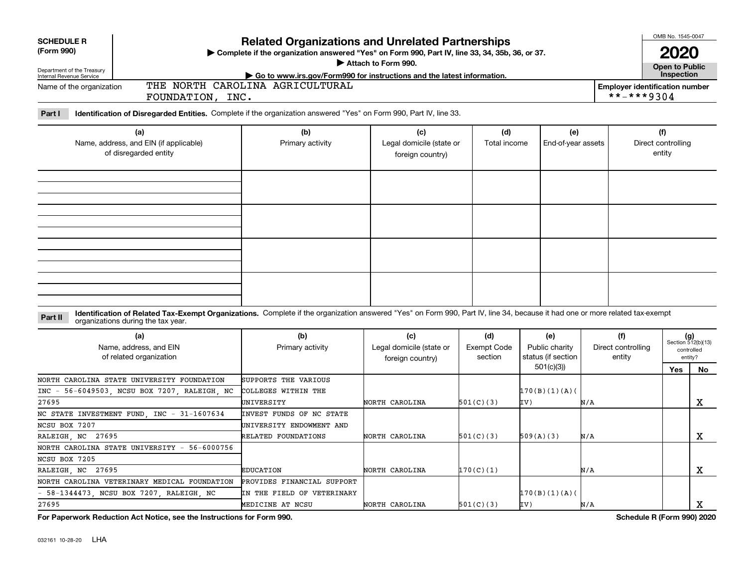**SCHEDULE R (Form 990)**

Department of the Treasury
Internal Revenue Service

# Related Organizations and Unrelated Partnerships

▶ Complete if the organization answered "Yes" on Form 990, Part IV, line 33, 34, 35b, 36, or 37.
▶ Attach to Form 990.
▶ Go to www.irs.gov/Form990 for instructions and the latest information.

OMB No. 1545-0047

**2020**

**Open to Public Inspection**

Name of the organization: THE NORTH CAROLINA AGRICULTURAL FOUNDATION, INC.

**Employer identification number** **-***9304

**Part I** **Identification of Disregarded Entities.** Complete if the organization answered "Yes" on Form 990, Part IV, line 33.

| (a) Name, address, and EIN (if applicable) of disregarded entity | (b) Primary activity | (c) Legal domicile (state or foreign country) | (d) Total income | (e) End-of-year assets | (f) Direct controlling entity |
|---|---|---|---|---|---|
| | | | | | |
| | | | | | |
| | | | | | |
| | | | | | |

**Part II** **Identification of Related Tax-Exempt Organizations.** Complete if the organization answered "Yes" on Form 990, Part IV, line 34, because it had one or more related tax-exempt organizations during the tax year.

| (a) Name, address, and EIN of related organization | (b) Primary activity | (c) Legal domicile (state or foreign country) | (d) Exempt Code section | (e) Public charity status (if section 501(c)(3)) | (f) Direct controlling entity | (g) Section 512(b)(13) controlled entity? Yes | No |
|---|---|---|---|---|---|---|---|
| NORTH CAROLINA STATE UNIVERSITY FOUNDATION INC - 56-6049503, NCSU BOX 7207, RALEIGH, NC 27695 | SUPPORTS THE VARIOUS COLLEGES WITHIN THE UNIVERSITY | NORTH CAROLINA | 501(C)(3) | 170(B)(1)(A)(IV) | N/A | | X |
| NC STATE INVESTMENT FUND, INC - 31-1607634 NCSU BOX 7207 RALEIGH, NC 27695 | INVEST FUNDS OF NC STATE UNIVERSITY ENDOWMENT AND RELATED FOUNDATIONS | NORTH CAROLINA | 501(C)(3) | 509(A)(3) | N/A | | X |
| NORTH CAROLINA STATE UNIVERSITY - 56-6000756 NCSU BOX 7205 RALEIGH, NC 27695 | EDUCATION | NORTH CAROLINA | 170(C)(1) | | N/A | | X |
| NORTH CAROLINA VETERINARY MEDICAL FOUNDATION - 58-1344473, NCSU BOX 7207, RALEIGH, NC 27695 | PROVIDES FINANCIAL SUPPORT IN THE FIELD OF VETERINARY MEDICINE AT NCSU | NORTH CAROLINA | 501(C)(3) | 170(B)(1)(A)(IV) | N/A | | X |

**For Paperwork Reduction Act Notice, see the Instructions for Form 990.** **Schedule R (Form 990) 2020**

032161 10-28-20 LHA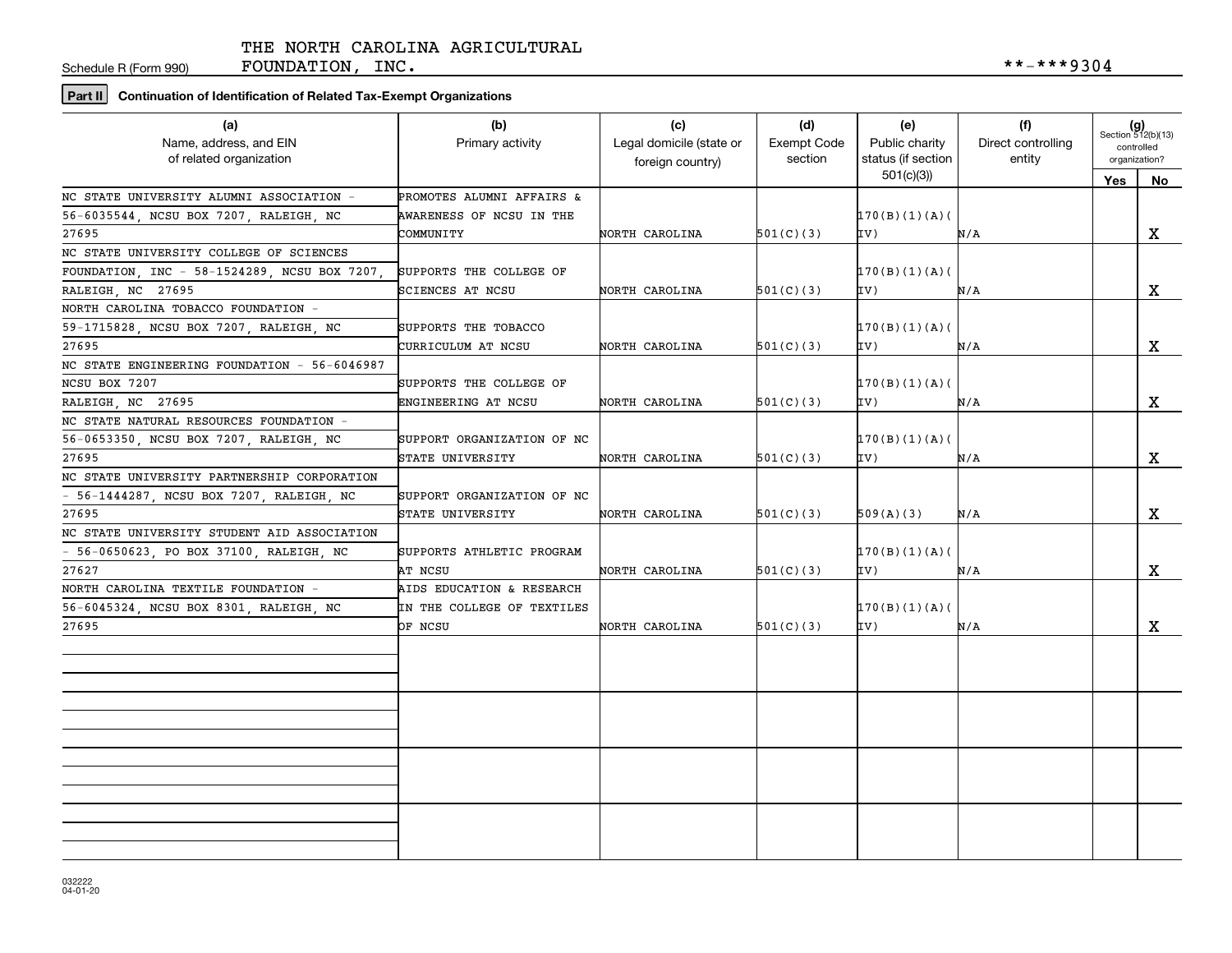Schedule R (Form 990)

THE NORTH CAROLINA AGRICULTURAL FOUNDATION, INC.

**-***9304

**Part II** **Continuation of Identification of Related Tax-Exempt Organizations**

| (a) Name, address, and EIN of related organization | (b) Primary activity | (c) Legal domicile (state or foreign country) | (d) Exempt Code section | (e) Public charity status (if section 501(c)(3)) | (f) Direct controlling entity | (g) Section 512(b)(13) controlled organization? Yes | No |
|---|---|---|---|---|---|---|---|
| NC STATE UNIVERSITY ALUMNI ASSOCIATION - 56-6035544, NCSU BOX 7207, RALEIGH, NC 27695 | PROMOTES ALUMNI AFFAIRS & AWARENESS OF NCSU IN THE COMMUNITY | NORTH CAROLINA | 501(C)(3) | 170(B)(1)(A)(IV) | N/A | | X |
| NC STATE UNIVERSITY COLLEGE OF SCIENCES FOUNDATION, INC - 58-1524289, NCSU BOX 7207, RALEIGH, NC 27695 | SUPPORTS THE COLLEGE OF SCIENCES AT NCSU | NORTH CAROLINA | 501(C)(3) | 170(B)(1)(A)(IV) | N/A | | X |
| NORTH CAROLINA TOBACCO FOUNDATION - 59-1715828, NCSU BOX 7207, RALEIGH, NC 27695 | SUPPORTS THE TOBACCO CURRICULUM AT NCSU | NORTH CAROLINA | 501(C)(3) | 170(B)(1)(A)(IV) | N/A | | X |
| NC STATE ENGINEERING FOUNDATION - 56-6046987 NCSU BOX 7207 RALEIGH, NC 27695 | SUPPORTS THE COLLEGE OF ENGINEERING AT NCSU | NORTH CAROLINA | 501(C)(3) | 170(B)(1)(A)(IV) | N/A | | X |
| NC STATE NATURAL RESOURCES FOUNDATION - 56-0653350, NCSU BOX 7207, RALEIGH, NC 27695 | SUPPORT ORGANIZATION OF NC STATE UNIVERSITY | NORTH CAROLINA | 501(C)(3) | 170(B)(1)(A)(IV) | N/A | | X |
| NC STATE UNIVERSITY PARTNERSHIP CORPORATION - 56-1444287, NCSU BOX 7207, RALEIGH, NC 27695 | SUPPORT ORGANIZATION OF NC STATE UNIVERSITY | NORTH CAROLINA | 501(C)(3) | 509(A)(3) | N/A | | X |
| NC STATE UNIVERSITY STUDENT AID ASSOCIATION - 56-0650623, PO BOX 37100, RALEIGH, NC 27627 | SUPPORTS ATHLETIC PROGRAM AT NCSU | NORTH CAROLINA | 501(C)(3) | 170(B)(1)(A)(IV) | N/A | | X |
| NORTH CAROLINA TEXTILE FOUNDATION - 56-6045324, NCSU BOX 8301, RALEIGH, NC 27695 | AIDS EDUCATION & RESEARCH IN THE COLLEGE OF TEXTILES OF NCSU | NORTH CAROLINA | 501(C)(3) | 170(B)(1)(A)(IV) | N/A | | X |
| | | | | | | | |
| | | | | | | | |
| | | | | | | | |
| | | | | | | | |

032222 04-01-20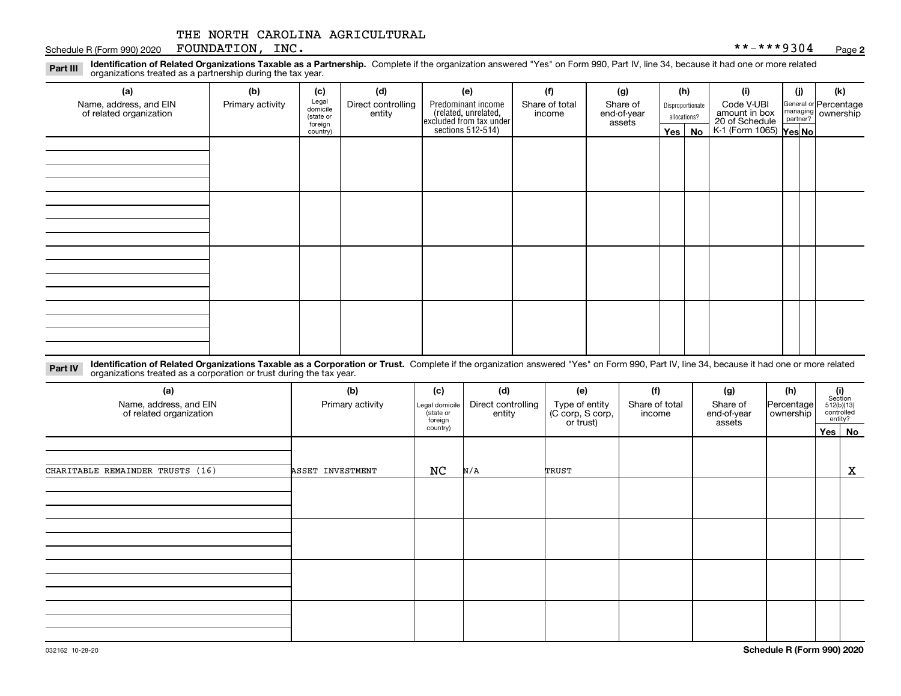THE NORTH CAROLINA AGRICULTURAL FOUNDATION, INC.

Schedule R (Form 990) 2020 **-***9304 Page **2**

**Part III** **Identification of Related Organizations Taxable as a Partnership.** Complete if the organization answered "Yes" on Form 990, Part IV, line 34, because it had one or more related organizations treated as a partnership during the tax year.

| (a) Name, address, and EIN of related organization | (b) Primary activity | (c) Legal domicile (state or foreign country) | (d) Direct controlling entity | (e) Predominant income (related, unrelated, excluded from tax under sections 512-514) | (f) Share of total income | (g) Share of end-of-year assets | (h) Disproportionate allocations? Yes | No | (i) Code V-UBI amount in box 20 of Schedule K-1 (Form 1065) | (j) General or managing partner? Yes | No | (k) Percentage ownership |
|---|---|---|---|---|---|---|---|---|---|---|---|---|
| | | | | | | | | | | | | |
| | | | | | | | | | | | | |
| | | | | | | | | | | | | |
| | | | | | | | | | | | | |

**Part IV** **Identification of Related Organizations Taxable as a Corporation or Trust.** Complete if the organization answered "Yes" on Form 990, Part IV, line 34, because it had one or more related organizations treated as a corporation or trust during the tax year.

| (a) Name, address, and EIN of related organization | (b) Primary activity | (c) Legal domicile (state or foreign country) | (d) Direct controlling entity | (e) Type of entity (C corp, S corp, or trust) | (f) Share of total income | (g) Share of end-of-year assets | (h) Percentage ownership | (i) Section 512(b)(13) controlled entity? Yes | No |
|---|---|---|---|---|---|---|---|---|---|
| CHARITABLE REMAINDER TRUSTS (16) | ASSET INVESTMENT | NC | N/A | TRUST | | | | | X |
| | | | | | | | | | |
| | | | | | | | | | |
| | | | | | | | | | |
| | | | | | | | | | |

032162 10-28-20 **Schedule R (Form 990) 2020**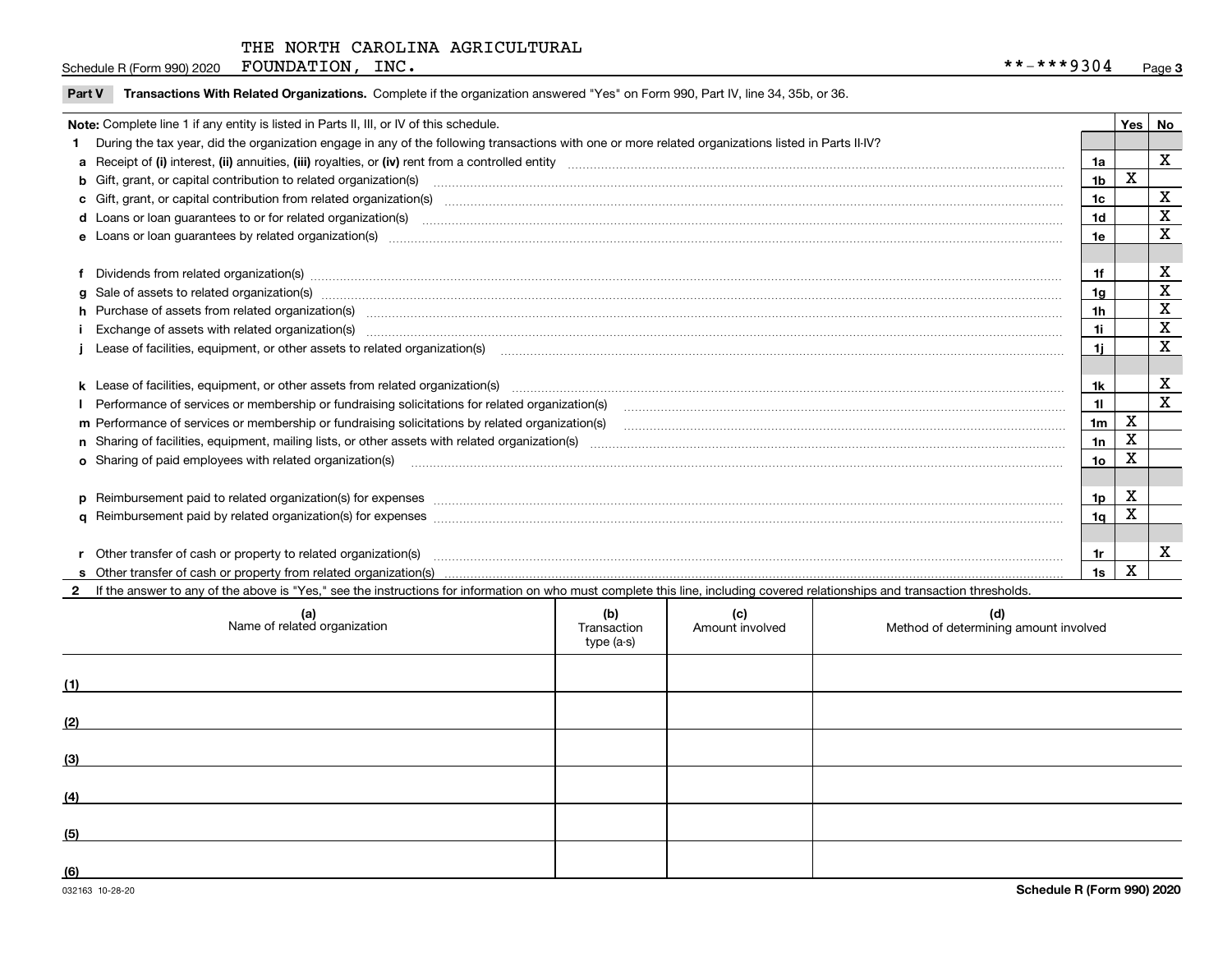THE NORTH CAROLINA AGRICULTURAL FOUNDATION, INC. **-***9304

## Part V Transactions With Related Organizations. Complete if the organization answered "Yes" on Form 990, Part IV, line 34, 35b, or 36.

| Note: Complete line 1 if any entity is listed in Parts II, III, or IV of this schedule. | | Yes | No |
|---|---|---|---|
| **1** During the tax year, did the organization engage in any of the following transactions with one or more related organizations listed in Parts II-IV? | | | |
| **a** Receipt of (i) interest, (ii) annuities, (iii) royalties, or (iv) rent from a controlled entity | 1a | | X |
| **b** Gift, grant, or capital contribution to related organization(s) | 1b | X | |
| **c** Gift, grant, or capital contribution from related organization(s) | 1c | | X |
| **d** Loans or loan guarantees to or for related organization(s) | 1d | | X |
| **e** Loans or loan guarantees by related organization(s) | 1e | | X |
| **f** Dividends from related organization(s) | 1f | | X |
| **g** Sale of assets to related organization(s) | 1g | | X |
| **h** Purchase of assets from related organization(s) | 1h | | X |
| **i** Exchange of assets with related organization(s) | 1i | | X |
| **j** Lease of facilities, equipment, or other assets to related organization(s) | 1j | | X |
| **k** Lease of facilities, equipment, or other assets from related organization(s) | 1k | | X |
| **l** Performance of services or membership or fundraising solicitations for related organization(s) | 1l | | X |
| **m** Performance of services or membership or fundraising solicitations by related organization(s) | 1m | X | |
| **n** Sharing of facilities, equipment, mailing lists, or other assets with related organization(s) | 1n | X | |
| **o** Sharing of paid employees with related organization(s) | 1o | X | |
| **p** Reimbursement paid to related organization(s) for expenses | 1p | X | |
| **q** Reimbursement paid by related organization(s) for expenses | 1q | X | |
| **r** Other transfer of cash or property to related organization(s) | 1r | | X |
| **s** Other transfer of cash or property from related organization(s) | 1s | X | |

**2** If the answer to any of the above is "Yes," see the instructions for information on who must complete this line, including covered relationships and transaction thresholds.

| | (a) Name of related organization | (b) Transaction type (a-s) | (c) Amount involved | (d) Method of determining amount involved |
|---|---|---|---|---|
| (1) | | | | |
| (2) | | | | |
| (3) | | | | |
| (4) | | | | |
| (5) | | | | |
| (6) | | | | |

032163 10-28-20 **Schedule R (Form 990) 2020**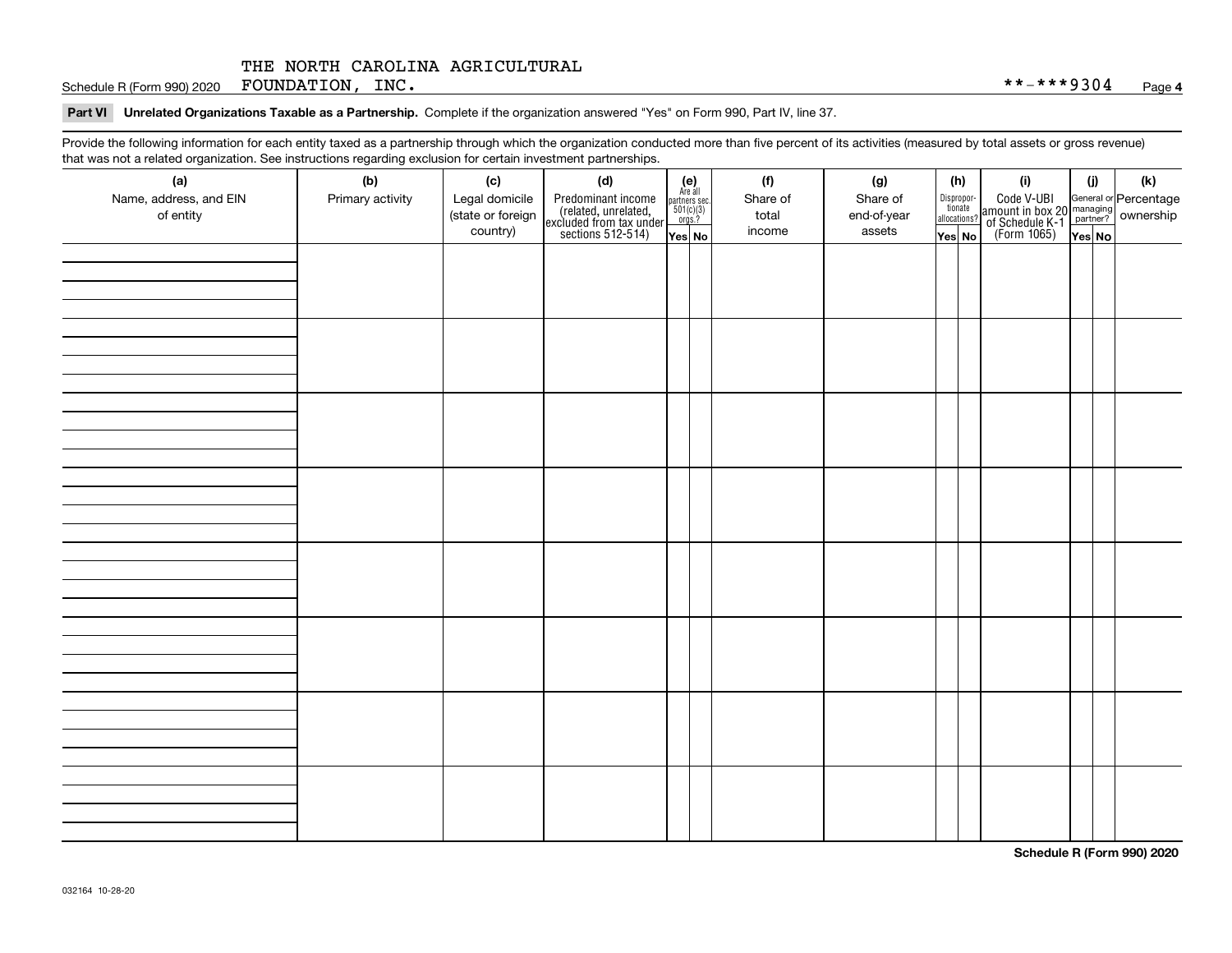THE NORTH CAROLINA AGRICULTURAL FOUNDATION, INC. **-***9304

**Part VI Unrelated Organizations Taxable as a Partnership.** Complete if the organization answered "Yes" on Form 990, Part IV, line 37.

Provide the following information for each entity taxed as a partnership through which the organization conducted more than five percent of its activities (measured by total assets or gross revenue) that was not a related organization. See instructions regarding exclusion for certain investment partnerships.

| (a) Name, address, and EIN of entity | (b) Primary activity | (c) Legal domicile (state or foreign country) | (d) Predominant income (related, unrelated, excluded from tax under sections 512-514) | (e) Are all partners sec. 501(c)(3) orgs.? | | (f) Share of total income | (g) Share of end-of-year assets | (h) Disproportionate allocations? | | (i) Code V-UBI amount in box 20 of Schedule K-1 (Form 1065) | (j) General or managing partner? | | (k) Percentage ownership |
|---|---|---|---|---|---|---|---|---|---|---|---|---|---|
| | | | | Yes | No | | | Yes | No | | Yes | No | |
| | | | | | | | | | | | | | |
| | | | | | | | | | | | | | |
| | | | | | | | | | | | | | |
| | | | | | | | | | | | | | |
| | | | | | | | | | | | | | |
| | | | | | | | | | | | | | |
| | | | | | | | | | | | | | |
| | | | | | | | | | | | | | |

**Schedule R (Form 990) 2020**

032164 10-28-20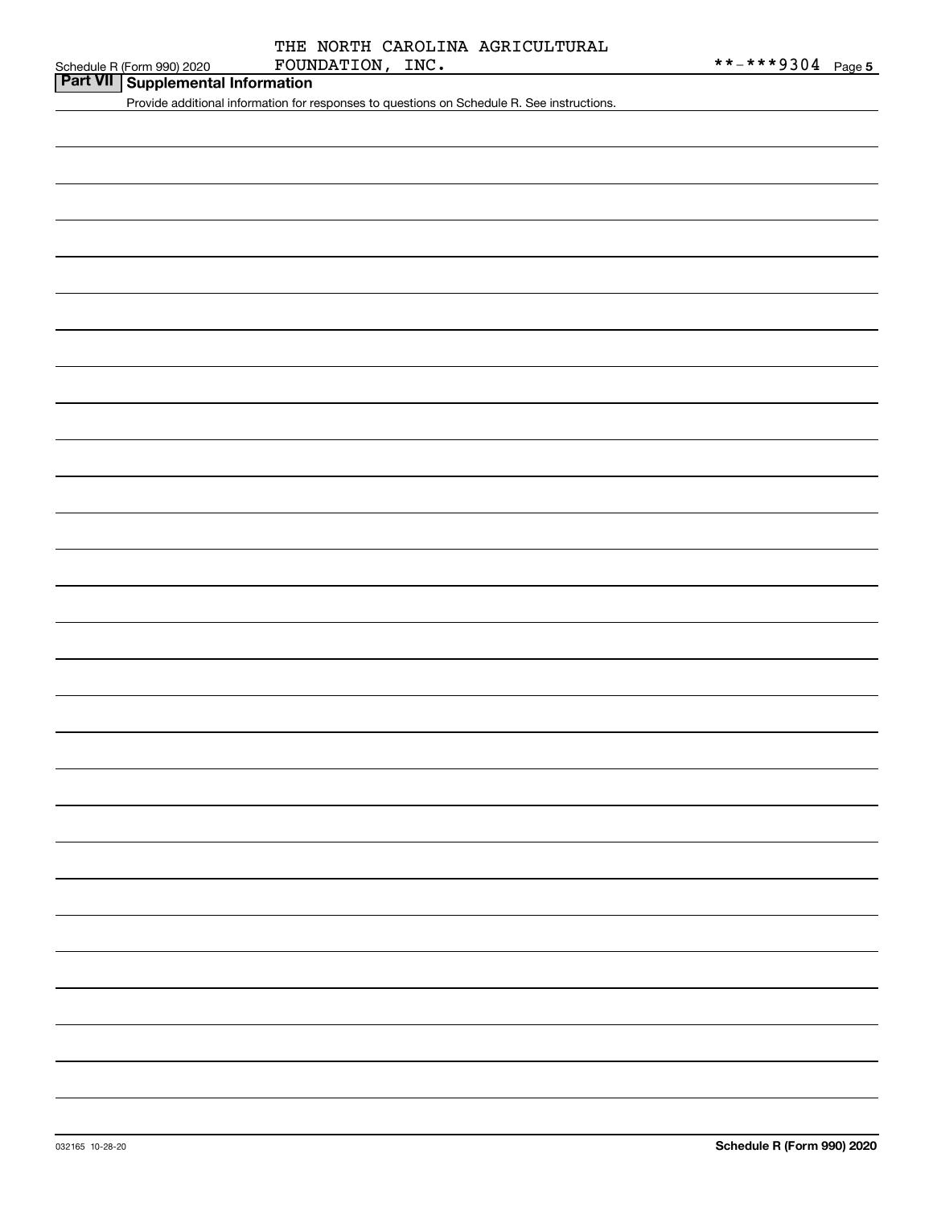Schedule R (Form 990) 2020 THE NORTH CAROLINA AGRICULTURAL FOUNDATION, INC. **-***9304 Page 5

## Part VII Supplemental Information

Provide additional information for responses to questions on Schedule R. See instructions.

032165 10-28-20 **Schedule R (Form 990) 2020**